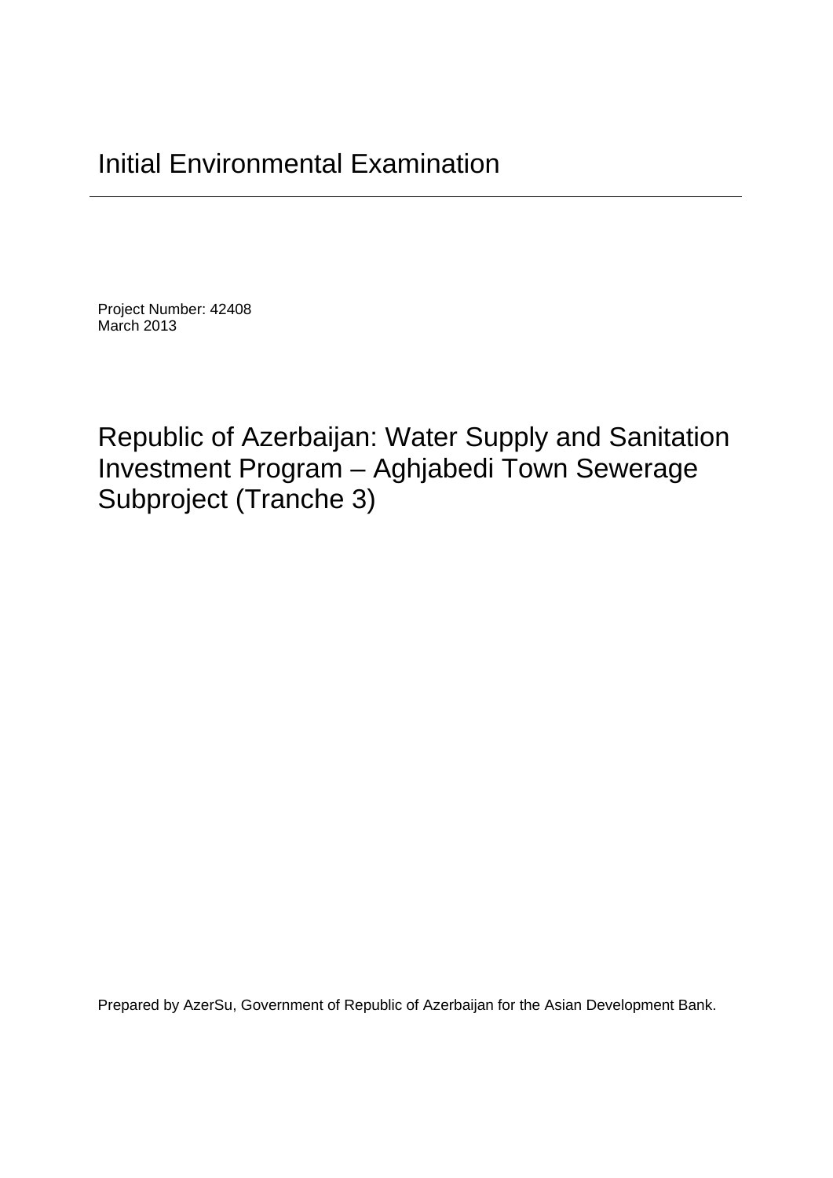# Initial Environmental Examination

---

Project Number: 42408
March 2013

## Republic of Azerbaijan: Water Supply and Sanitation Investment Program – Aghjabedi Town Sewerage Subproject (Tranche 3)

Prepared by AzerSu, Government of Republic of Azerbaijan for the Asian Development Bank.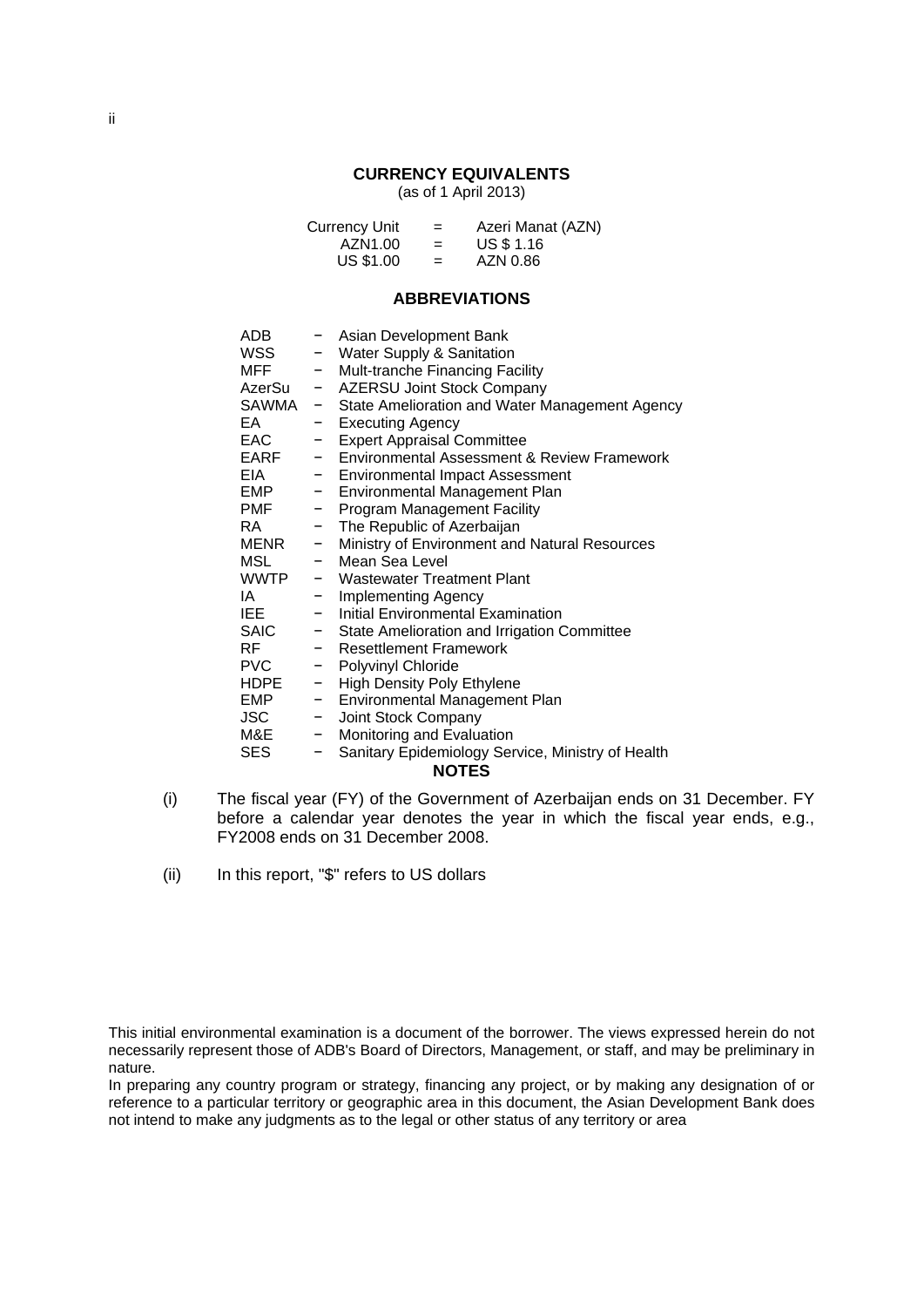## CURRENCY EQUIVALENTS

(as of 1 April 2013)

| Currency Unit | = | Azeri Manat (AZN) |
|---|---|---|
| AZN1.00 | = | US $ 1.16 |
| US $1.00 | = | AZN 0.86 |

## ABBREVIATIONS

| | | |
|---|---|---|
| ADB | − | Asian Development Bank |
| WSS | − | Water Supply & Sanitation |
| MFF | − | Mult-tranche Financing Facility |
| AzerSu | − | AZERSU Joint Stock Company |
| SAWMA | − | State Amelioration and Water Management Agency |
| EA | − | Executing Agency |
| EAC | − | Expert Appraisal Committee |
| EARF | − | Environmental Assessment & Review Framework |
| EIA | − | Environmental Impact Assessment |
| EMP | − | Environmental Management Plan |
| PMF | − | Program Management Facility |
| RA | − | The Republic of Azerbaijan |
| MENR | − | Ministry of Environment and Natural Resources |
| MSL | − | Mean Sea Level |
| WWTP | − | Wastewater Treatment Plant |
| IA | − | Implementing Agency |
| IEE | − | Initial Environmental Examination |
| SAIC | − | State Amelioration and Irrigation Committee |
| RF | − | Resettlement Framework |
| PVC | − | Polyvinyl Chloride |
| HDPE | − | High Density Poly Ethylene |
| EMP | − | Environmental Management Plan |
| JSC | − | Joint Stock Company |
| M&E | − | Monitoring and Evaluation |
| SES | − | Sanitary Epidemiology Service, Ministry of Health |

## NOTES

(i) The fiscal year (FY) of the Government of Azerbaijan ends on 31 December. FY before a calendar year denotes the year in which the fiscal year ends, e.g., FY2008 ends on 31 December 2008.

(ii) In this report, "$" refers to US dollars

This initial environmental examination is a document of the borrower. The views expressed herein do not necessarily represent those of ADB's Board of Directors, Management, or staff, and may be preliminary in nature.

In preparing any country program or strategy, financing any project, or by making any designation of or reference to a particular territory or geographic area in this document, the Asian Development Bank does not intend to make any judgments as to the legal or other status of any territory or area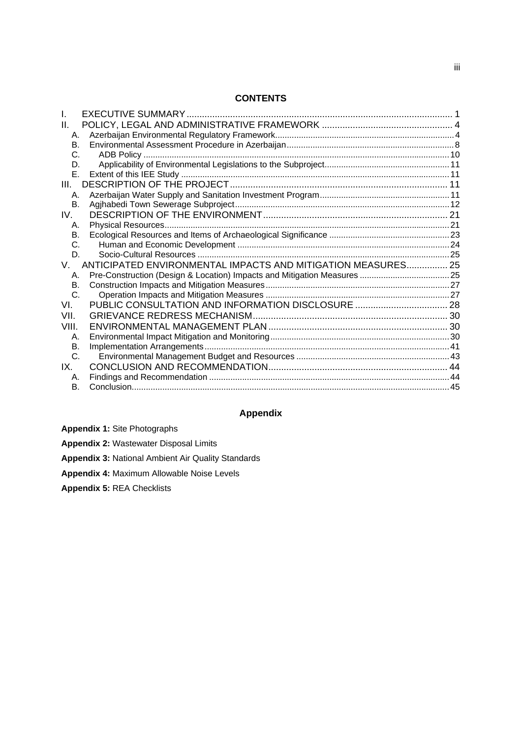**CONTENTS**

I. EXECUTIVE SUMMARY .......... 1
II. POLICY, LEGAL AND ADMINISTRATIVE FRAMEWORK .......... 4
- A. Azerbaijan Environmental Regulatory Framework .......... 4
- B. Environmental Assessment Procedure in Azerbaijan .......... 8
- C. ADB Policy .......... 10
- D. Applicability of Environmental Legislations to the Subproject .......... 11
- E. Extent of this IEE Study .......... 11

III. DESCRIPTION OF THE PROJECT .......... 11
- A. Azerbaijan Water Supply and Sanitation Investment Program .......... 11
- B. Agjhabedi Town Sewerage Subproject .......... 12

IV. DESCRIPTION OF THE ENVIRONMENT .......... 21
- A. Physical Resources .......... 21
- B. Ecological Resources and Items of Archaeological Significance .......... 23
- C. Human and Economic Development .......... 24
- D. Socio-Cultural Resources .......... 25

V. ANTICIPATED ENVIRONMENTAL IMPACTS AND MITIGATION MEASURES .......... 25
- A. Pre-Construction (Design & Location) Impacts and Mitigation Measures .......... 25
- B. Construction Impacts and Mitigation Measures .......... 27
- C. Operation Impacts and Mitigation Measures .......... 27

VI. PUBLIC CONSULTATION AND INFORMATION DISCLOSURE .......... 28
VII. GRIEVANCE REDRESS MECHANISM .......... 30
VIII. ENVIRONMENTAL MANAGEMENT PLAN .......... 30
- A. Environmental Impact Mitigation and Monitoring .......... 30
- B. Implementation Arrangements .......... 41
- C. Environmental Management Budget and Resources .......... 43

IX. CONCLUSION AND RECOMMENDATION .......... 44
- A. Findings and Recommendation .......... 44
- B. Conclusion .......... 45

**Appendix**

**Appendix 1:** Site Photographs

**Appendix 2:** Wastewater Disposal Limits

**Appendix 3:** National Ambient Air Quality Standards

**Appendix 4:** Maximum Allowable Noise Levels

**Appendix 5:** REA Checklists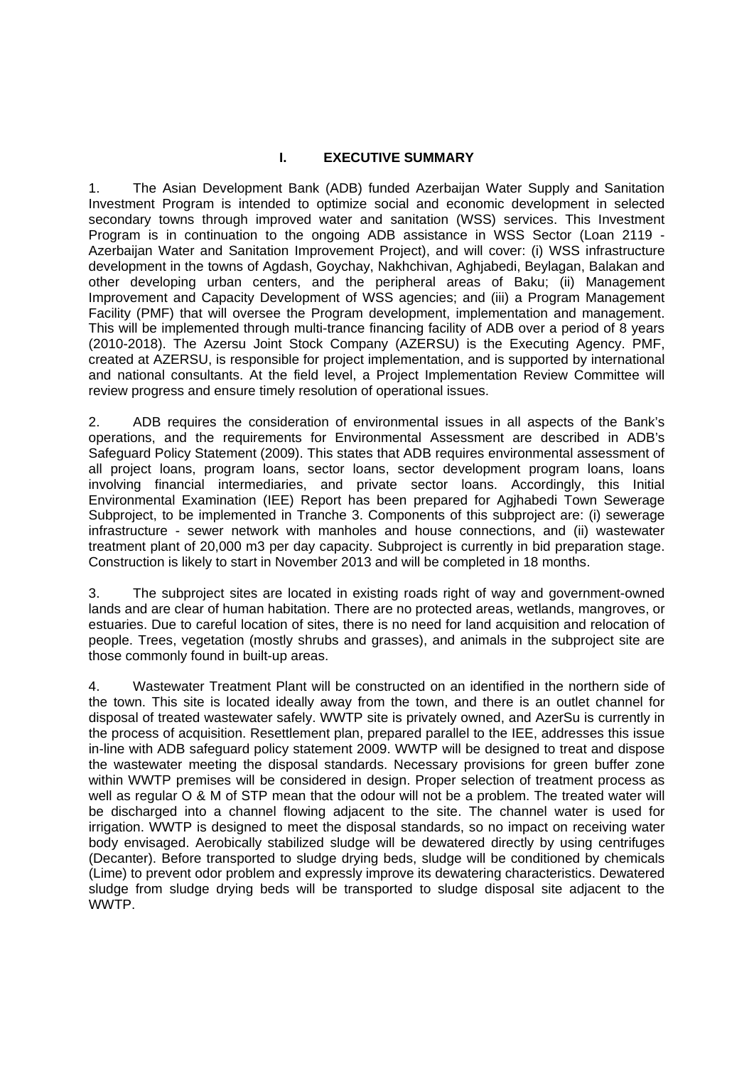# I. EXECUTIVE SUMMARY

1. The Asian Development Bank (ADB) funded Azerbaijan Water Supply and Sanitation Investment Program is intended to optimize social and economic development in selected secondary towns through improved water and sanitation (WSS) services. This Investment Program is in continuation to the ongoing ADB assistance in WSS Sector (Loan 2119 - Azerbaijan Water and Sanitation Improvement Project), and will cover: (i) WSS infrastructure development in the towns of Agdash, Goychay, Nakhchivan, Aghjabedi, Beylagan, Balakan and other developing urban centers, and the peripheral areas of Baku; (ii) Management Improvement and Capacity Development of WSS agencies; and (iii) a Program Management Facility (PMF) that will oversee the Program development, implementation and management. This will be implemented through multi-trance financing facility of ADB over a period of 8 years (2010-2018). The Azersu Joint Stock Company (AZERSU) is the Executing Agency. PMF, created at AZERSU, is responsible for project implementation, and is supported by international and national consultants. At the field level, a Project Implementation Review Committee will review progress and ensure timely resolution of operational issues.

2. ADB requires the consideration of environmental issues in all aspects of the Bank's operations, and the requirements for Environmental Assessment are described in ADB's Safeguard Policy Statement (2009). This states that ADB requires environmental assessment of all project loans, program loans, sector loans, sector development program loans, loans involving financial intermediaries, and private sector loans. Accordingly, this Initial Environmental Examination (IEE) Report has been prepared for Agjhabedi Town Sewerage Subproject, to be implemented in Tranche 3. Components of this subproject are: (i) sewerage infrastructure - sewer network with manholes and house connections, and (ii) wastewater treatment plant of 20,000 m3 per day capacity. Subproject is currently in bid preparation stage. Construction is likely to start in November 2013 and will be completed in 18 months.

3. The subproject sites are located in existing roads right of way and government-owned lands and are clear of human habitation. There are no protected areas, wetlands, mangroves, or estuaries. Due to careful location of sites, there is no need for land acquisition and relocation of people. Trees, vegetation (mostly shrubs and grasses), and animals in the subproject site are those commonly found in built-up areas.

4. Wastewater Treatment Plant will be constructed on an identified in the northern side of the town. This site is located ideally away from the town, and there is an outlet channel for disposal of treated wastewater safely. WWTP site is privately owned, and AzerSu is currently in the process of acquisition. Resettlement plan, prepared parallel to the IEE, addresses this issue in-line with ADB safeguard policy statement 2009. WWTP will be designed to treat and dispose the wastewater meeting the disposal standards. Necessary provisions for green buffer zone within WWTP premises will be considered in design. Proper selection of treatment process as well as regular O & M of STP mean that the odour will not be a problem. The treated water will be discharged into a channel flowing adjacent to the site. The channel water is used for irrigation. WWTP is designed to meet the disposal standards, so no impact on receiving water body envisaged. Aerobically stabilized sludge will be dewatered directly by using centrifuges (Decanter). Before transported to sludge drying beds, sludge will be conditioned by chemicals (Lime) to prevent odor problem and expressly improve its dewatering characteristics. Dewatered sludge from sludge drying beds will be transported to sludge disposal site adjacent to the WWTP.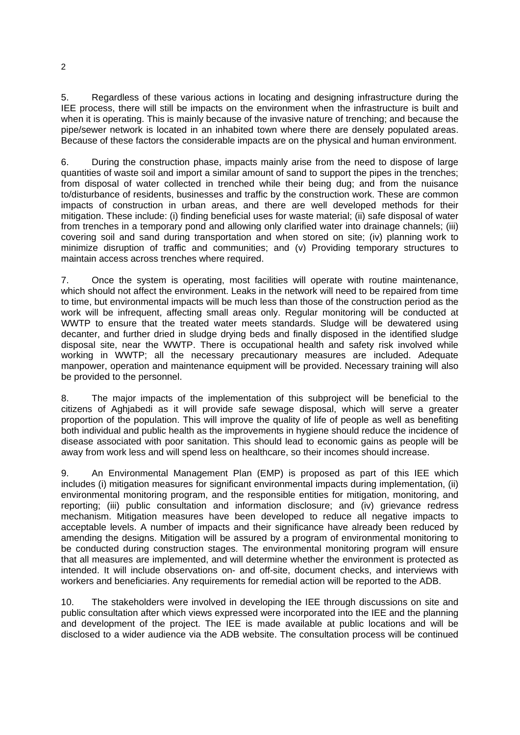5. Regardless of these various actions in locating and designing infrastructure during the IEE process, there will still be impacts on the environment when the infrastructure is built and when it is operating. This is mainly because of the invasive nature of trenching; and because the pipe/sewer network is located in an inhabited town where there are densely populated areas. Because of these factors the considerable impacts are on the physical and human environment.

6. During the construction phase, impacts mainly arise from the need to dispose of large quantities of waste soil and import a similar amount of sand to support the pipes in the trenches; from disposal of water collected in trenched while their being dug; and from the nuisance to/disturbance of residents, businesses and traffic by the construction work. These are common impacts of construction in urban areas, and there are well developed methods for their mitigation. These include: (i) finding beneficial uses for waste material; (ii) safe disposal of water from trenches in a temporary pond and allowing only clarified water into drainage channels; (iii) covering soil and sand during transportation and when stored on site; (iv) planning work to minimize disruption of traffic and communities; and (v) Providing temporary structures to maintain access across trenches where required.

7. Once the system is operating, most facilities will operate with routine maintenance, which should not affect the environment. Leaks in the network will need to be repaired from time to time, but environmental impacts will be much less than those of the construction period as the work will be infrequent, affecting small areas only. Regular monitoring will be conducted at WWTP to ensure that the treated water meets standards. Sludge will be dewatered using decanter, and further dried in sludge drying beds and finally disposed in the identified sludge disposal site, near the WWTP. There is occupational health and safety risk involved while working in WWTP; all the necessary precautionary measures are included. Adequate manpower, operation and maintenance equipment will be provided. Necessary training will also be provided to the personnel.

8. The major impacts of the implementation of this subproject will be beneficial to the citizens of Aghjabedi as it will provide safe sewage disposal, which will serve a greater proportion of the population. This will improve the quality of life of people as well as benefiting both individual and public health as the improvements in hygiene should reduce the incidence of disease associated with poor sanitation. This should lead to economic gains as people will be away from work less and will spend less on healthcare, so their incomes should increase.

9. An Environmental Management Plan (EMP) is proposed as part of this IEE which includes (i) mitigation measures for significant environmental impacts during implementation, (ii) environmental monitoring program, and the responsible entities for mitigation, monitoring, and reporting; (iii) public consultation and information disclosure; and (iv) grievance redress mechanism. Mitigation measures have been developed to reduce all negative impacts to acceptable levels. A number of impacts and their significance have already been reduced by amending the designs. Mitigation will be assured by a program of environmental monitoring to be conducted during construction stages. The environmental monitoring program will ensure that all measures are implemented, and will determine whether the environment is protected as intended. It will include observations on- and off-site, document checks, and interviews with workers and beneficiaries. Any requirements for remedial action will be reported to the ADB.

10. The stakeholders were involved in developing the IEE through discussions on site and public consultation after which views expressed were incorporated into the IEE and the planning and development of the project. The IEE is made available at public locations and will be disclosed to a wider audience via the ADB website. The consultation process will be continued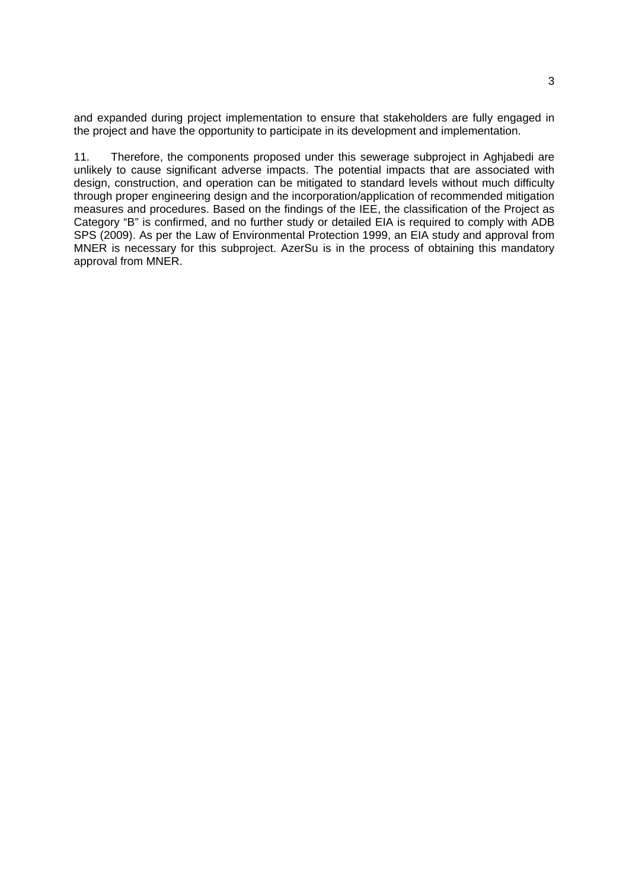and expanded during project implementation to ensure that stakeholders are fully engaged in the project and have the opportunity to participate in its development and implementation.

11. Therefore, the components proposed under this sewerage subproject in Aghjabedi are unlikely to cause significant adverse impacts. The potential impacts that are associated with design, construction, and operation can be mitigated to standard levels without much difficulty through proper engineering design and the incorporation/application of recommended mitigation measures and procedures. Based on the findings of the IEE, the classification of the Project as Category "B" is confirmed, and no further study or detailed EIA is required to comply with ADB SPS (2009). As per the Law of Environmental Protection 1999, an EIA study and approval from MNER is necessary for this subproject. AzerSu is in the process of obtaining this mandatory approval from MNER.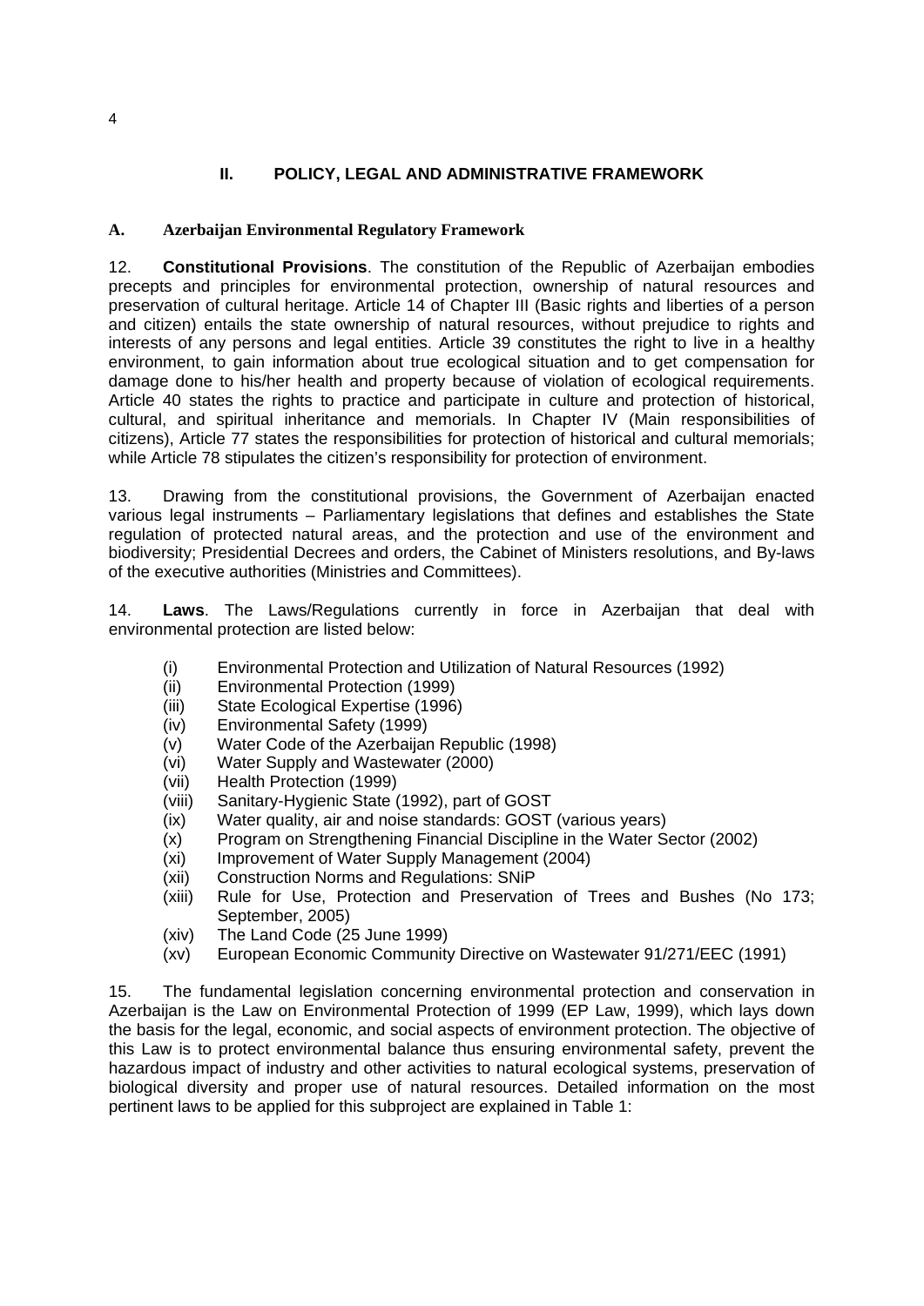## II. POLICY, LEGAL AND ADMINISTRATIVE FRAMEWORK

### A. Azerbaijan Environmental Regulatory Framework

12. **Constitutional Provisions**. The constitution of the Republic of Azerbaijan embodies precepts and principles for environmental protection, ownership of natural resources and preservation of cultural heritage. Article 14 of Chapter III (Basic rights and liberties of a person and citizen) entails the state ownership of natural resources, without prejudice to rights and interests of any persons and legal entities. Article 39 constitutes the right to live in a healthy environment, to gain information about true ecological situation and to get compensation for damage done to his/her health and property because of violation of ecological requirements. Article 40 states the rights to practice and participate in culture and protection of historical, cultural, and spiritual inheritance and memorials. In Chapter IV (Main responsibilities of citizens), Article 77 states the responsibilities for protection of historical and cultural memorials; while Article 78 stipulates the citizen's responsibility for protection of environment.

13. Drawing from the constitutional provisions, the Government of Azerbaijan enacted various legal instruments – Parliamentary legislations that defines and establishes the State regulation of protected natural areas, and the protection and use of the environment and biodiversity; Presidential Decrees and orders, the Cabinet of Ministers resolutions, and By-laws of the executive authorities (Ministries and Committees).

14. **Laws**. The Laws/Regulations currently in force in Azerbaijan that deal with environmental protection are listed below:

(i) Environmental Protection and Utilization of Natural Resources (1992)
(ii) Environmental Protection (1999)
(iii) State Ecological Expertise (1996)
(iv) Environmental Safety (1999)
(v) Water Code of the Azerbaijan Republic (1998)
(vi) Water Supply and Wastewater (2000)
(vii) Health Protection (1999)
(viii) Sanitary-Hygienic State (1992), part of GOST
(ix) Water quality, air and noise standards: GOST (various years)
(x) Program on Strengthening Financial Discipline in the Water Sector (2002)
(xi) Improvement of Water Supply Management (2004)
(xii) Construction Norms and Regulations: SNiP
(xiii) Rule for Use, Protection and Preservation of Trees and Bushes (No 173; September, 2005)
(xiv) The Land Code (25 June 1999)
(xv) European Economic Community Directive on Wastewater 91/271/EEC (1991)

15. The fundamental legislation concerning environmental protection and conservation in Azerbaijan is the Law on Environmental Protection of 1999 (EP Law, 1999), which lays down the basis for the legal, economic, and social aspects of environment protection. The objective of this Law is to protect environmental balance thus ensuring environmental safety, prevent the hazardous impact of industry and other activities to natural ecological systems, preservation of biological diversity and proper use of natural resources. Detailed information on the most pertinent laws to be applied for this subproject are explained in Table 1: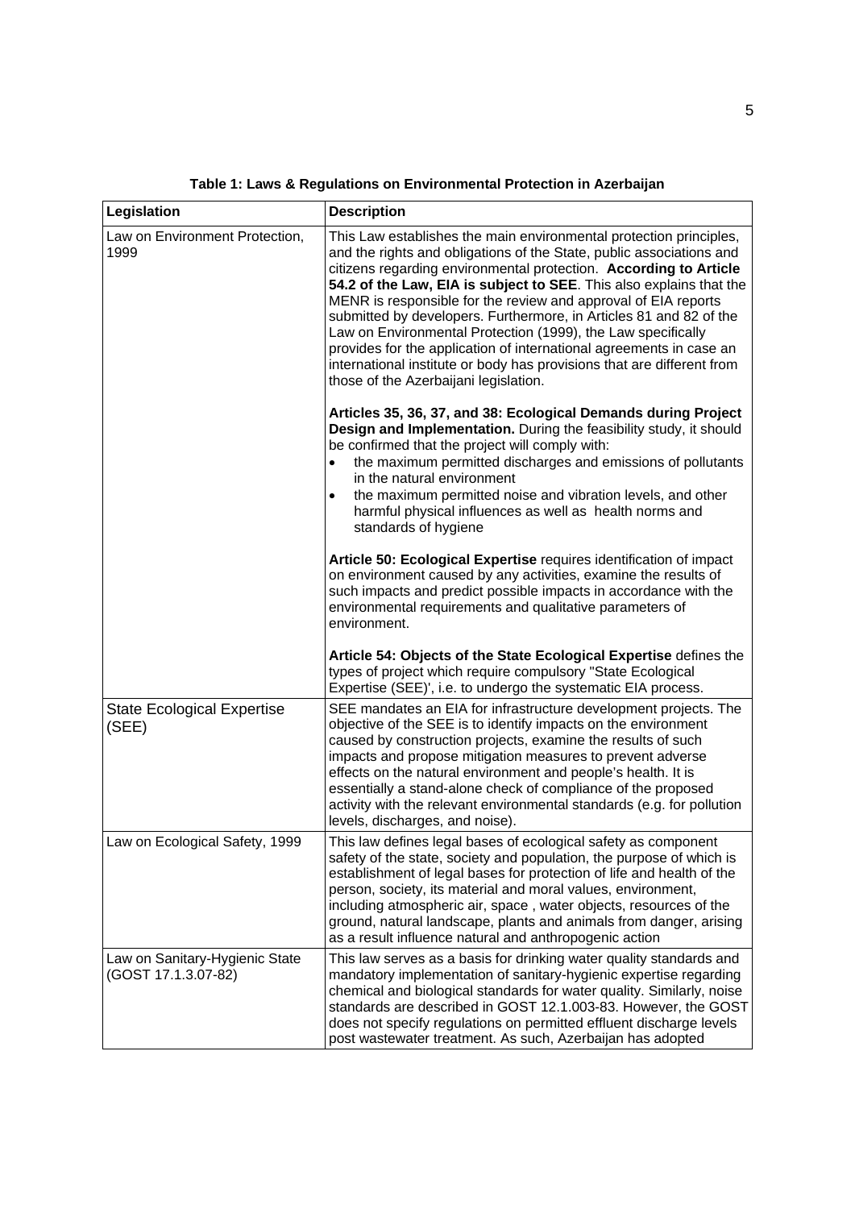**Table 1: Laws & Regulations on Environmental Protection in Azerbaijan**

| Legislation | Description |
|---|---|
| Law on Environment Protection, 1999 | This Law establishes the main environmental protection principles, and the rights and obligations of the State, public associations and citizens regarding environmental protection. **According to Article 54.2 of the Law, EIA is subject to SEE**. This also explains that the MENR is responsible for the review and approval of EIA reports submitted by developers. Furthermore, in Articles 81 and 82 of the Law on Environmental Protection (1999), the Law specifically provides for the application of international agreements in case an international institute or body has provisions that are different from those of the Azerbaijani legislation.<br><br>**Articles 35, 36, 37, and 38: Ecological Demands during Project Design and Implementation.** During the feasibility study, it should be confirmed that the project will comply with:<br>• the maximum permitted discharges and emissions of pollutants in the natural environment<br>• the maximum permitted noise and vibration levels, and other harmful physical influences as well as health norms and standards of hygiene<br><br>**Article 50: Ecological Expertise** requires identification of impact on environment caused by any activities, examine the results of such impacts and predict possible impacts in accordance with the environmental requirements and qualitative parameters of environment.<br><br>**Article 54: Objects of the State Ecological Expertise** defines the types of project which require compulsory "State Ecological Expertise (SEE)', i.e. to undergo the systematic EIA process. |
| State Ecological Expertise (SEE) | SEE mandates an EIA for infrastructure development projects. The objective of the SEE is to identify impacts on the environment caused by construction projects, examine the results of such impacts and propose mitigation measures to prevent adverse effects on the natural environment and people's health. It is essentially a stand-alone check of compliance of the proposed activity with the relevant environmental standards (e.g. for pollution levels, discharges, and noise). |
| Law on Ecological Safety, 1999 | This law defines legal bases of ecological safety as component safety of the state, society and population, the purpose of which is establishment of legal bases for protection of life and health of the person, society, its material and moral values, environment, including atmospheric air, space , water objects, resources of the ground, natural landscape, plants and animals from danger, arising as a result influence natural and anthropogenic action |
| Law on Sanitary-Hygienic State (GOST 17.1.3.07-82) | This law serves as a basis for drinking water quality standards and mandatory implementation of sanitary-hygienic expertise regarding chemical and biological standards for water quality. Similarly, noise standards are described in GOST 12.1.003-83. However, the GOST does not specify regulations on permitted effluent discharge levels post wastewater treatment. As such, Azerbaijan has adopted |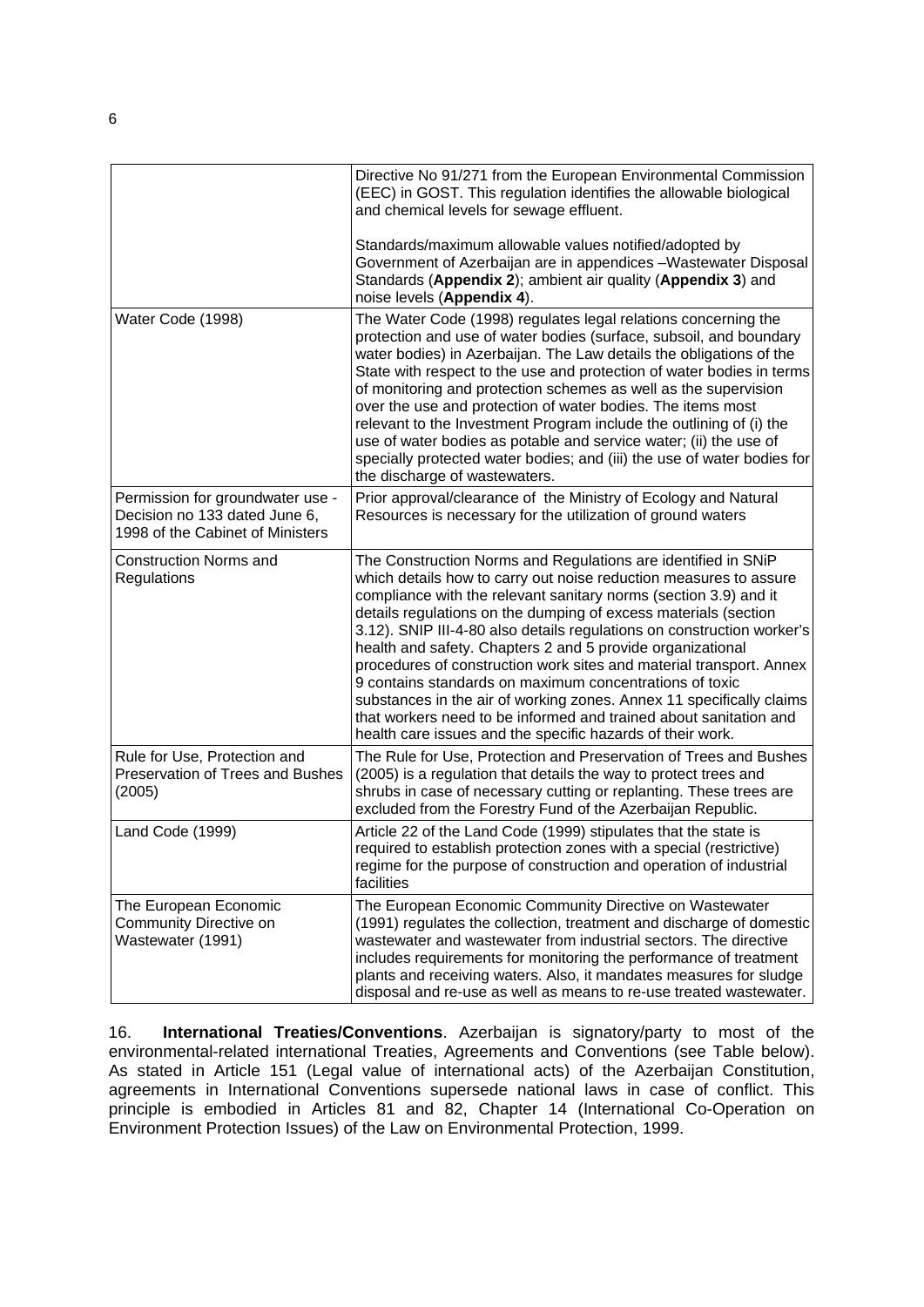| | |
|---|---|
| | Directive No 91/271 from the European Environmental Commission (EEC) in GOST. This regulation identifies the allowable biological and chemical levels for sewage effluent.<br><br>Standards/maximum allowable values notified/adopted by Government of Azerbaijan are in appendices –Wastewater Disposal Standards (**Appendix 2**); ambient air quality (**Appendix 3**) and noise levels (**Appendix 4**). |
| Water Code (1998) | The Water Code (1998) regulates legal relations concerning the protection and use of water bodies (surface, subsoil, and boundary water bodies) in Azerbaijan. The Law details the obligations of the State with respect to the use and protection of water bodies in terms of monitoring and protection schemes as well as the supervision over the use and protection of water bodies. The items most relevant to the Investment Program include the outlining of (i) the use of water bodies as potable and service water; (ii) the use of specially protected water bodies; and (iii) the use of water bodies for the discharge of wastewaters. |
| Permission for groundwater use - Decision no 133 dated June 6, 1998 of the Cabinet of Ministers | Prior approval/clearance of the Ministry of Ecology and Natural Resources is necessary for the utilization of ground waters |
| Construction Norms and Regulations | The Construction Norms and Regulations are identified in SNiP which details how to carry out noise reduction measures to assure compliance with the relevant sanitary norms (section 3.9) and it details regulations on the dumping of excess materials (section 3.12). SNIP III-4-80 also details regulations on construction worker's health and safety. Chapters 2 and 5 provide organizational procedures of construction work sites and material transport. Annex 9 contains standards on maximum concentrations of toxic substances in the air of working zones. Annex 11 specifically claims that workers need to be informed and trained about sanitation and health care issues and the specific hazards of their work. |
| Rule for Use, Protection and Preservation of Trees and Bushes (2005) | The Rule for Use, Protection and Preservation of Trees and Bushes (2005) is a regulation that details the way to protect trees and shrubs in case of necessary cutting or replanting. These trees are excluded from the Forestry Fund of the Azerbaijan Republic. |
| Land Code (1999) | Article 22 of the Land Code (1999) stipulates that the state is required to establish protection zones with a special (restrictive) regime for the purpose of construction and operation of industrial facilities |
| The European Economic Community Directive on Wastewater (1991) | The European Economic Community Directive on Wastewater (1991) regulates the collection, treatment and discharge of domestic wastewater and wastewater from industrial sectors. The directive includes requirements for monitoring the performance of treatment plants and receiving waters. Also, it mandates measures for sludge disposal and re-use as well as means to re-use treated wastewater. |

16. **International Treaties/Conventions**. Azerbaijan is signatory/party to most of the environmental-related international Treaties, Agreements and Conventions (see Table below). As stated in Article 151 (Legal value of international acts) of the Azerbaijan Constitution, agreements in International Conventions supersede national laws in case of conflict. This principle is embodied in Articles 81 and 82, Chapter 14 (International Co-Operation on Environment Protection Issues) of the Law on Environmental Protection, 1999.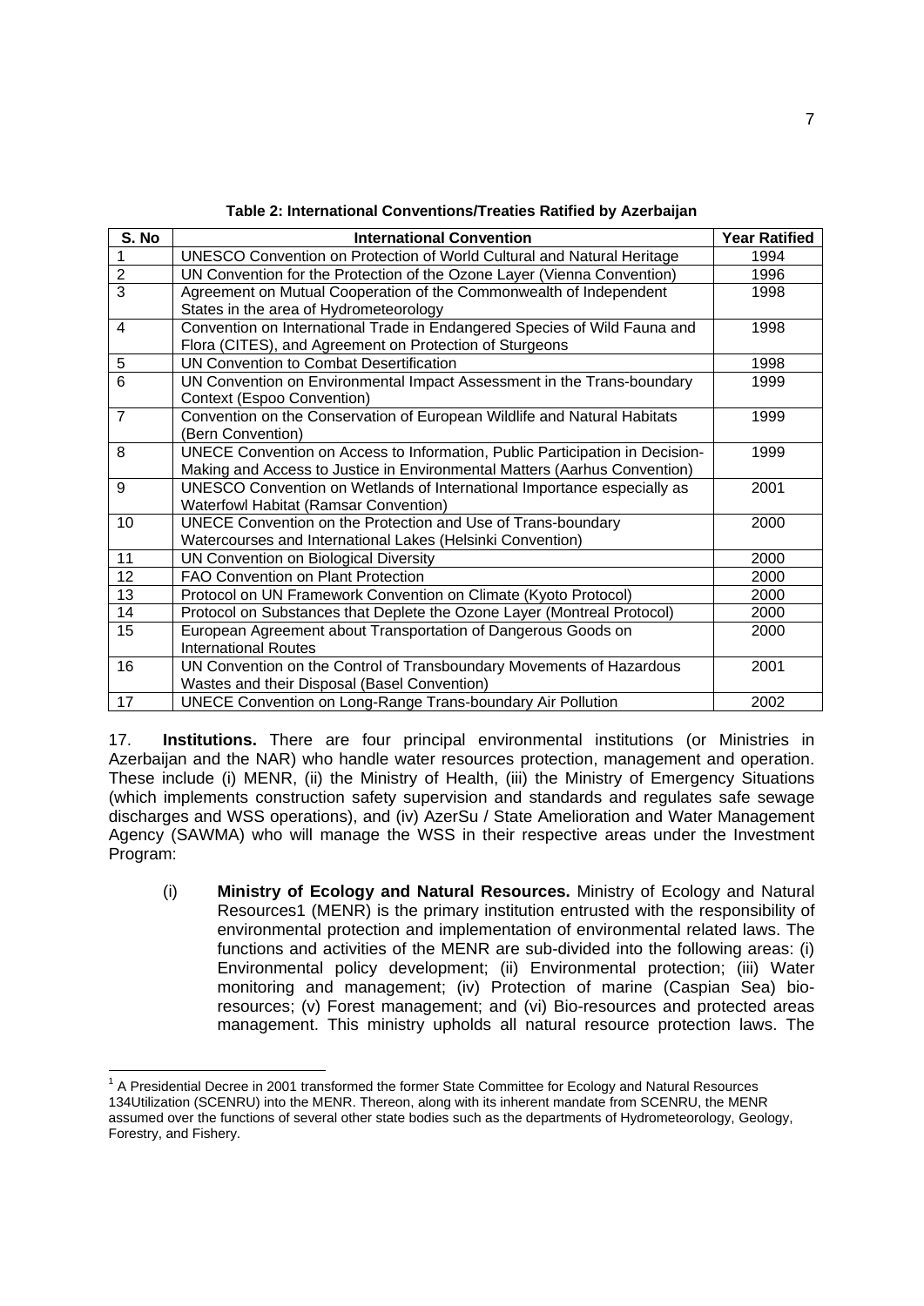**Table 2: International Conventions/Treaties Ratified by Azerbaijan**

| S. No | International Convention | Year Ratified |
|---|---|---|
| 1 | UNESCO Convention on Protection of World Cultural and Natural Heritage | 1994 |
| 2 | UN Convention for the Protection of the Ozone Layer (Vienna Convention) | 1996 |
| 3 | Agreement on Mutual Cooperation of the Commonwealth of Independent States in the area of Hydrometeorology | 1998 |
| 4 | Convention on International Trade in Endangered Species of Wild Fauna and Flora (CITES), and Agreement on Protection of Sturgeons | 1998 |
| 5 | UN Convention to Combat Desertification | 1998 |
| 6 | UN Convention on Environmental Impact Assessment in the Trans-boundary Context (Espoo Convention) | 1999 |
| 7 | Convention on the Conservation of European Wildlife and Natural Habitats (Bern Convention) | 1999 |
| 8 | UNECE Convention on Access to Information, Public Participation in Decision-Making and Access to Justice in Environmental Matters (Aarhus Convention) | 1999 |
| 9 | UNESCO Convention on Wetlands of International Importance especially as Waterfowl Habitat (Ramsar Convention) | 2001 |
| 10 | UNECE Convention on the Protection and Use of Trans-boundary Watercourses and International Lakes (Helsinki Convention) | 2000 |
| 11 | UN Convention on Biological Diversity | 2000 |
| 12 | FAO Convention on Plant Protection | 2000 |
| 13 | Protocol on UN Framework Convention on Climate (Kyoto Protocol) | 2000 |
| 14 | Protocol on Substances that Deplete the Ozone Layer (Montreal Protocol) | 2000 |
| 15 | European Agreement about Transportation of Dangerous Goods on International Routes | 2000 |
| 16 | UN Convention on the Control of Transboundary Movements of Hazardous Wastes and their Disposal (Basel Convention) | 2001 |
| 17 | UNECE Convention on Long-Range Trans-boundary Air Pollution | 2002 |

17. **Institutions.** There are four principal environmental institutions (or Ministries in Azerbaijan and the NAR) who handle water resources protection, management and operation. These include (i) MENR, (ii) the Ministry of Health, (iii) the Ministry of Emergency Situations (which implements construction safety supervision and standards and regulates safe sewage discharges and WSS operations), and (iv) AzerSu / State Amelioration and Water Management Agency (SAWMA) who will manage the WSS in their respective areas under the Investment Program:

(i) **Ministry of Ecology and Natural Resources.** Ministry of Ecology and Natural Resources[1] (MENR) is the primary institution entrusted with the responsibility of environmental protection and implementation of environmental related laws. The functions and activities of the MENR are sub-divided into the following areas: (i) Environmental policy development; (ii) Environmental protection; (iii) Water monitoring and management; (iv) Protection of marine (Caspian Sea) bio-resources; (v) Forest management; and (vi) Bio-resources and protected areas management. This ministry upholds all natural resource protection laws. The

[1] A Presidential Decree in 2001 transformed the former State Committee for Ecology and Natural Resources 134Utilization (SCENRU) into the MENR. Thereon, along with its inherent mandate from SCENRU, the MENR assumed over the functions of several other state bodies such as the departments of Hydrometeorology, Geology, Forestry, and Fishery.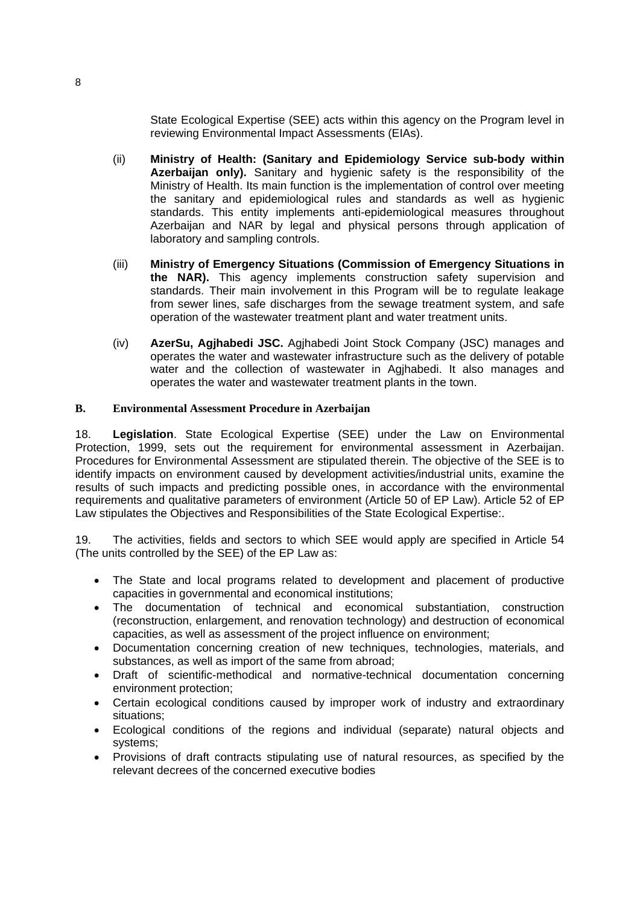State Ecological Expertise (SEE) acts within this agency on the Program level in reviewing Environmental Impact Assessments (EIAs).

(ii) **Ministry of Health: (Sanitary and Epidemiology Service sub-body within Azerbaijan only).** Sanitary and hygienic safety is the responsibility of the Ministry of Health. Its main function is the implementation of control over meeting the sanitary and epidemiological rules and standards as well as hygienic standards. This entity implements anti-epidemiological measures throughout Azerbaijan and NAR by legal and physical persons through application of laboratory and sampling controls.

(iii) **Ministry of Emergency Situations (Commission of Emergency Situations in the NAR).** This agency implements construction safety supervision and standards. Their main involvement in this Program will be to regulate leakage from sewer lines, safe discharges from the sewage treatment system, and safe operation of the wastewater treatment plant and water treatment units.

(iv) **AzerSu, Agjhabedi JSC.** Agjhabedi Joint Stock Company (JSC) manages and operates the water and wastewater infrastructure such as the delivery of potable water and the collection of wastewater in Agjhabedi. It also manages and operates the water and wastewater treatment plants in the town.

### B. Environmental Assessment Procedure in Azerbaijan

18. **Legislation**. State Ecological Expertise (SEE) under the Law on Environmental Protection, 1999, sets out the requirement for environmental assessment in Azerbaijan. Procedures for Environmental Assessment are stipulated therein. The objective of the SEE is to identify impacts on environment caused by development activities/industrial units, examine the results of such impacts and predicting possible ones, in accordance with the environmental requirements and qualitative parameters of environment (Article 50 of EP Law). Article 52 of EP Law stipulates the Objectives and Responsibilities of the State Ecological Expertise:.

19. The activities, fields and sectors to which SEE would apply are specified in Article 54 (The units controlled by the SEE) of the EP Law as:

- The State and local programs related to development and placement of productive capacities in governmental and economical institutions;
- The documentation of technical and economical substantiation, construction (reconstruction, enlargement, and renovation technology) and destruction of economical capacities, as well as assessment of the project influence on environment;
- Documentation concerning creation of new techniques, technologies, materials, and substances, as well as import of the same from abroad;
- Draft of scientific-methodical and normative-technical documentation concerning environment protection;
- Certain ecological conditions caused by improper work of industry and extraordinary situations;
- Ecological conditions of the regions and individual (separate) natural objects and systems;
- Provisions of draft contracts stipulating use of natural resources, as specified by the relevant decrees of the concerned executive bodies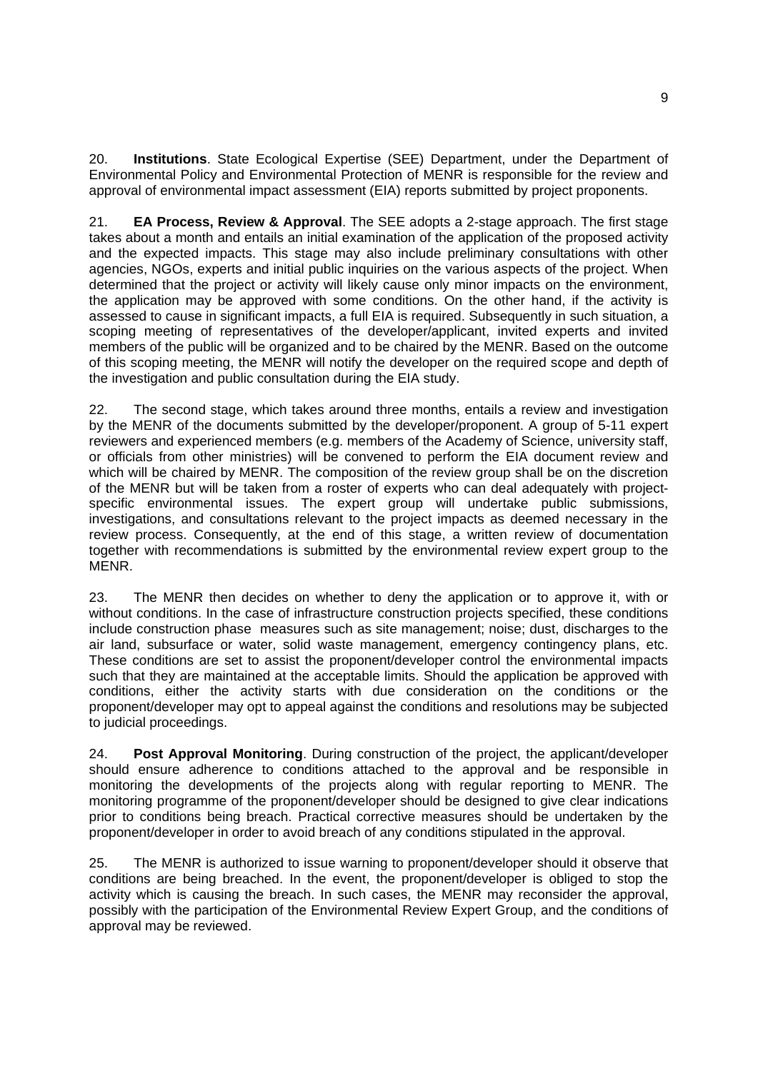20. **Institutions**. State Ecological Expertise (SEE) Department, under the Department of Environmental Policy and Environmental Protection of MENR is responsible for the review and approval of environmental impact assessment (EIA) reports submitted by project proponents.

21. **EA Process, Review & Approval**. The SEE adopts a 2-stage approach. The first stage takes about a month and entails an initial examination of the application of the proposed activity and the expected impacts. This stage may also include preliminary consultations with other agencies, NGOs, experts and initial public inquiries on the various aspects of the project. When determined that the project or activity will likely cause only minor impacts on the environment, the application may be approved with some conditions. On the other hand, if the activity is assessed to cause in significant impacts, a full EIA is required. Subsequently in such situation, a scoping meeting of representatives of the developer/applicant, invited experts and invited members of the public will be organized and to be chaired by the MENR. Based on the outcome of this scoping meeting, the MENR will notify the developer on the required scope and depth of the investigation and public consultation during the EIA study.

22. The second stage, which takes around three months, entails a review and investigation by the MENR of the documents submitted by the developer/proponent. A group of 5-11 expert reviewers and experienced members (e.g. members of the Academy of Science, university staff, or officials from other ministries) will be convened to perform the EIA document review and which will be chaired by MENR. The composition of the review group shall be on the discretion of the MENR but will be taken from a roster of experts who can deal adequately with project-specific environmental issues. The expert group will undertake public submissions, investigations, and consultations relevant to the project impacts as deemed necessary in the review process. Consequently, at the end of this stage, a written review of documentation together with recommendations is submitted by the environmental review expert group to the MENR.

23. The MENR then decides on whether to deny the application or to approve it, with or without conditions. In the case of infrastructure construction projects specified, these conditions include construction phase measures such as site management; noise; dust, discharges to the air land, subsurface or water, solid waste management, emergency contingency plans, etc. These conditions are set to assist the proponent/developer control the environmental impacts such that they are maintained at the acceptable limits. Should the application be approved with conditions, either the activity starts with due consideration on the conditions or the proponent/developer may opt to appeal against the conditions and resolutions may be subjected to judicial proceedings.

24. **Post Approval Monitoring**. During construction of the project, the applicant/developer should ensure adherence to conditions attached to the approval and be responsible in monitoring the developments of the projects along with regular reporting to MENR. The monitoring programme of the proponent/developer should be designed to give clear indications prior to conditions being breach. Practical corrective measures should be undertaken by the proponent/developer in order to avoid breach of any conditions stipulated in the approval.

25. The MENR is authorized to issue warning to proponent/developer should it observe that conditions are being breached. In the event, the proponent/developer is obliged to stop the activity which is causing the breach. In such cases, the MENR may reconsider the approval, possibly with the participation of the Environmental Review Expert Group, and the conditions of approval may be reviewed.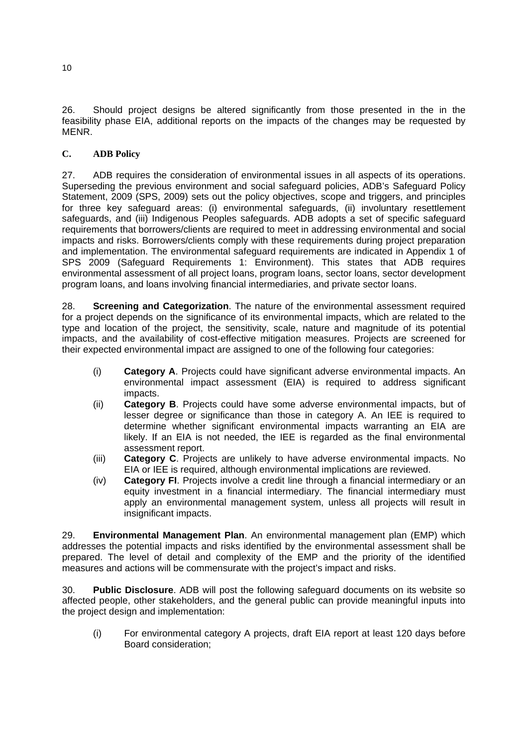26. Should project designs be altered significantly from those presented in the in the feasibility phase EIA, additional reports on the impacts of the changes may be requested by MENR.

## C. ADB Policy

27. ADB requires the consideration of environmental issues in all aspects of its operations. Superseding the previous environment and social safeguard policies, ADB's Safeguard Policy Statement, 2009 (SPS, 2009) sets out the policy objectives, scope and triggers, and principles for three key safeguard areas: (i) environmental safeguards, (ii) involuntary resettlement safeguards, and (iii) Indigenous Peoples safeguards. ADB adopts a set of specific safeguard requirements that borrowers/clients are required to meet in addressing environmental and social impacts and risks. Borrowers/clients comply with these requirements during project preparation and implementation. The environmental safeguard requirements are indicated in Appendix 1 of SPS 2009 (Safeguard Requirements 1: Environment). This states that ADB requires environmental assessment of all project loans, program loans, sector loans, sector development program loans, and loans involving financial intermediaries, and private sector loans.

28. **Screening and Categorization**. The nature of the environmental assessment required for a project depends on the significance of its environmental impacts, which are related to the type and location of the project, the sensitivity, scale, nature and magnitude of its potential impacts, and the availability of cost-effective mitigation measures. Projects are screened for their expected environmental impact are assigned to one of the following four categories:

(i) **Category A**. Projects could have significant adverse environmental impacts. An environmental impact assessment (EIA) is required to address significant impacts.

(ii) **Category B**. Projects could have some adverse environmental impacts, but of lesser degree or significance than those in category A. An IEE is required to determine whether significant environmental impacts warranting an EIA are likely. If an EIA is not needed, the IEE is regarded as the final environmental assessment report.

(iii) **Category C**. Projects are unlikely to have adverse environmental impacts. No EIA or IEE is required, although environmental implications are reviewed.

(iv) **Category FI**. Projects involve a credit line through a financial intermediary or an equity investment in a financial intermediary. The financial intermediary must apply an environmental management system, unless all projects will result in insignificant impacts.

29. **Environmental Management Plan**. An environmental management plan (EMP) which addresses the potential impacts and risks identified by the environmental assessment shall be prepared. The level of detail and complexity of the EMP and the priority of the identified measures and actions will be commensurate with the project's impact and risks.

30. **Public Disclosure**. ADB will post the following safeguard documents on its website so affected people, other stakeholders, and the general public can provide meaningful inputs into the project design and implementation:

(i) For environmental category A projects, draft EIA report at least 120 days before Board consideration;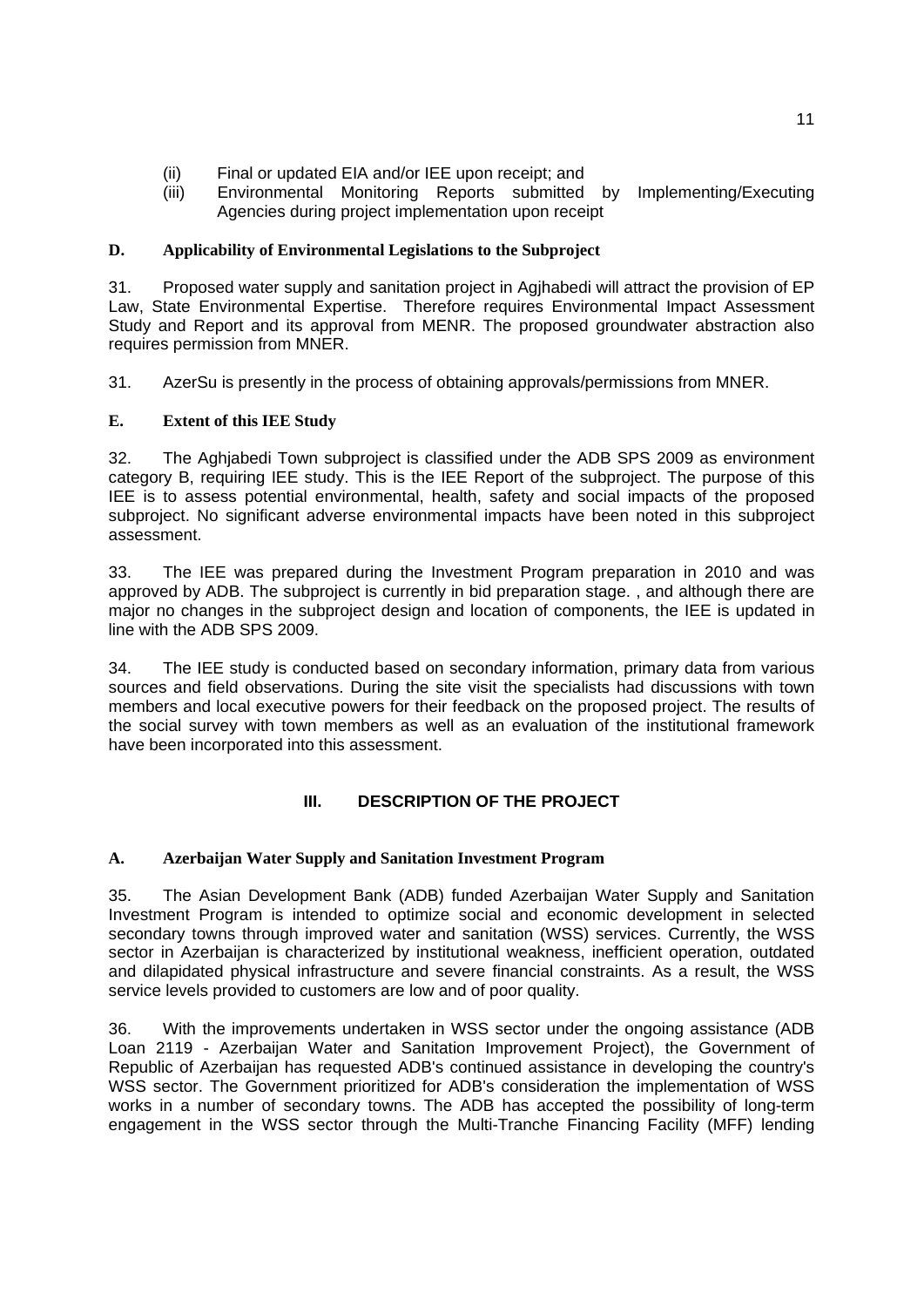(ii) Final or updated EIA and/or IEE upon receipt; and

(iii) Environmental Monitoring Reports submitted by Implementing/Executing Agencies during project implementation upon receipt

**D. Applicability of Environmental Legislations to the Subproject**

31. Proposed water supply and sanitation project in Agjhabedi will attract the provision of EP Law, State Environmental Expertise. Therefore requires Environmental Impact Assessment Study and Report and its approval from MENR. The proposed groundwater abstraction also requires permission from MNER.

31. AzerSu is presently in the process of obtaining approvals/permissions from MNER.

**E. Extent of this IEE Study**

32. The Aghjabedi Town subproject is classified under the ADB SPS 2009 as environment category B, requiring IEE study. This is the IEE Report of the subproject. The purpose of this IEE is to assess potential environmental, health, safety and social impacts of the proposed subproject. No significant adverse environmental impacts have been noted in this subproject assessment.

33. The IEE was prepared during the Investment Program preparation in 2010 and was approved by ADB. The subproject is currently in bid preparation stage. , and although there are major no changes in the subproject design and location of components, the IEE is updated in line with the ADB SPS 2009.

34. The IEE study is conducted based on secondary information, primary data from various sources and field observations. During the site visit the specialists had discussions with town members and local executive powers for their feedback on the proposed project. The results of the social survey with town members as well as an evaluation of the institutional framework have been incorporated into this assessment.

## III. DESCRIPTION OF THE PROJECT

**A. Azerbaijan Water Supply and Sanitation Investment Program**

35. The Asian Development Bank (ADB) funded Azerbaijan Water Supply and Sanitation Investment Program is intended to optimize social and economic development in selected secondary towns through improved water and sanitation (WSS) services. Currently, the WSS sector in Azerbaijan is characterized by institutional weakness, inefficient operation, outdated and dilapidated physical infrastructure and severe financial constraints. As a result, the WSS service levels provided to customers are low and of poor quality.

36. With the improvements undertaken in WSS sector under the ongoing assistance (ADB Loan 2119 - Azerbaijan Water and Sanitation Improvement Project), the Government of Republic of Azerbaijan has requested ADB's continued assistance in developing the country's WSS sector. The Government prioritized for ADB's consideration the implementation of WSS works in a number of secondary towns. The ADB has accepted the possibility of long-term engagement in the WSS sector through the Multi-Tranche Financing Facility (MFF) lending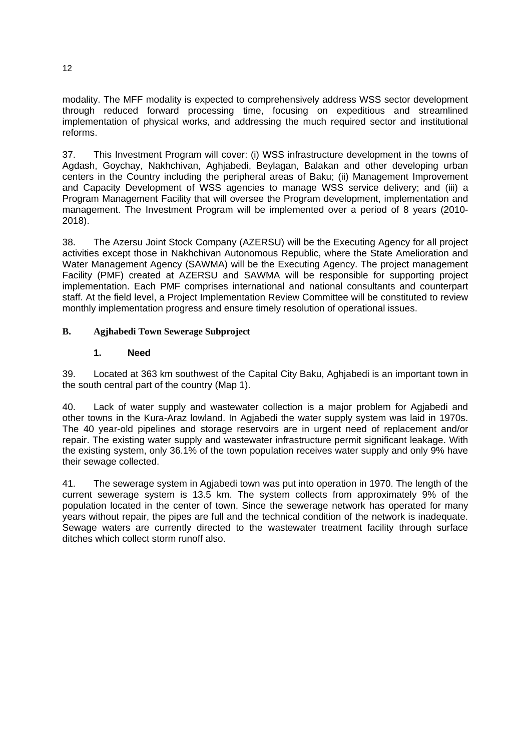modality. The MFF modality is expected to comprehensively address WSS sector development through reduced forward processing time, focusing on expeditious and streamlined implementation of physical works, and addressing the much required sector and institutional reforms.

37. This Investment Program will cover: (i) WSS infrastructure development in the towns of Agdash, Goychay, Nakhchivan, Aghjabedi, Beylagan, Balakan and other developing urban centers in the Country including the peripheral areas of Baku; (ii) Management Improvement and Capacity Development of WSS agencies to manage WSS service delivery; and (iii) a Program Management Facility that will oversee the Program development, implementation and management. The Investment Program will be implemented over a period of 8 years (2010-2018).

38. The Azersu Joint Stock Company (AZERSU) will be the Executing Agency for all project activities except those in Nakhchivan Autonomous Republic, where the State Amelioration and Water Management Agency (SAWMA) will be the Executing Agency. The project management Facility (PMF) created at AZERSU and SAWMA will be responsible for supporting project implementation. Each PMF comprises international and national consultants and counterpart staff. At the field level, a Project Implementation Review Committee will be constituted to review monthly implementation progress and ensure timely resolution of operational issues.

## B. Agjhabedi Town Sewerage Subproject

### 1. Need

39. Located at 363 km southwest of the Capital City Baku, Aghjabedi is an important town in the south central part of the country (Map 1).

40. Lack of water supply and wastewater collection is a major problem for Agjabedi and other towns in the Kura-Araz lowland. In Agjabedi the water supply system was laid in 1970s. The 40 year-old pipelines and storage reservoirs are in urgent need of replacement and/or repair. The existing water supply and wastewater infrastructure permit significant leakage. With the existing system, only 36.1% of the town population receives water supply and only 9% have their sewage collected.

41. The sewerage system in Agjabedi town was put into operation in 1970. The length of the current sewerage system is 13.5 km. The system collects from approximately 9% of the population located in the center of town. Since the sewerage network has operated for many years without repair, the pipes are full and the technical condition of the network is inadequate. Sewage waters are currently directed to the wastewater treatment facility through surface ditches which collect storm runoff also.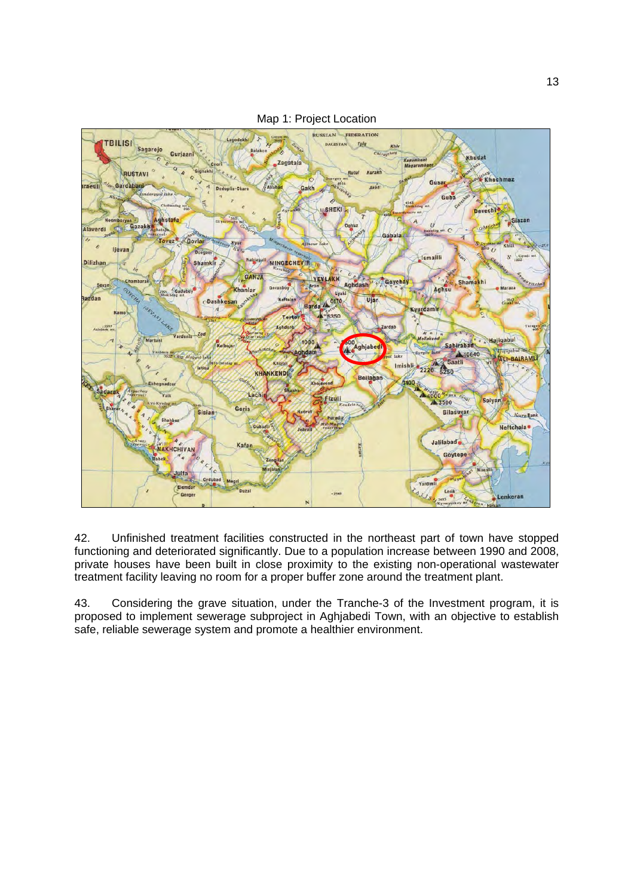Map 1: Project Location

42. Unfinished treatment facilities constructed in the northeast part of town have stopped functioning and deteriorated significantly. Due to a population increase between 1990 and 2008, private houses have been built in close proximity to the existing non-operational wastewater treatment facility leaving no room for a proper buffer zone around the treatment plant.

43. Considering the grave situation, under the Tranche-3 of the Investment program, it is proposed to implement sewerage subproject in Aghjabedi Town, with an objective to establish safe, reliable sewerage system and promote a healthier environment.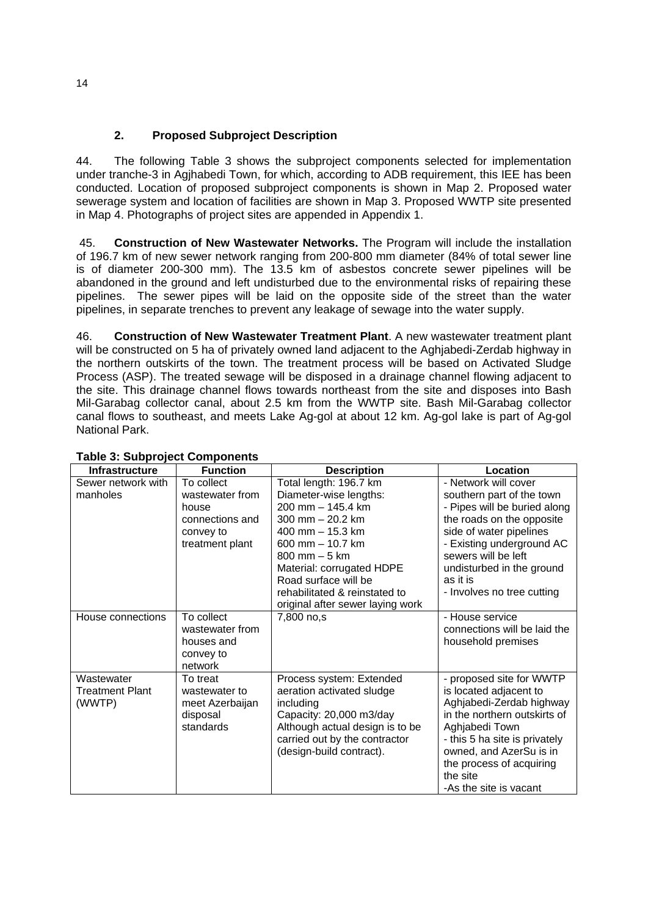### 2. Proposed Subproject Description

44. The following Table 3 shows the subproject components selected for implementation under tranche-3 in Agjhabedi Town, for which, according to ADB requirement, this IEE has been conducted. Location of proposed subproject components is shown in Map 2. Proposed water sewerage system and location of facilities are shown in Map 3. Proposed WWTP site presented in Map 4. Photographs of project sites are appended in Appendix 1.

45. **Construction of New Wastewater Networks.** The Program will include the installation of 196.7 km of new sewer network ranging from 200-800 mm diameter (84% of total sewer line is of diameter 200-300 mm). The 13.5 km of asbestos concrete sewer pipelines will be abandoned in the ground and left undisturbed due to the environmental risks of repairing these pipelines. The sewer pipes will be laid on the opposite side of the street than the water pipelines, in separate trenches to prevent any leakage of sewage into the water supply.

46. **Construction of New Wastewater Treatment Plant**. A new wastewater treatment plant will be constructed on 5 ha of privately owned land adjacent to the Aghjabedi-Zerdab highway in the northern outskirts of the town. The treatment process will be based on Activated Sludge Process (ASP). The treated sewage will be disposed in a drainage channel flowing adjacent to the site. This drainage channel flows towards northeast from the site and disposes into Bash Mil-Garabag collector canal, about 2.5 km from the WWTP site. Bash Mil-Garabag collector canal flows to southeast, and meets Lake Ag-gol at about 12 km. Ag-gol lake is part of Ag-gol National Park.

**Table 3: Subproject Components**

| Infrastructure | Function | Description | Location |
|---|---|---|---|
| Sewer network with manholes | To collect wastewater from house connections and convey to treatment plant | Total length: 196.7 km<br>Diameter-wise lengths:<br>200 mm – 145.4 km<br>300 mm – 20.2 km<br>400 mm – 15.3 km<br>600 mm – 10.7 km<br>800 mm – 5 km<br>Material: corrugated HDPE<br>Road surface will be rehabilitated & reinstated to original after sewer laying work | - Network will cover southern part of the town<br>- Pipes will be buried along the roads on the opposite side of water pipelines<br>- Existing underground AC sewers will be left undisturbed in the ground as it is<br>- Involves no tree cutting |
| House connections | To collect wastewater from houses and convey to network | 7,800 no,s | - House service connections will be laid the household premises |
| Wastewater Treatment Plant (WWTP) | To treat wastewater to meet Azerbaijan disposal standards | Process system: Extended aeration activated sludge including<br>Capacity: 20,000 m3/day<br>Although actual design is to be carried out by the contractor (design-build contract). | - proposed site for WWTP is located adjacent to Aghjabedi-Zerdab highway in the northern outskirts of Aghjabedi Town<br>- this 5 ha site is privately owned, and AzerSu is in the process of acquiring the site<br>-As the site is vacant |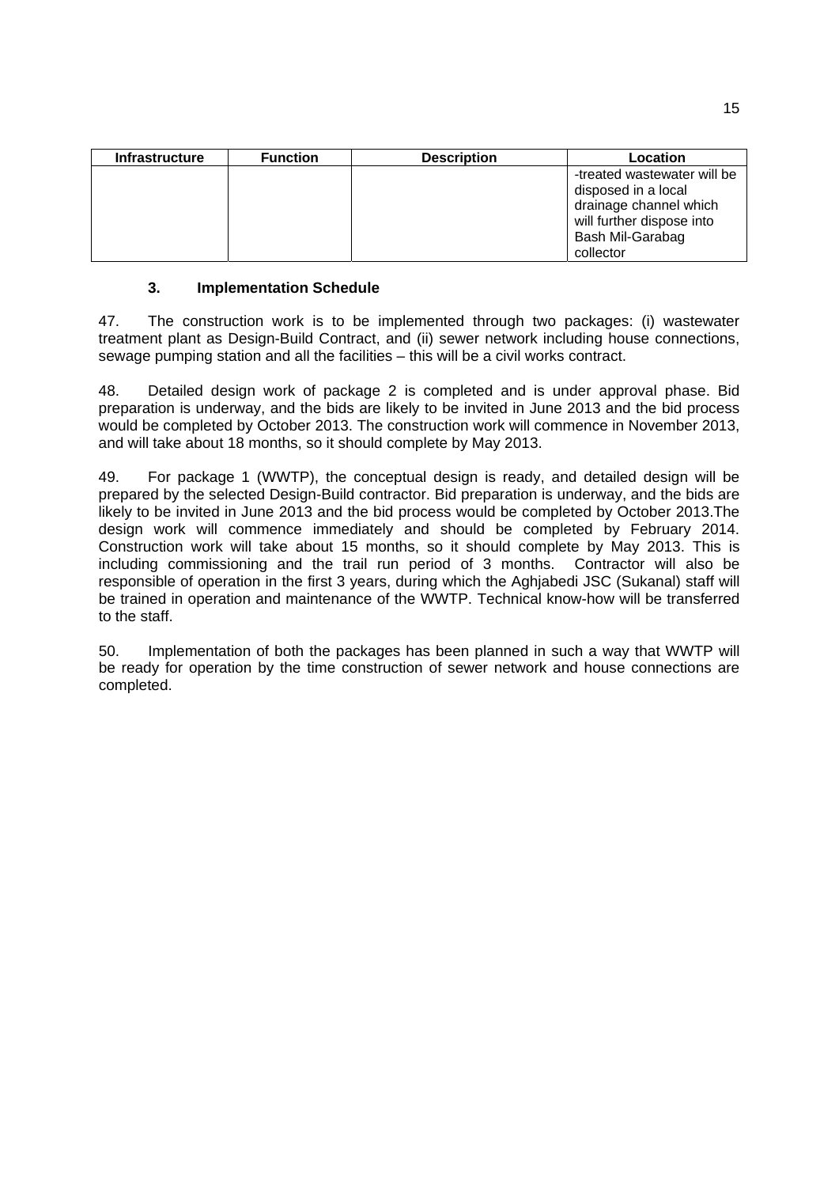| Infrastructure | Function | Description | Location |
|---|---|---|---|
| | | | -treated wastewater will be disposed in a local drainage channel which will further dispose into Bash Mil-Garabag collector |

### 3. Implementation Schedule

47. The construction work is to be implemented through two packages: (i) wastewater treatment plant as Design-Build Contract, and (ii) sewer network including house connections, sewage pumping station and all the facilities – this will be a civil works contract.

48. Detailed design work of package 2 is completed and is under approval phase. Bid preparation is underway, and the bids are likely to be invited in June 2013 and the bid process would be completed by October 2013. The construction work will commence in November 2013, and will take about 18 months, so it should complete by May 2013.

49. For package 1 (WWTP), the conceptual design is ready, and detailed design will be prepared by the selected Design-Build contractor. Bid preparation is underway, and the bids are likely to be invited in June 2013 and the bid process would be completed by October 2013.The design work will commence immediately and should be completed by February 2014. Construction work will take about 15 months, so it should complete by May 2013. This is including commissioning and the trail run period of 3 months. Contractor will also be responsible of operation in the first 3 years, during which the Aghjabedi JSC (Sukanal) staff will be trained in operation and maintenance of the WWTP. Technical know-how will be transferred to the staff.

50. Implementation of both the packages has been planned in such a way that WWTP will be ready for operation by the time construction of sewer network and house connections are completed.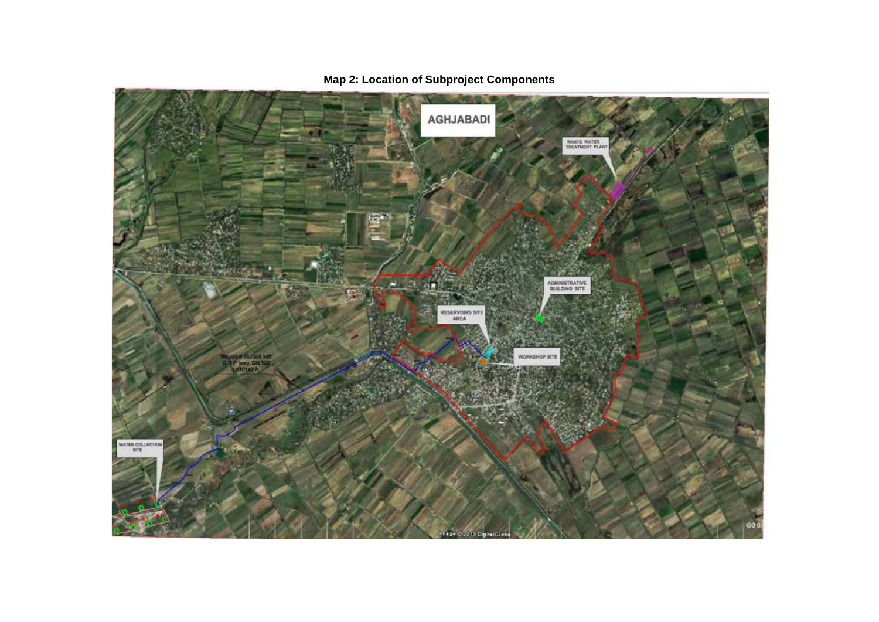**Map 2: Location of Subproject Components**

AGHJABADI

WASTE WATER TREATMENT PLANT

ADMINISTRATIVE BUILDING SITE

RESERVOIRS SITE AREA

WORKSHOP SITE

WATER COLLECTION SITE

Image © 2013 DigitalGlobe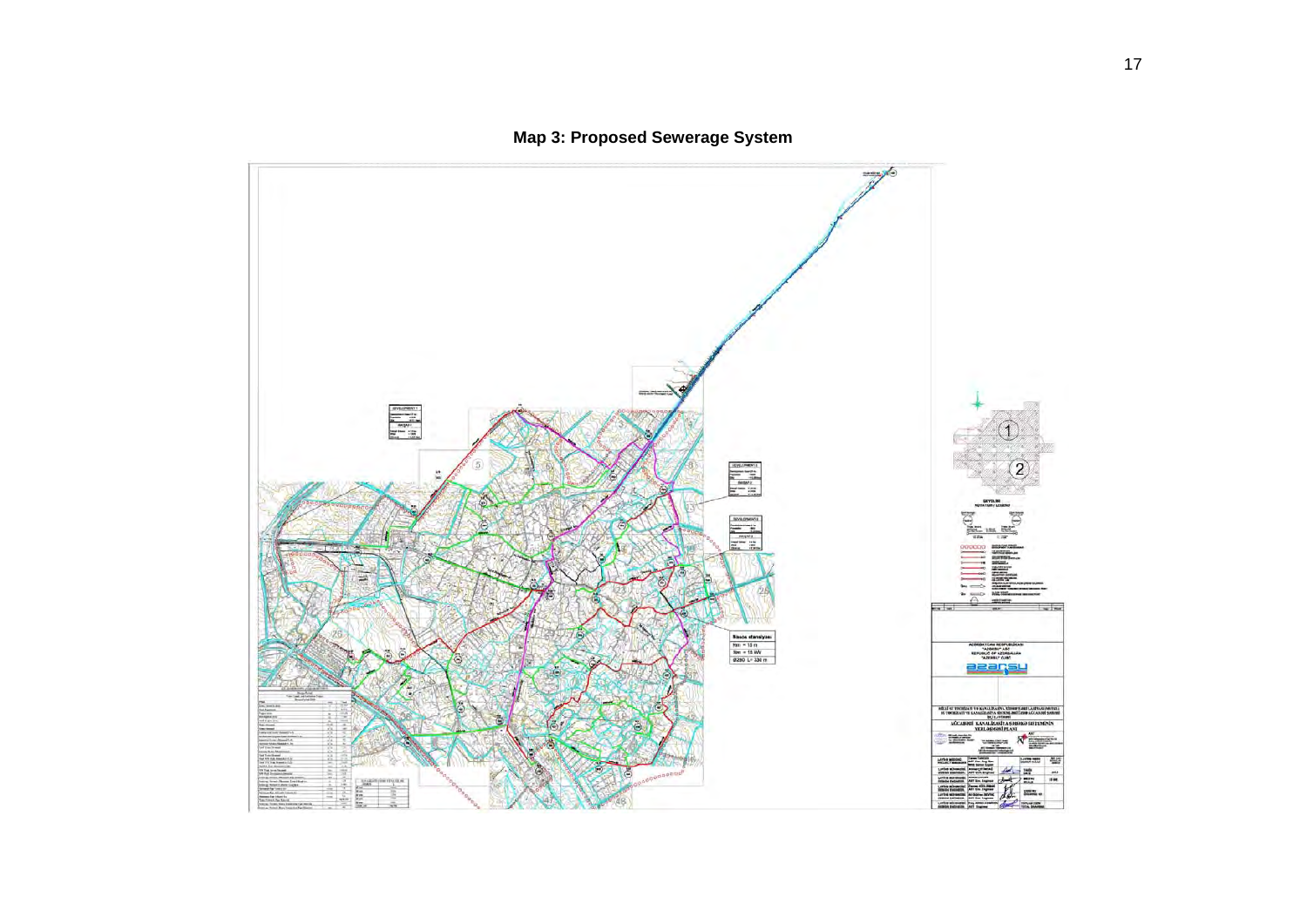**Map 3: Proposed Sewerage System**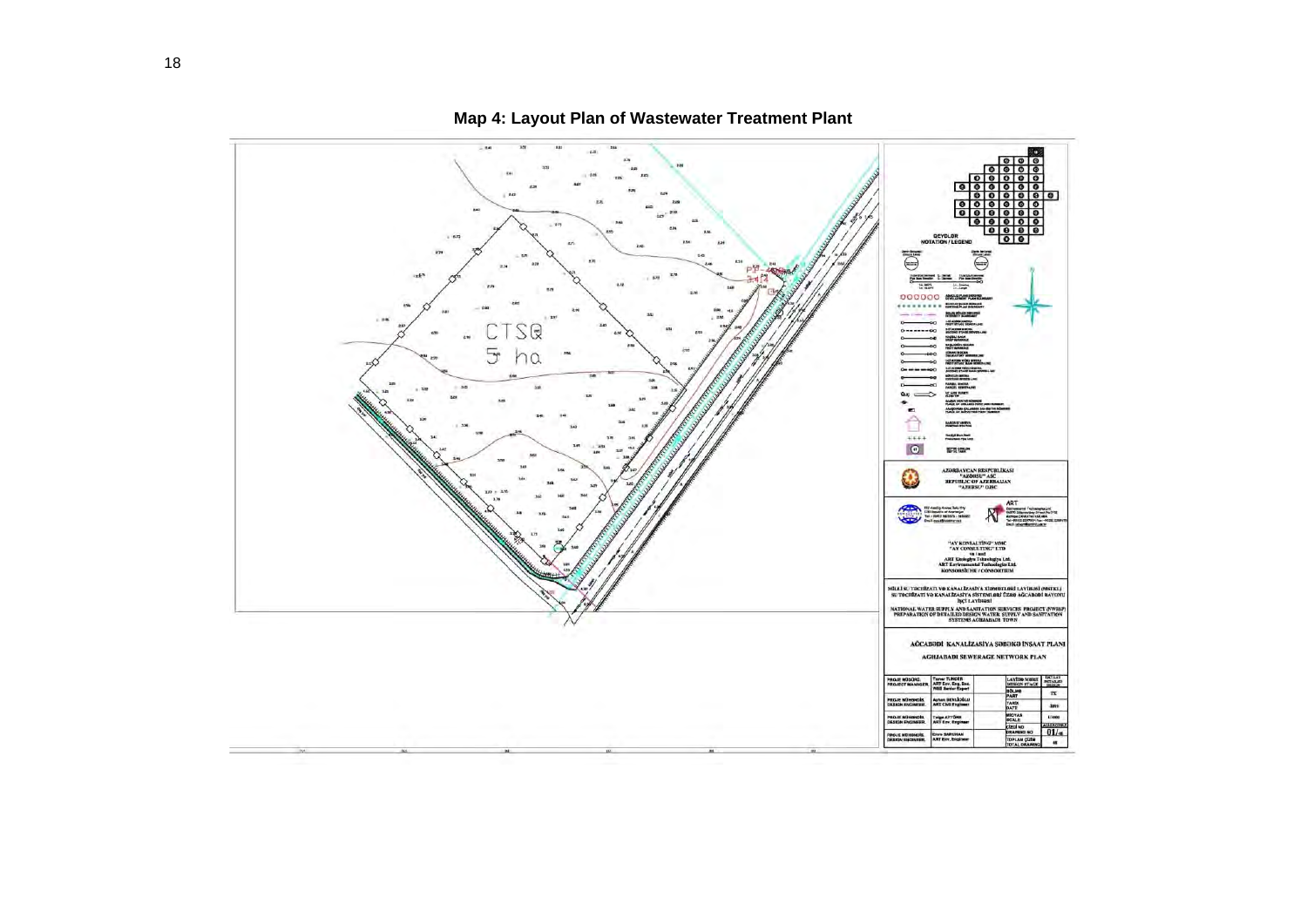## Map 4: Layout Plan of Wastewater Treatment Plant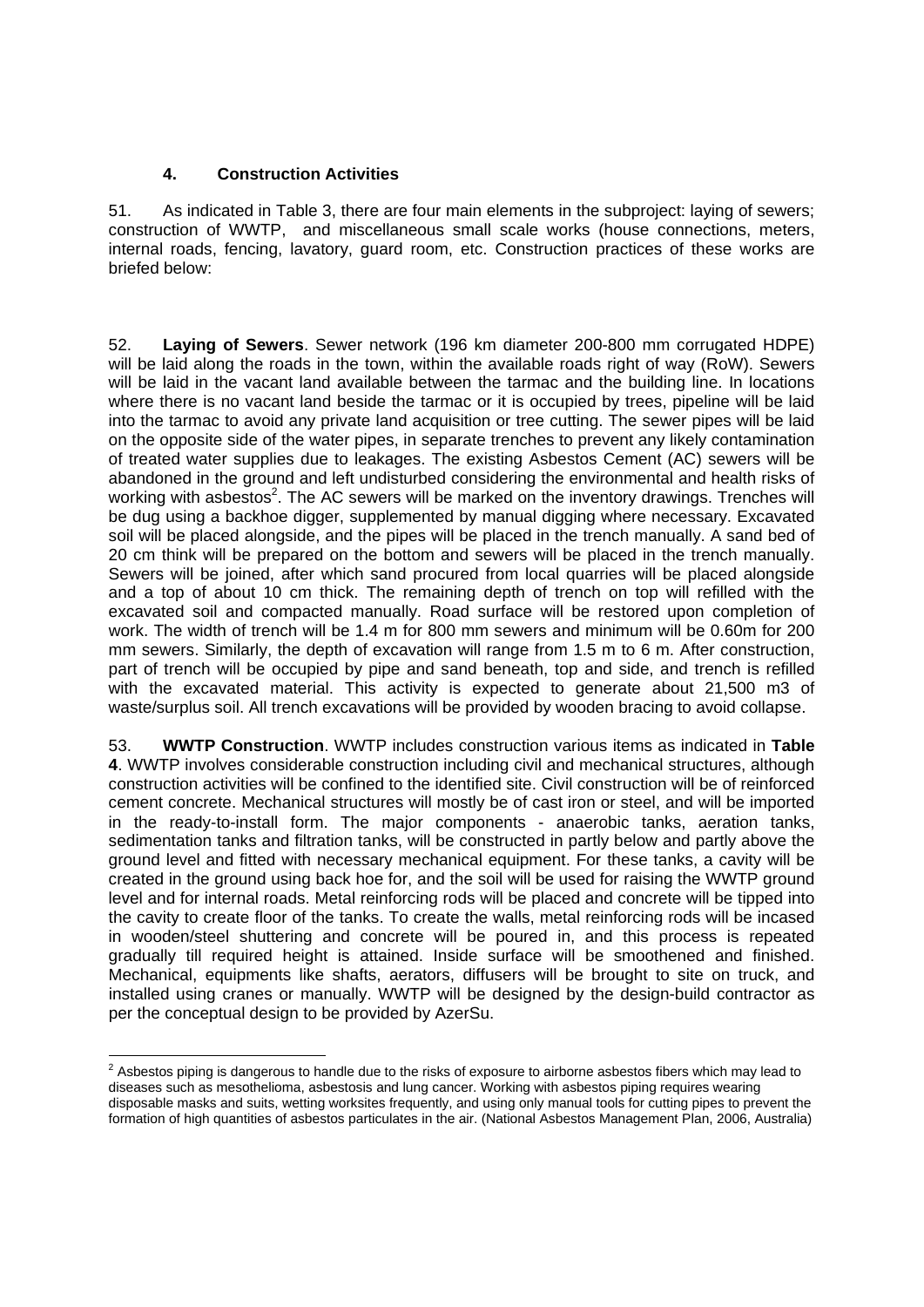### 4. Construction Activities

51. As indicated in Table 3, there are four main elements in the subproject: laying of sewers; construction of WWTP, and miscellaneous small scale works (house connections, meters, internal roads, fencing, lavatory, guard room, etc. Construction practices of these works are briefed below:

52. **Laying of Sewers**. Sewer network (196 km diameter 200-800 mm corrugated HDPE) will be laid along the roads in the town, within the available roads right of way (RoW). Sewers will be laid in the vacant land available between the tarmac and the building line. In locations where there is no vacant land beside the tarmac or it is occupied by trees, pipeline will be laid into the tarmac to avoid any private land acquisition or tree cutting. The sewer pipes will be laid on the opposite side of the water pipes, in separate trenches to prevent any likely contamination of treated water supplies due to leakages. The existing Asbestos Cement (AC) sewers will be abandoned in the ground and left undisturbed considering the environmental and health risks of working with asbestos[2]. The AC sewers will be marked on the inventory drawings. Trenches will be dug using a backhoe digger, supplemented by manual digging where necessary. Excavated soil will be placed alongside, and the pipes will be placed in the trench manually. A sand bed of 20 cm think will be prepared on the bottom and sewers will be placed in the trench manually. Sewers will be joined, after which sand procured from local quarries will be placed alongside and a top of about 10 cm thick. The remaining depth of trench on top will refilled with the excavated soil and compacted manually. Road surface will be restored upon completion of work. The width of trench will be 1.4 m for 800 mm sewers and minimum will be 0.60m for 200 mm sewers. Similarly, the depth of excavation will range from 1.5 m to 6 m. After construction, part of trench will be occupied by pipe and sand beneath, top and side, and trench is refilled with the excavated material. This activity is expected to generate about 21,500 m3 of waste/surplus soil. All trench excavations will be provided by wooden bracing to avoid collapse.

53. **WWTP Construction**. WWTP includes construction various items as indicated in **Table 4**. WWTP involves considerable construction including civil and mechanical structures, although construction activities will be confined to the identified site. Civil construction will be of reinforced cement concrete. Mechanical structures will mostly be of cast iron or steel, and will be imported in the ready-to-install form. The major components - anaerobic tanks, aeration tanks, sedimentation tanks and filtration tanks, will be constructed in partly below and partly above the ground level and fitted with necessary mechanical equipment. For these tanks, a cavity will be created in the ground using back hoe for, and the soil will be used for raising the WWTP ground level and for internal roads. Metal reinforcing rods will be placed and concrete will be tipped into the cavity to create floor of the tanks. To create the walls, metal reinforcing rods will be incased in wooden/steel shuttering and concrete will be poured in, and this process is repeated gradually till required height is attained. Inside surface will be smoothened and finished. Mechanical, equipments like shafts, aerators, diffusers will be brought to site on truck, and installed using cranes or manually. WWTP will be designed by the design-build contractor as per the conceptual design to be provided by AzerSu.

---

[2] Asbestos piping is dangerous to handle due to the risks of exposure to airborne asbestos fibers which may lead to diseases such as mesothelioma, asbestosis and lung cancer. Working with asbestos piping requires wearing disposable masks and suits, wetting worksites frequently, and using only manual tools for cutting pipes to prevent the formation of high quantities of asbestos particulates in the air. (National Asbestos Management Plan, 2006, Australia)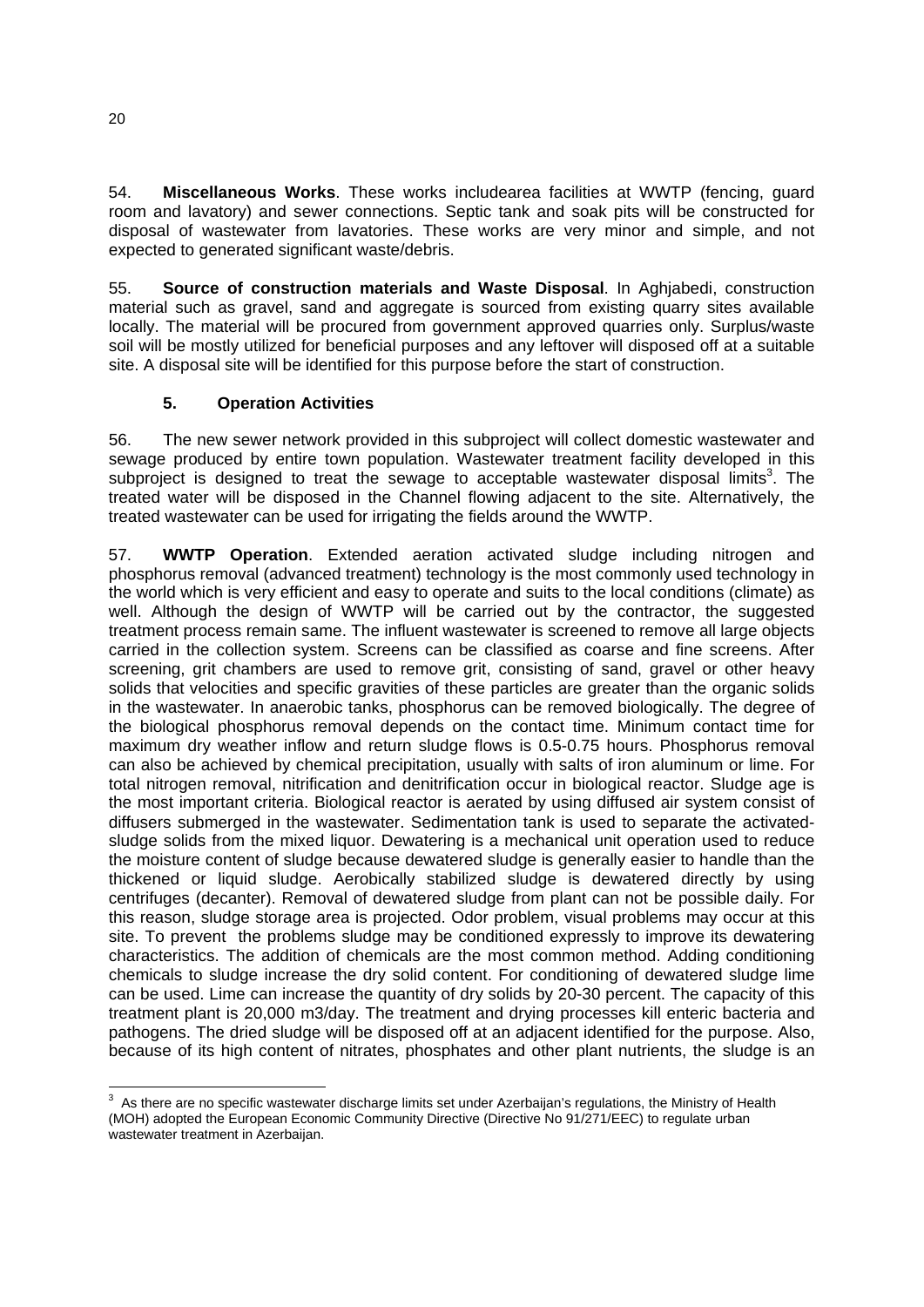54. **Miscellaneous Works**. These works includearea facilities at WWTP (fencing, guard room and lavatory) and sewer connections. Septic tank and soak pits will be constructed for disposal of wastewater from lavatories. These works are very minor and simple, and not expected to generated significant waste/debris.

55. **Source of construction materials and Waste Disposal**. In Aghjabedi, construction material such as gravel, sand and aggregate is sourced from existing quarry sites available locally. The material will be procured from government approved quarries only. Surplus/waste soil will be mostly utilized for beneficial purposes and any leftover will disposed off at a suitable site. A disposal site will be identified for this purpose before the start of construction.

### 5. Operation Activities

56. The new sewer network provided in this subproject will collect domestic wastewater and sewage produced by entire town population. Wastewater treatment facility developed in this subproject is designed to treat the sewage to acceptable wastewater disposal limits[3]. The treated water will be disposed in the Channel flowing adjacent to the site. Alternatively, the treated wastewater can be used for irrigating the fields around the WWTP.

57. **WWTP Operation**. Extended aeration activated sludge including nitrogen and phosphorus removal (advanced treatment) technology is the most commonly used technology in the world which is very efficient and easy to operate and suits to the local conditions (climate) as well. Although the design of WWTP will be carried out by the contractor, the suggested treatment process remain same. The influent wastewater is screened to remove all large objects carried in the collection system. Screens can be classified as coarse and fine screens. After screening, grit chambers are used to remove grit, consisting of sand, gravel or other heavy solids that velocities and specific gravities of these particles are greater than the organic solids in the wastewater. In anaerobic tanks, phosphorus can be removed biologically. The degree of the biological phosphorus removal depends on the contact time. Minimum contact time for maximum dry weather inflow and return sludge flows is 0.5-0.75 hours. Phosphorus removal can also be achieved by chemical precipitation, usually with salts of iron aluminum or lime. For total nitrogen removal, nitrification and denitrification occur in biological reactor. Sludge age is the most important criteria. Biological reactor is aerated by using diffused air system consist of diffusers submerged in the wastewater. Sedimentation tank is used to separate the activated-sludge solids from the mixed liquor. Dewatering is a mechanical unit operation used to reduce the moisture content of sludge because dewatered sludge is generally easier to handle than the thickened or liquid sludge. Aerobically stabilized sludge is dewatered directly by using centrifuges (decanter). Removal of dewatered sludge from plant can not be possible daily. For this reason, sludge storage area is projected. Odor problem, visual problems may occur at this site. To prevent the problems sludge may be conditioned expressly to improve its dewatering characteristics. The addition of chemicals are the most common method. Adding conditioning chemicals to sludge increase the dry solid content. For conditioning of dewatered sludge lime can be used. Lime can increase the quantity of dry solids by 20-30 percent. The capacity of this treatment plant is 20,000 m3/day. The treatment and drying processes kill enteric bacteria and pathogens. The dried sludge will be disposed off at an adjacent identified for the purpose. Also, because of its high content of nitrates, phosphates and other plant nutrients, the sludge is an

---

[3] As there are no specific wastewater discharge limits set under Azerbaijan's regulations, the Ministry of Health (MOH) adopted the European Economic Community Directive (Directive No 91/271/EEC) to regulate urban wastewater treatment in Azerbaijan.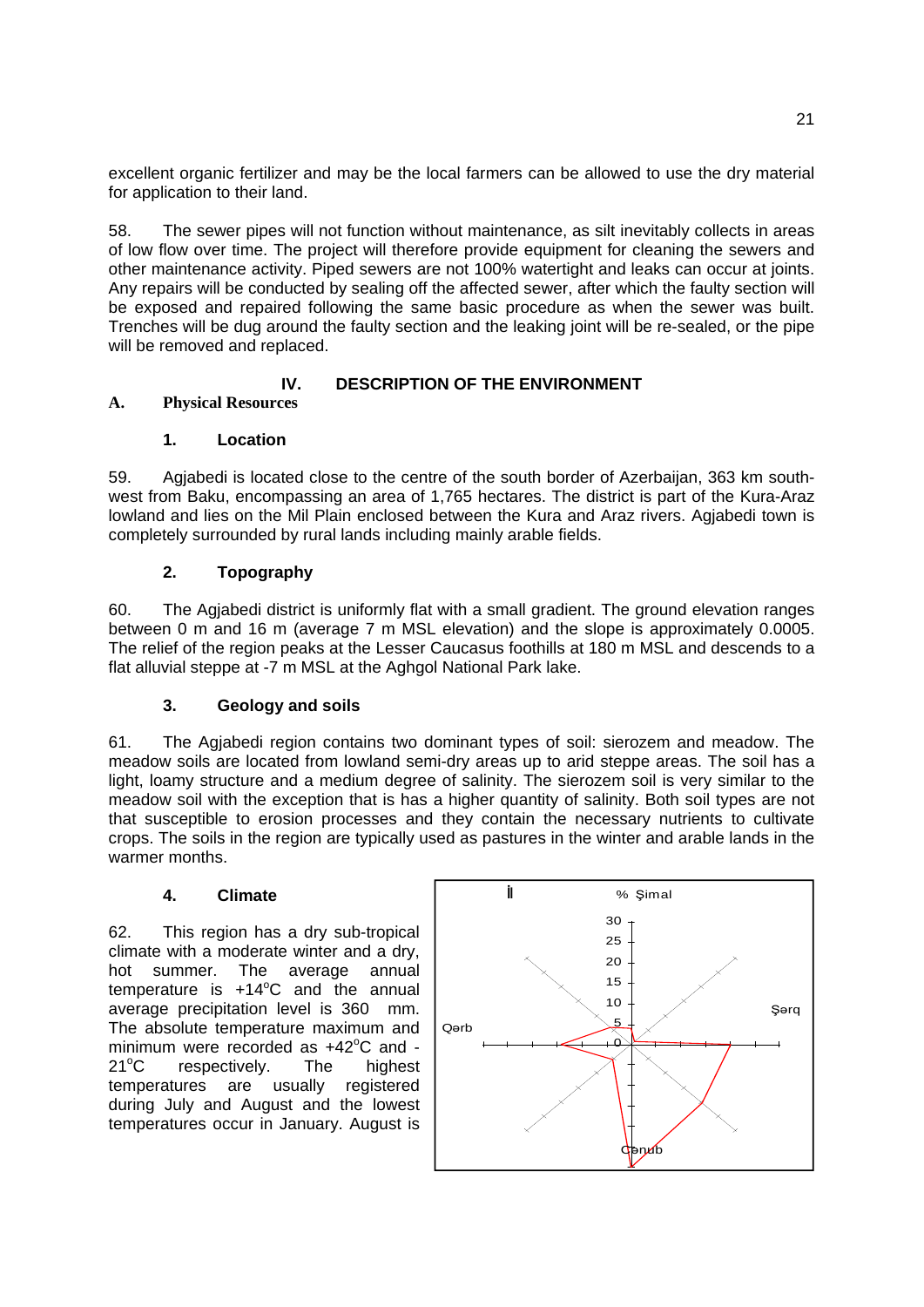excellent organic fertilizer and may be the local farmers can be allowed to use the dry material for application to their land.

58. The sewer pipes will not function without maintenance, as silt inevitably collects in areas of low flow over time. The project will therefore provide equipment for cleaning the sewers and other maintenance activity. Piped sewers are not 100% watertight and leaks can occur at joints. Any repairs will be conducted by sealing off the affected sewer, after which the faulty section will be exposed and repaired following the same basic procedure as when the sewer was built. Trenches will be dug around the faulty section and the leaking joint will be re-sealed, or the pipe will be removed and replaced.

## IV. DESCRIPTION OF THE ENVIRONMENT

### A. Physical Resources

#### 1. Location

59. Agjabedi is located close to the centre of the south border of Azerbaijan, 363 km south-west from Baku, encompassing an area of 1,765 hectares. The district is part of the Kura-Araz lowland and lies on the Mil Plain enclosed between the Kura and Araz rivers. Agjabedi town is completely surrounded by rural lands including mainly arable fields.

#### 2. Topography

60. The Agjabedi district is uniformly flat with a small gradient. The ground elevation ranges between 0 m and 16 m (average 7 m MSL elevation) and the slope is approximately 0.0005. The relief of the region peaks at the Lesser Caucasus foothills at 180 m MSL and descends to a flat alluvial steppe at -7 m MSL at the Aghgol National Park lake.

#### 3. Geology and soils

61. The Agjabedi region contains two dominant types of soil: sierozem and meadow. The meadow soils are located from lowland semi-dry areas up to arid steppe areas. The soil has a light, loamy structure and a medium degree of salinity. The sierozem soil is very similar to the meadow soil with the exception that is has a higher quantity of salinity. Both soil types are not that susceptible to erosion processes and they contain the necessary nutrients to cultivate crops. The soils in the region are typically used as pastures in the winter and arable lands in the warmer months.

#### 4. Climate

62. This region has a dry sub-tropical climate with a moderate winter and a dry, hot summer. The average annual temperature is +14°C and the annual average precipitation level is 360 mm. The absolute temperature maximum and minimum were recorded as +42°C and -21°C respectively. The highest temperatures are usually registered during July and August and the lowest temperatures occur in January. August is

İl

% Şimal

30
25
20
15
10
5
0

Qərb

Şərq

Cənub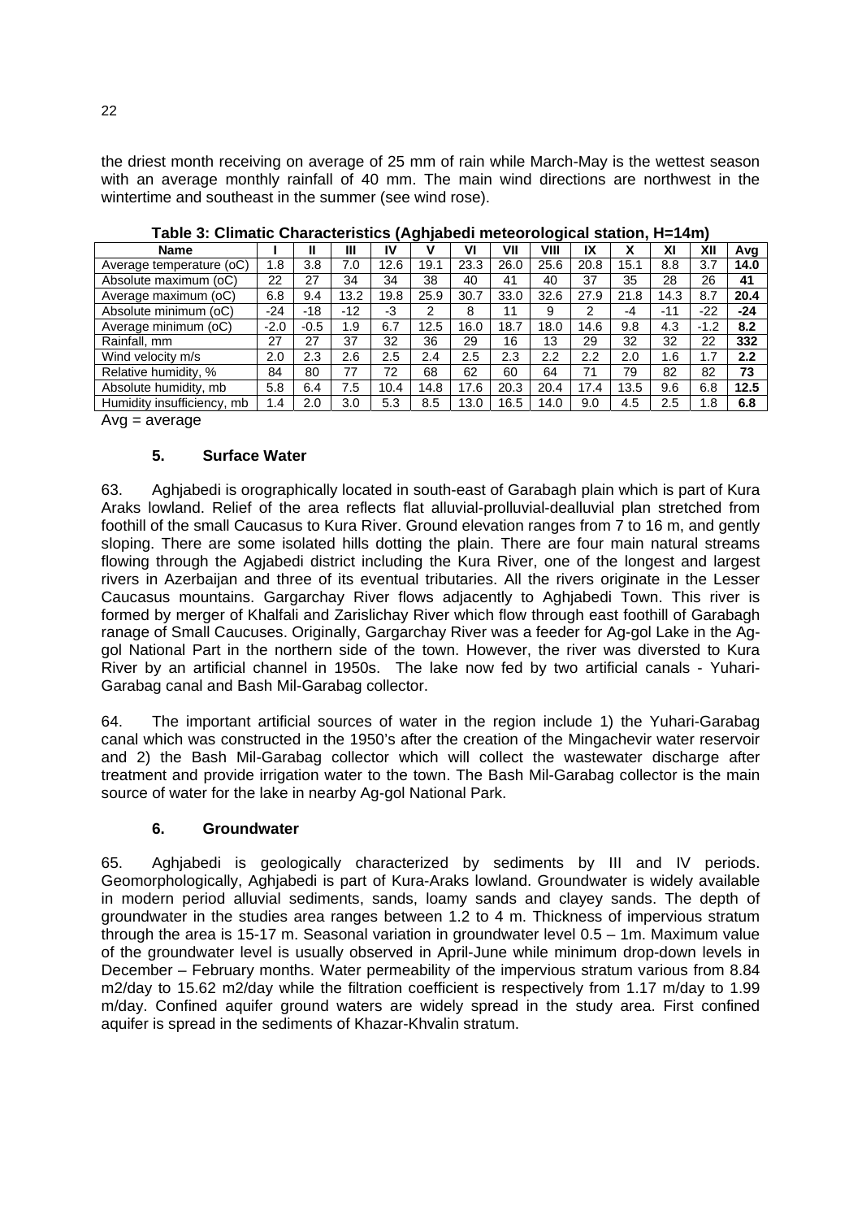the driest month receiving on average of 25 mm of rain while March-May is the wettest season with an average monthly rainfall of 40 mm. The main wind directions are northwest in the wintertime and southeast in the summer (see wind rose).

**Table 3: Climatic Characteristics (Aghjabedi meteorological station, H=14m)**

| Name | I | II | III | IV | V | VI | VII | VIII | IX | X | XI | XII | Avg |
|---|---|---|---|---|---|---|---|---|---|---|---|---|---|
| Average temperature (oC) | 1.8 | 3.8 | 7.0 | 12.6 | 19.1 | 23.3 | 26.0 | 25.6 | 20.8 | 15.1 | 8.8 | 3.7 | **14.0** |
| Absolute maximum (oC) | 22 | 27 | 34 | 34 | 38 | 40 | 41 | 40 | 37 | 35 | 28 | 26 | **41** |
| Average maximum (oC) | 6.8 | 9.4 | 13.2 | 19.8 | 25.9 | 30.7 | 33.0 | 32.6 | 27.9 | 21.8 | 14.3 | 8.7 | **20.4** |
| Absolute minimum (oC) | -24 | -18 | -12 | -3 | 2 | 8 | 11 | 9 | 2 | -4 | -11 | -22 | **-24** |
| Average minimum (oC) | -2.0 | -0.5 | 1.9 | 6.7 | 12.5 | 16.0 | 18.7 | 18.0 | 14.6 | 9.8 | 4.3 | -1.2 | **8.2** |
| Rainfall, mm | 27 | 27 | 37 | 32 | 36 | 29 | 16 | 13 | 29 | 32 | 32 | 22 | **332** |
| Wind velocity m/s | 2.0 | 2.3 | 2.6 | 2.5 | 2.4 | 2.5 | 2.3 | 2.2 | 2.2 | 2.0 | 1.6 | 1.7 | **2.2** |
| Relative humidity, % | 84 | 80 | 77 | 72 | 68 | 62 | 60 | 64 | 71 | 79 | 82 | 82 | **73** |
| Absolute humidity, mb | 5.8 | 6.4 | 7.5 | 10.4 | 14.8 | 17.6 | 20.3 | 20.4 | 17.4 | 13.5 | 9.6 | 6.8 | **12.5** |
| Humidity insufficiency, mb | 1.4 | 2.0 | 3.0 | 5.3 | 8.5 | 13.0 | 16.5 | 14.0 | 9.0 | 4.5 | 2.5 | 1.8 | **6.8** |

Avg = average

## 5. Surface Water

63. Aghjabedi is orographically located in south-east of Garabagh plain which is part of Kura Araks lowland. Relief of the area reflects flat alluvial-prolluvial-dealluvial plan stretched from foothill of the small Caucasus to Kura River. Ground elevation ranges from 7 to 16 m, and gently sloping. There are some isolated hills dotting the plain. There are four main natural streams flowing through the Agjabedi district including the Kura River, one of the longest and largest rivers in Azerbaijan and three of its eventual tributaries. All the rivers originate in the Lesser Caucasus mountains. Gargarchay River flows adjacently to Aghjabedi Town. This river is formed by merger of Khalfali and Zarislichay River which flow through east foothill of Garabagh ranage of Small Caucuses. Originally, Gargarchay River was a feeder for Ag-gol Lake in the Ag-gol National Part in the northern side of the town. However, the river was diversted to Kura River by an artificial channel in 1950s. The lake now fed by two artificial canals - Yuhari-Garabag canal and Bash Mil-Garabag collector.

64. The important artificial sources of water in the region include 1) the Yuhari-Garabag canal which was constructed in the 1950's after the creation of the Mingachevir water reservoir and 2) the Bash Mil-Garabag collector which will collect the wastewater discharge after treatment and provide irrigation water to the town. The Bash Mil-Garabag collector is the main source of water for the lake in nearby Ag-gol National Park.

## 6. Groundwater

65. Aghjabedi is geologically characterized by sediments by III and IV periods. Geomorphologically, Aghjabedi is part of Kura-Araks lowland. Groundwater is widely available in modern period alluvial sediments, sands, loamy sands and clayey sands. The depth of groundwater in the studies area ranges between 1.2 to 4 m. Thickness of impervious stratum through the area is 15-17 m. Seasonal variation in groundwater level 0.5 – 1m. Maximum value of the groundwater level is usually observed in April-June while minimum drop-down levels in December – February months. Water permeability of the impervious stratum various from 8.84 m2/day to 15.62 m2/day while the filtration coefficient is respectively from 1.17 m/day to 1.99 m/day. Confined aquifer ground waters are widely spread in the study area. First confined aquifer is spread in the sediments of Khazar-Khvalin stratum.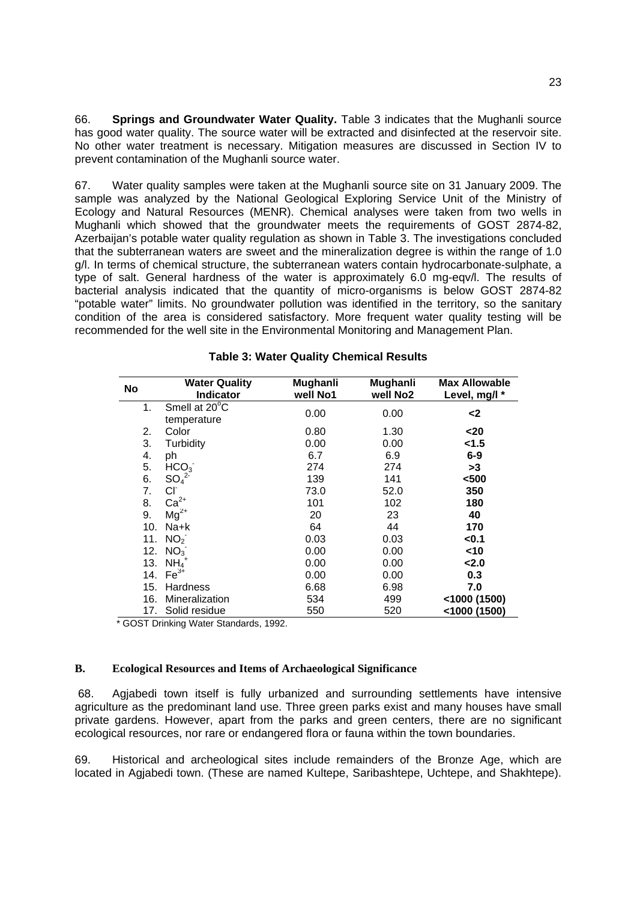66. **Springs and Groundwater Water Quality.** Table 3 indicates that the Mughanli source has good water quality. The source water will be extracted and disinfected at the reservoir site. No other water treatment is necessary. Mitigation measures are discussed in Section IV to prevent contamination of the Mughanli source water.

67. Water quality samples were taken at the Mughanli source site on 31 January 2009. The sample was analyzed by the National Geological Exploring Service Unit of the Ministry of Ecology and Natural Resources (MENR). Chemical analyses were taken from two wells in Mughanli which showed that the groundwater meets the requirements of GOST 2874-82, Azerbaijan's potable water quality regulation as shown in Table 3. The investigations concluded that the subterranean waters are sweet and the mineralization degree is within the range of 1.0 g/l. In terms of chemical structure, the subterranean waters contain hydrocarbonate-sulphate, a type of salt. General hardness of the water is approximately 6.0 mg-eqv/l. The results of bacterial analysis indicated that the quantity of micro-organisms is below GOST 2874-82 "potable water" limits. No groundwater pollution was identified in the territory, so the sanitary condition of the area is considered satisfactory. More frequent water quality testing will be recommended for the well site in the Environmental Monitoring and Management Plan.

**Table 3: Water Quality Chemical Results**

| No | Water Quality Indicator | Mughanli well No1 | Mughanli well No2 | Max Allowable Level, mg/l * |
|---|---|---|---|---|
| 1. | Smell at $20^{o}$C temperature | 0.00 | 0.00 | **<2** |
| 2. | Color | 0.80 | 1.30 | **<20** |
| 3. | Turbidity | 0.00 | 0.00 | **<1.5** |
| 4. | ph | 6.7 | 6.9 | **6-9** |
| 5. | $HCO_3^-$ | 274 | 274 | **>3** |
| 6. | $SO_4^{2-}$ | 139 | 141 | **<500** |
| 7. | $Cl^-$ | 73.0 | 52.0 | **350** |
| 8. | $Ca^{2+}$ | 101 | 102 | **180** |
| 9. | $Mg^{2+}$ | 20 | 23 | **40** |
| 10. | Na+k | 64 | 44 | **170** |
| 11. | $NO_2^-$ | 0.03 | 0.03 | **<0.1** |
| 12. | $NO_3^-$ | 0.00 | 0.00 | **<10** |
| 13. | $NH_4^+$ | 0.00 | 0.00 | **<2.0** |
| 14. | $Fe^{3+}$ | 0.00 | 0.00 | **0.3** |
| 15. | Hardness | 6.68 | 6.98 | **7.0** |
| 16. | Mineralization | 534 | 499 | **<1000 (1500)** |
| 17. | Solid residue | 550 | 520 | **<1000 (1500)** |

\* GOST Drinking Water Standards, 1992.

## B. Ecological Resources and Items of Archaeological Significance

68. Agjabedi town itself is fully urbanized and surrounding settlements have intensive agriculture as the predominant land use. Three green parks exist and many houses have small private gardens. However, apart from the parks and green centers, there are no significant ecological resources, nor rare or endangered flora or fauna within the town boundaries.

69. Historical and archeological sites include remainders of the Bronze Age, which are located in Agjabedi town. (These are named Kultepe, Saribashtepe, Uchtepe, and Shakhtepe).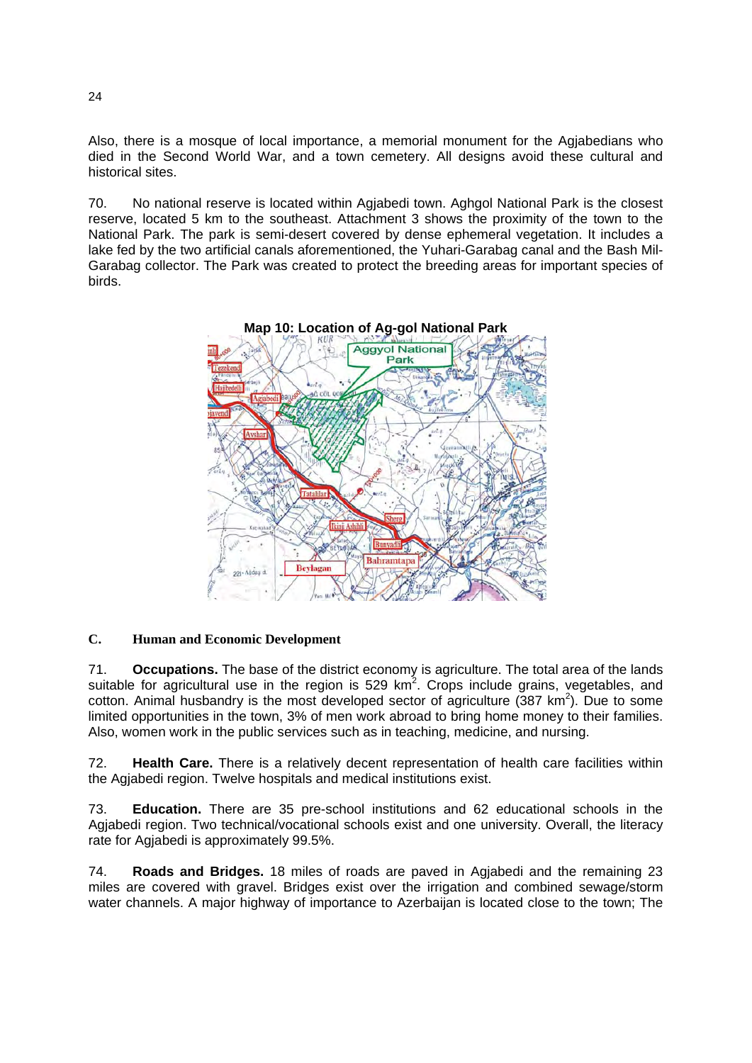Also, there is a mosque of local importance, a memorial monument for the Agjabedians who died in the Second World War, and a town cemetery. All designs avoid these cultural and historical sites.

70. No national reserve is located within Agjabedi town. Aghgol National Park is the closest reserve, located 5 km to the southeast. Attachment 3 shows the proximity of the town to the National Park. The park is semi-desert covered by dense ephemeral vegetation. It includes a lake fed by the two artificial canals aforementioned, the Yuhari-Garabag canal and the Bash Mil-Garabag collector. The Park was created to protect the breeding areas for important species of birds.

**Map 10: Location of Ag-gol National Park**

## C. Human and Economic Development

71. **Occupations.** The base of the district economy is agriculture. The total area of the lands suitable for agricultural use in the region is 529 km$^2$. Crops include grains, vegetables, and cotton. Animal husbandry is the most developed sector of agriculture (387 km$^2$). Due to some limited opportunities in the town, 3% of men work abroad to bring home money to their families. Also, women work in the public services such as in teaching, medicine, and nursing.

72. **Health Care.** There is a relatively decent representation of health care facilities within the Agjabedi region. Twelve hospitals and medical institutions exist.

73. **Education.** There are 35 pre-school institutions and 62 educational schools in the Agjabedi region. Two technical/vocational schools exist and one university. Overall, the literacy rate for Agjabedi is approximately 99.5%.

74. **Roads and Bridges.** 18 miles of roads are paved in Agjabedi and the remaining 23 miles are covered with gravel. Bridges exist over the irrigation and combined sewage/storm water channels. A major highway of importance to Azerbaijan is located close to the town; The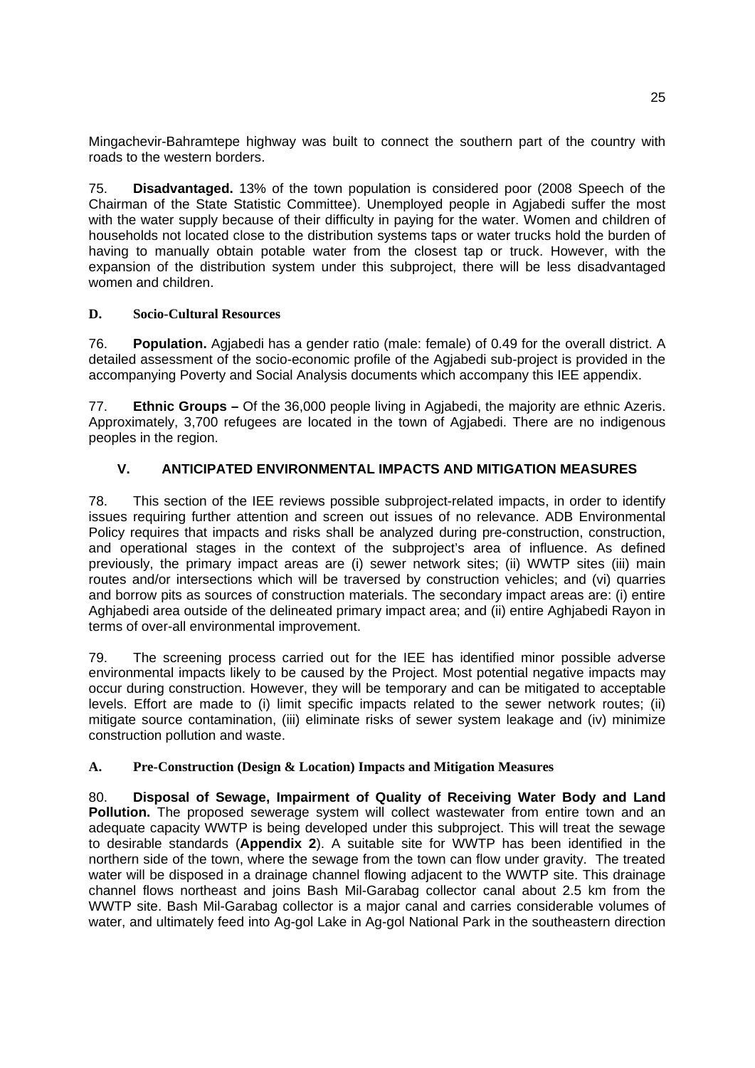Mingachevir-Bahramtepe highway was built to connect the southern part of the country with roads to the western borders.

75. **Disadvantaged.** 13% of the town population is considered poor (2008 Speech of the Chairman of the State Statistic Committee). Unemployed people in Agjabedi suffer the most with the water supply because of their difficulty in paying for the water. Women and children of households not located close to the distribution systems taps or water trucks hold the burden of having to manually obtain potable water from the closest tap or truck. However, with the expansion of the distribution system under this subproject, there will be less disadvantaged women and children.

### D. Socio-Cultural Resources

76. **Population.** Agjabedi has a gender ratio (male: female) of 0.49 for the overall district. A detailed assessment of the socio-economic profile of the Agjabedi sub-project is provided in the accompanying Poverty and Social Analysis documents which accompany this IEE appendix.

77. **Ethnic Groups –** Of the 36,000 people living in Agjabedi, the majority are ethnic Azeris. Approximately, 3,700 refugees are located in the town of Agjabedi. There are no indigenous peoples in the region.

## V. ANTICIPATED ENVIRONMENTAL IMPACTS AND MITIGATION MEASURES

78. This section of the IEE reviews possible subproject-related impacts, in order to identify issues requiring further attention and screen out issues of no relevance. ADB Environmental Policy requires that impacts and risks shall be analyzed during pre-construction, construction, and operational stages in the context of the subproject's area of influence. As defined previously, the primary impact areas are (i) sewer network sites; (ii) WWTP sites (iii) main routes and/or intersections which will be traversed by construction vehicles; and (vi) quarries and borrow pits as sources of construction materials. The secondary impact areas are: (i) entire Aghjabedi area outside of the delineated primary impact area; and (ii) entire Aghjabedi Rayon in terms of over-all environmental improvement.

79. The screening process carried out for the IEE has identified minor possible adverse environmental impacts likely to be caused by the Project. Most potential negative impacts may occur during construction. However, they will be temporary and can be mitigated to acceptable levels. Effort are made to (i) limit specific impacts related to the sewer network routes; (ii) mitigate source contamination, (iii) eliminate risks of sewer system leakage and (iv) minimize construction pollution and waste.

### A. Pre-Construction (Design & Location) Impacts and Mitigation Measures

80. **Disposal of Sewage, Impairment of Quality of Receiving Water Body and Land Pollution.** The proposed sewerage system will collect wastewater from entire town and an adequate capacity WWTP is being developed under this subproject. This will treat the sewage to desirable standards (**Appendix 2**). A suitable site for WWTP has been identified in the northern side of the town, where the sewage from the town can flow under gravity. The treated water will be disposed in a drainage channel flowing adjacent to the WWTP site. This drainage channel flows northeast and joins Bash Mil-Garabag collector canal about 2.5 km from the WWTP site. Bash Mil-Garabag collector is a major canal and carries considerable volumes of water, and ultimately feed into Ag-gol Lake in Ag-gol National Park in the southeastern direction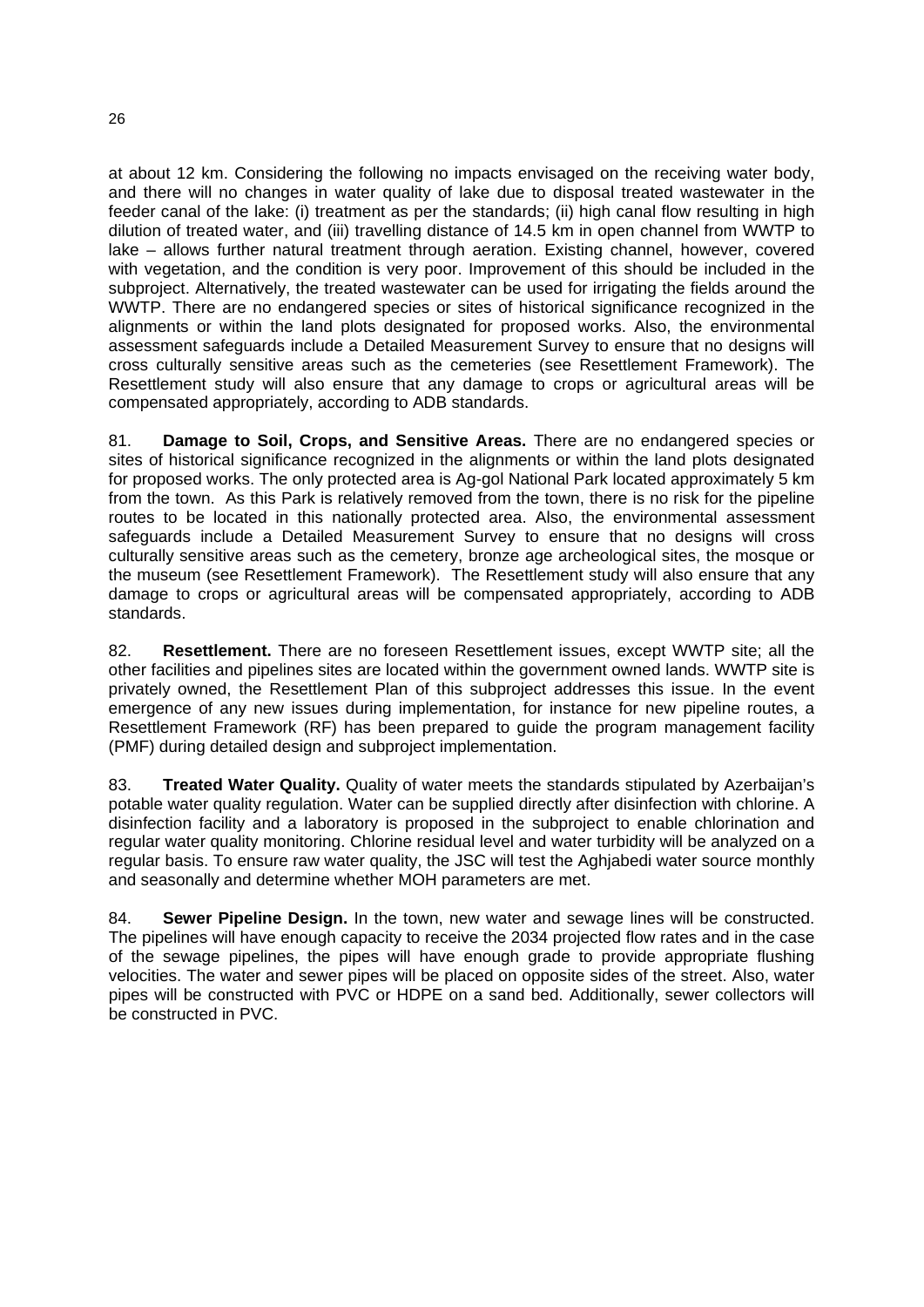at about 12 km. Considering the following no impacts envisaged on the receiving water body, and there will no changes in water quality of lake due to disposal treated wastewater in the feeder canal of the lake: (i) treatment as per the standards; (ii) high canal flow resulting in high dilution of treated water, and (iii) travelling distance of 14.5 km in open channel from WWTP to lake – allows further natural treatment through aeration. Existing channel, however, covered with vegetation, and the condition is very poor. Improvement of this should be included in the subproject. Alternatively, the treated wastewater can be used for irrigating the fields around the WWTP. There are no endangered species or sites of historical significance recognized in the alignments or within the land plots designated for proposed works. Also, the environmental assessment safeguards include a Detailed Measurement Survey to ensure that no designs will cross culturally sensitive areas such as the cemeteries (see Resettlement Framework). The Resettlement study will also ensure that any damage to crops or agricultural areas will be compensated appropriately, according to ADB standards.

81. **Damage to Soil, Crops, and Sensitive Areas.** There are no endangered species or sites of historical significance recognized in the alignments or within the land plots designated for proposed works. The only protected area is Ag-gol National Park located approximately 5 km from the town. As this Park is relatively removed from the town, there is no risk for the pipeline routes to be located in this nationally protected area. Also, the environmental assessment safeguards include a Detailed Measurement Survey to ensure that no designs will cross culturally sensitive areas such as the cemetery, bronze age archeological sites, the mosque or the museum (see Resettlement Framework). The Resettlement study will also ensure that any damage to crops or agricultural areas will be compensated appropriately, according to ADB standards.

82. **Resettlement.** There are no foreseen Resettlement issues, except WWTP site; all the other facilities and pipelines sites are located within the government owned lands. WWTP site is privately owned, the Resettlement Plan of this subproject addresses this issue. In the event emergence of any new issues during implementation, for instance for new pipeline routes, a Resettlement Framework (RF) has been prepared to guide the program management facility (PMF) during detailed design and subproject implementation.

83. **Treated Water Quality.** Quality of water meets the standards stipulated by Azerbaijan's potable water quality regulation. Water can be supplied directly after disinfection with chlorine. A disinfection facility and a laboratory is proposed in the subproject to enable chlorination and regular water quality monitoring. Chlorine residual level and water turbidity will be analyzed on a regular basis. To ensure raw water quality, the JSC will test the Aghjabedi water source monthly and seasonally and determine whether MOH parameters are met.

84. **Sewer Pipeline Design.** In the town, new water and sewage lines will be constructed. The pipelines will have enough capacity to receive the 2034 projected flow rates and in the case of the sewage pipelines, the pipes will have enough grade to provide appropriate flushing velocities. The water and sewer pipes will be placed on opposite sides of the street. Also, water pipes will be constructed with PVC or HDPE on a sand bed. Additionally, sewer collectors will be constructed in PVC.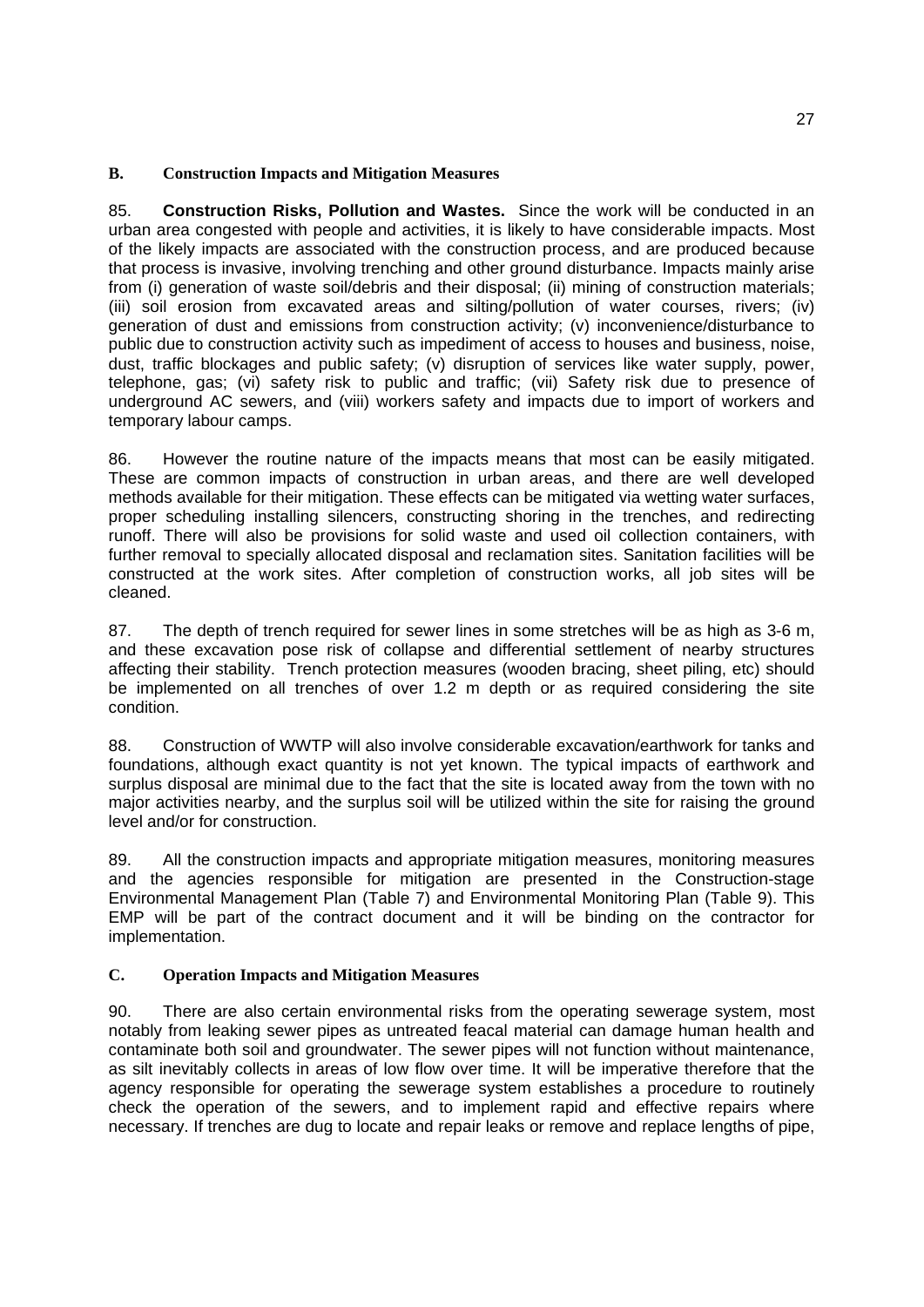## B. Construction Impacts and Mitigation Measures

85. **Construction Risks, Pollution and Wastes.** Since the work will be conducted in an urban area congested with people and activities, it is likely to have considerable impacts. Most of the likely impacts are associated with the construction process, and are produced because that process is invasive, involving trenching and other ground disturbance. Impacts mainly arise from (i) generation of waste soil/debris and their disposal; (ii) mining of construction materials; (iii) soil erosion from excavated areas and silting/pollution of water courses, rivers; (iv) generation of dust and emissions from construction activity; (v) inconvenience/disturbance to public due to construction activity such as impediment of access to houses and business, noise, dust, traffic blockages and public safety; (v) disruption of services like water supply, power, telephone, gas; (vi) safety risk to public and traffic; (vii) Safety risk due to presence of underground AC sewers, and (viii) workers safety and impacts due to import of workers and temporary labour camps.

86. However the routine nature of the impacts means that most can be easily mitigated. These are common impacts of construction in urban areas, and there are well developed methods available for their mitigation. These effects can be mitigated via wetting water surfaces, proper scheduling installing silencers, constructing shoring in the trenches, and redirecting runoff. There will also be provisions for solid waste and used oil collection containers, with further removal to specially allocated disposal and reclamation sites. Sanitation facilities will be constructed at the work sites. After completion of construction works, all job sites will be cleaned.

87. The depth of trench required for sewer lines in some stretches will be as high as 3-6 m, and these excavation pose risk of collapse and differential settlement of nearby structures affecting their stability. Trench protection measures (wooden bracing, sheet piling, etc) should be implemented on all trenches of over 1.2 m depth or as required considering the site condition.

88. Construction of WWTP will also involve considerable excavation/earthwork for tanks and foundations, although exact quantity is not yet known. The typical impacts of earthwork and surplus disposal are minimal due to the fact that the site is located away from the town with no major activities nearby, and the surplus soil will be utilized within the site for raising the ground level and/or for construction.

89. All the construction impacts and appropriate mitigation measures, monitoring measures and the agencies responsible for mitigation are presented in the Construction-stage Environmental Management Plan (Table 7) and Environmental Monitoring Plan (Table 9). This EMP will be part of the contract document and it will be binding on the contractor for implementation.

## C. Operation Impacts and Mitigation Measures

90. There are also certain environmental risks from the operating sewerage system, most notably from leaking sewer pipes as untreated feacal material can damage human health and contaminate both soil and groundwater. The sewer pipes will not function without maintenance, as silt inevitably collects in areas of low flow over time. It will be imperative therefore that the agency responsible for operating the sewerage system establishes a procedure to routinely check the operation of the sewers, and to implement rapid and effective repairs where necessary. If trenches are dug to locate and repair leaks or remove and replace lengths of pipe,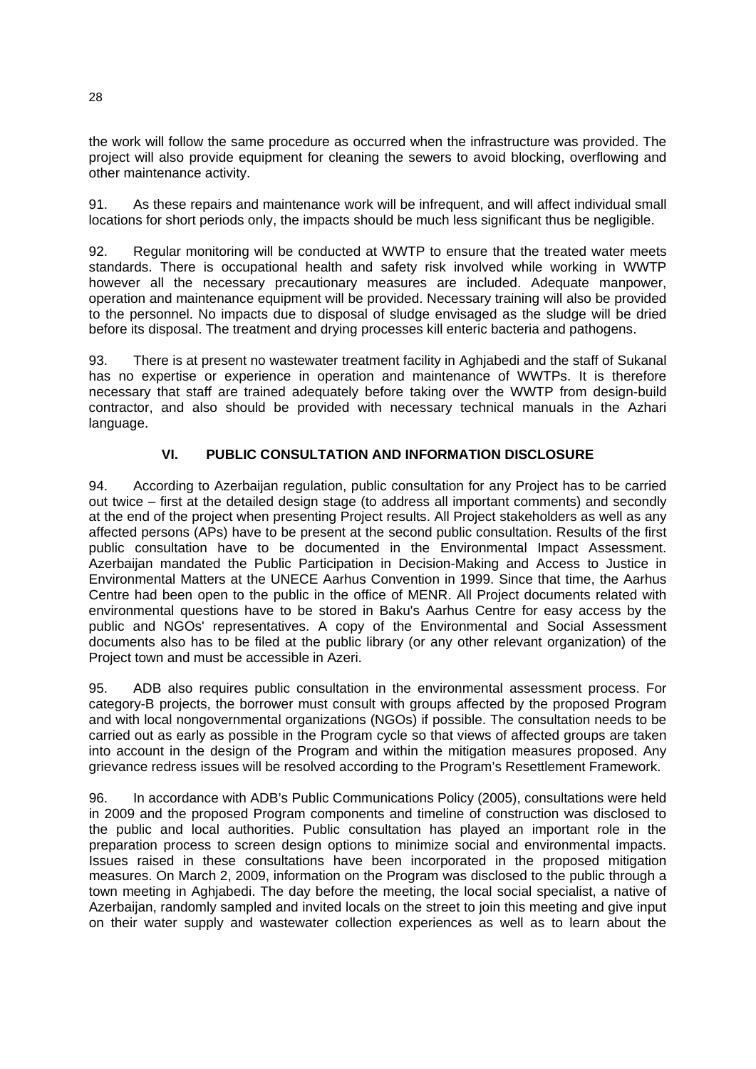the work will follow the same procedure as occurred when the infrastructure was provided. The project will also provide equipment for cleaning the sewers to avoid blocking, overflowing and other maintenance activity.

91. As these repairs and maintenance work will be infrequent, and will affect individual small locations for short periods only, the impacts should be much less significant thus be negligible.

92. Regular monitoring will be conducted at WWTP to ensure that the treated water meets standards. There is occupational health and safety risk involved while working in WWTP however all the necessary precautionary measures are included. Adequate manpower, operation and maintenance equipment will be provided. Necessary training will also be provided to the personnel. No impacts due to disposal of sludge envisaged as the sludge will be dried before its disposal. The treatment and drying processes kill enteric bacteria and pathogens.

93. There is at present no wastewater treatment facility in Aghjabedi and the staff of Sukanal has no expertise or experience in operation and maintenance of WWTPs. It is therefore necessary that staff are trained adequately before taking over the WWTP from design-build contractor, and also should be provided with necessary technical manuals in the Azhari language.

## VI. PUBLIC CONSULTATION AND INFORMATION DISCLOSURE

94. According to Azerbaijan regulation, public consultation for any Project has to be carried out twice – first at the detailed design stage (to address all important comments) and secondly at the end of the project when presenting Project results. All Project stakeholders as well as any affected persons (APs) have to be present at the second public consultation. Results of the first public consultation have to be documented in the Environmental Impact Assessment. Azerbaijan mandated the Public Participation in Decision-Making and Access to Justice in Environmental Matters at the UNECE Aarhus Convention in 1999. Since that time, the Aarhus Centre had been open to the public in the office of MENR. All Project documents related with environmental questions have to be stored in Baku's Aarhus Centre for easy access by the public and NGOs' representatives. A copy of the Environmental and Social Assessment documents also has to be filed at the public library (or any other relevant organization) of the Project town and must be accessible in Azeri.

95. ADB also requires public consultation in the environmental assessment process. For category-B projects, the borrower must consult with groups affected by the proposed Program and with local nongovernmental organizations (NGOs) if possible. The consultation needs to be carried out as early as possible in the Program cycle so that views of affected groups are taken into account in the design of the Program and within the mitigation measures proposed. Any grievance redress issues will be resolved according to the Program's Resettlement Framework.

96. In accordance with ADB's Public Communications Policy (2005), consultations were held in 2009 and the proposed Program components and timeline of construction was disclosed to the public and local authorities. Public consultation has played an important role in the preparation process to screen design options to minimize social and environmental impacts. Issues raised in these consultations have been incorporated in the proposed mitigation measures. On March 2, 2009, information on the Program was disclosed to the public through a town meeting in Aghjabedi. The day before the meeting, the local social specialist, a native of Azerbaijan, randomly sampled and invited locals on the street to join this meeting and give input on their water supply and wastewater collection experiences as well as to learn about the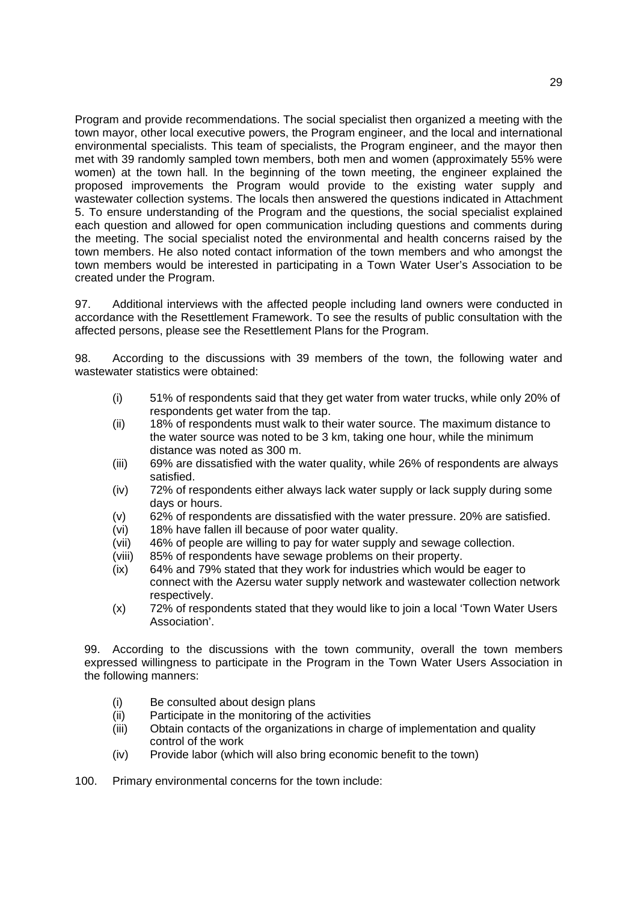Program and provide recommendations. The social specialist then organized a meeting with the town mayor, other local executive powers, the Program engineer, and the local and international environmental specialists. This team of specialists, the Program engineer, and the mayor then met with 39 randomly sampled town members, both men and women (approximately 55% were women) at the town hall. In the beginning of the town meeting, the engineer explained the proposed improvements the Program would provide to the existing water supply and wastewater collection systems. The locals then answered the questions indicated in Attachment 5. To ensure understanding of the Program and the questions, the social specialist explained each question and allowed for open communication including questions and comments during the meeting. The social specialist noted the environmental and health concerns raised by the town members. He also noted contact information of the town members and who amongst the town members would be interested in participating in a Town Water User's Association to be created under the Program.

97. Additional interviews with the affected people including land owners were conducted in accordance with the Resettlement Framework. To see the results of public consultation with the affected persons, please see the Resettlement Plans for the Program.

98. According to the discussions with 39 members of the town, the following water and wastewater statistics were obtained:

(i) 51% of respondents said that they get water from water trucks, while only 20% of respondents get water from the tap.
(ii) 18% of respondents must walk to their water source. The maximum distance to the water source was noted to be 3 km, taking one hour, while the minimum distance was noted as 300 m.
(iii) 69% are dissatisfied with the water quality, while 26% of respondents are always satisfied.
(iv) 72% of respondents either always lack water supply or lack supply during some days or hours.
(v) 62% of respondents are dissatisfied with the water pressure. 20% are satisfied.
(vi) 18% have fallen ill because of poor water quality.
(vii) 46% of people are willing to pay for water supply and sewage collection.
(viii) 85% of respondents have sewage problems on their property.
(ix) 64% and 79% stated that they work for industries which would be eager to connect with the Azersu water supply network and wastewater collection network respectively.
(x) 72% of respondents stated that they would like to join a local 'Town Water Users Association'.

99. According to the discussions with the town community, overall the town members expressed willingness to participate in the Program in the Town Water Users Association in the following manners:

(i) Be consulted about design plans
(ii) Participate in the monitoring of the activities
(iii) Obtain contacts of the organizations in charge of implementation and quality control of the work
(iv) Provide labor (which will also bring economic benefit to the town)

100. Primary environmental concerns for the town include: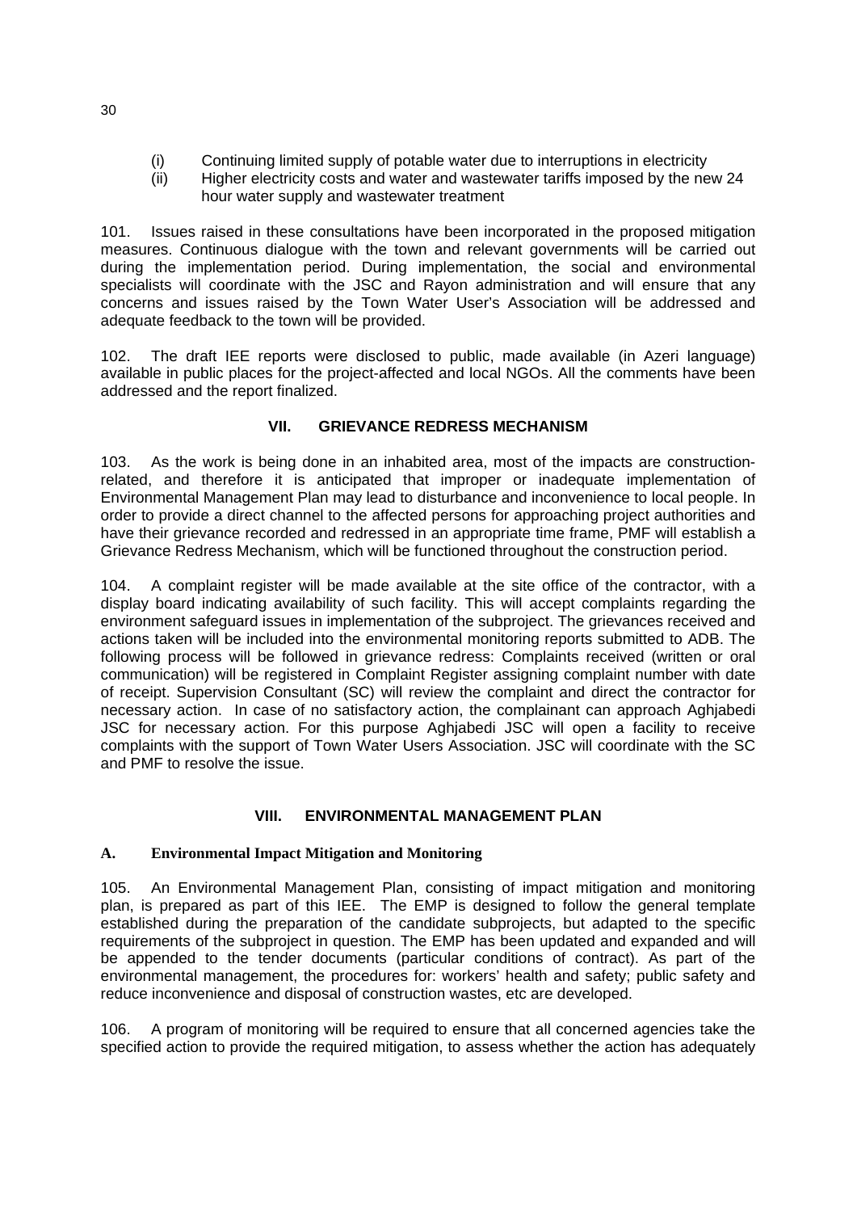(i) Continuing limited supply of potable water due to interruptions in electricity

(ii) Higher electricity costs and water and wastewater tariffs imposed by the new 24 hour water supply and wastewater treatment

101. Issues raised in these consultations have been incorporated in the proposed mitigation measures. Continuous dialogue with the town and relevant governments will be carried out during the implementation period. During implementation, the social and environmental specialists will coordinate with the JSC and Rayon administration and will ensure that any concerns and issues raised by the Town Water User's Association will be addressed and adequate feedback to the town will be provided.

102. The draft IEE reports were disclosed to public, made available (in Azeri language) available in public places for the project-affected and local NGOs. All the comments have been addressed and the report finalized.

## VII. GRIEVANCE REDRESS MECHANISM

103. As the work is being done in an inhabited area, most of the impacts are construction-related, and therefore it is anticipated that improper or inadequate implementation of Environmental Management Plan may lead to disturbance and inconvenience to local people. In order to provide a direct channel to the affected persons for approaching project authorities and have their grievance recorded and redressed in an appropriate time frame, PMF will establish a Grievance Redress Mechanism, which will be functioned throughout the construction period.

104. A complaint register will be made available at the site office of the contractor, with a display board indicating availability of such facility. This will accept complaints regarding the environment safeguard issues in implementation of the subproject. The grievances received and actions taken will be included into the environmental monitoring reports submitted to ADB. The following process will be followed in grievance redress: Complaints received (written or oral communication) will be registered in Complaint Register assigning complaint number with date of receipt. Supervision Consultant (SC) will review the complaint and direct the contractor for necessary action. In case of no satisfactory action, the complainant can approach Aghjabedi JSC for necessary action. For this purpose Aghjabedi JSC will open a facility to receive complaints with the support of Town Water Users Association. JSC will coordinate with the SC and PMF to resolve the issue.

## VIII. ENVIRONMENTAL MANAGEMENT PLAN

### A. Environmental Impact Mitigation and Monitoring

105. An Environmental Management Plan, consisting of impact mitigation and monitoring plan, is prepared as part of this IEE. The EMP is designed to follow the general template established during the preparation of the candidate subprojects, but adapted to the specific requirements of the subproject in question. The EMP has been updated and expanded and will be appended to the tender documents (particular conditions of contract). As part of the environmental management, the procedures for: workers' health and safety; public safety and reduce inconvenience and disposal of construction wastes, etc are developed.

106. A program of monitoring will be required to ensure that all concerned agencies take the specified action to provide the required mitigation, to assess whether the action has adequately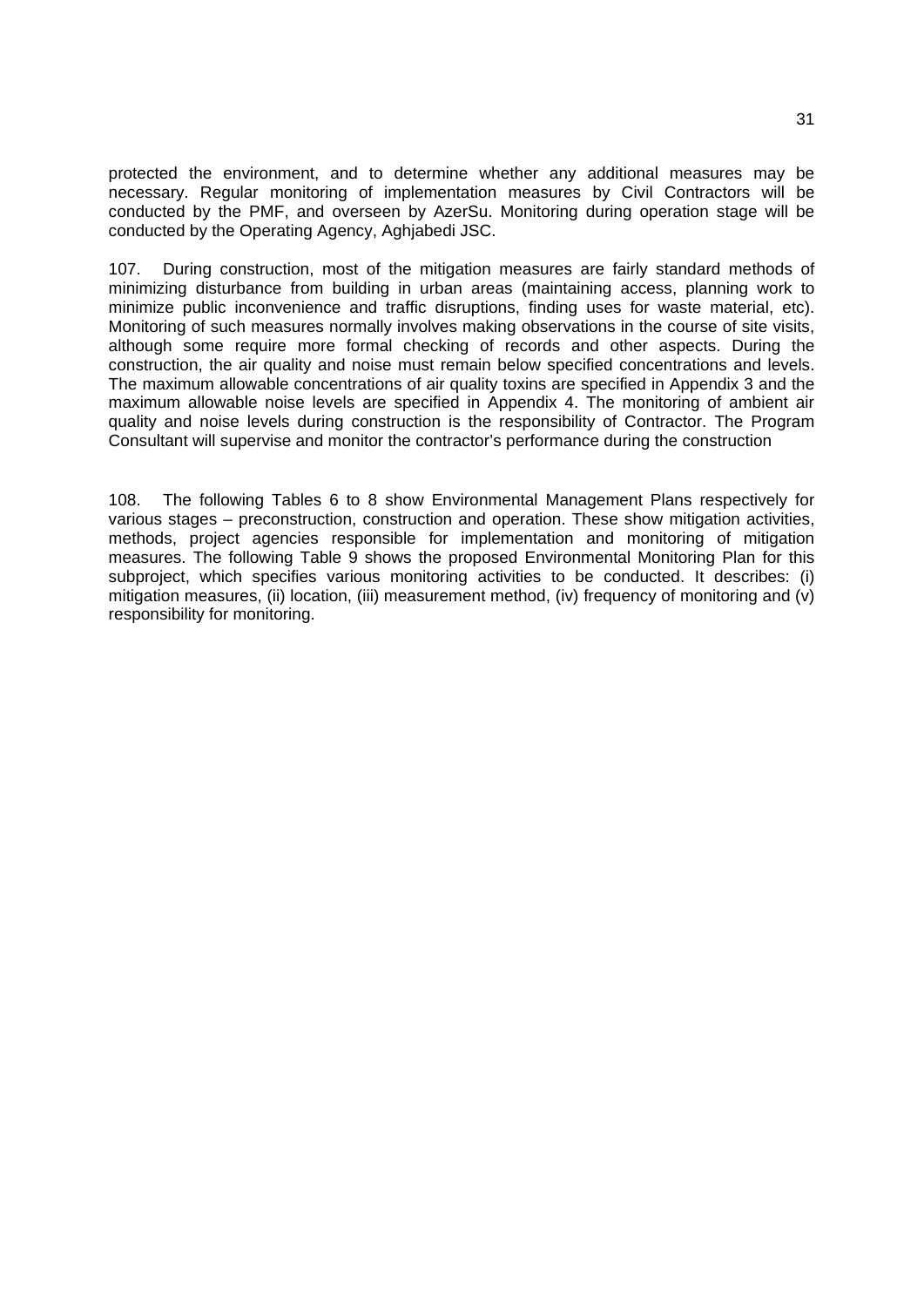protected the environment, and to determine whether any additional measures may be necessary. Regular monitoring of implementation measures by Civil Contractors will be conducted by the PMF, and overseen by AzerSu. Monitoring during operation stage will be conducted by the Operating Agency, Aghjabedi JSC.

107. During construction, most of the mitigation measures are fairly standard methods of minimizing disturbance from building in urban areas (maintaining access, planning work to minimize public inconvenience and traffic disruptions, finding uses for waste material, etc). Monitoring of such measures normally involves making observations in the course of site visits, although some require more formal checking of records and other aspects. During the construction, the air quality and noise must remain below specified concentrations and levels. The maximum allowable concentrations of air quality toxins are specified in Appendix 3 and the maximum allowable noise levels are specified in Appendix 4. The monitoring of ambient air quality and noise levels during construction is the responsibility of Contractor. The Program Consultant will supervise and monitor the contractor's performance during the construction

108. The following Tables 6 to 8 show Environmental Management Plans respectively for various stages – preconstruction, construction and operation. These show mitigation activities, methods, project agencies responsible for implementation and monitoring of mitigation measures. The following Table 9 shows the proposed Environmental Monitoring Plan for this subproject, which specifies various monitoring activities to be conducted. It describes: (i) mitigation measures, (ii) location, (iii) measurement method, (iv) frequency of monitoring and (v) responsibility for monitoring.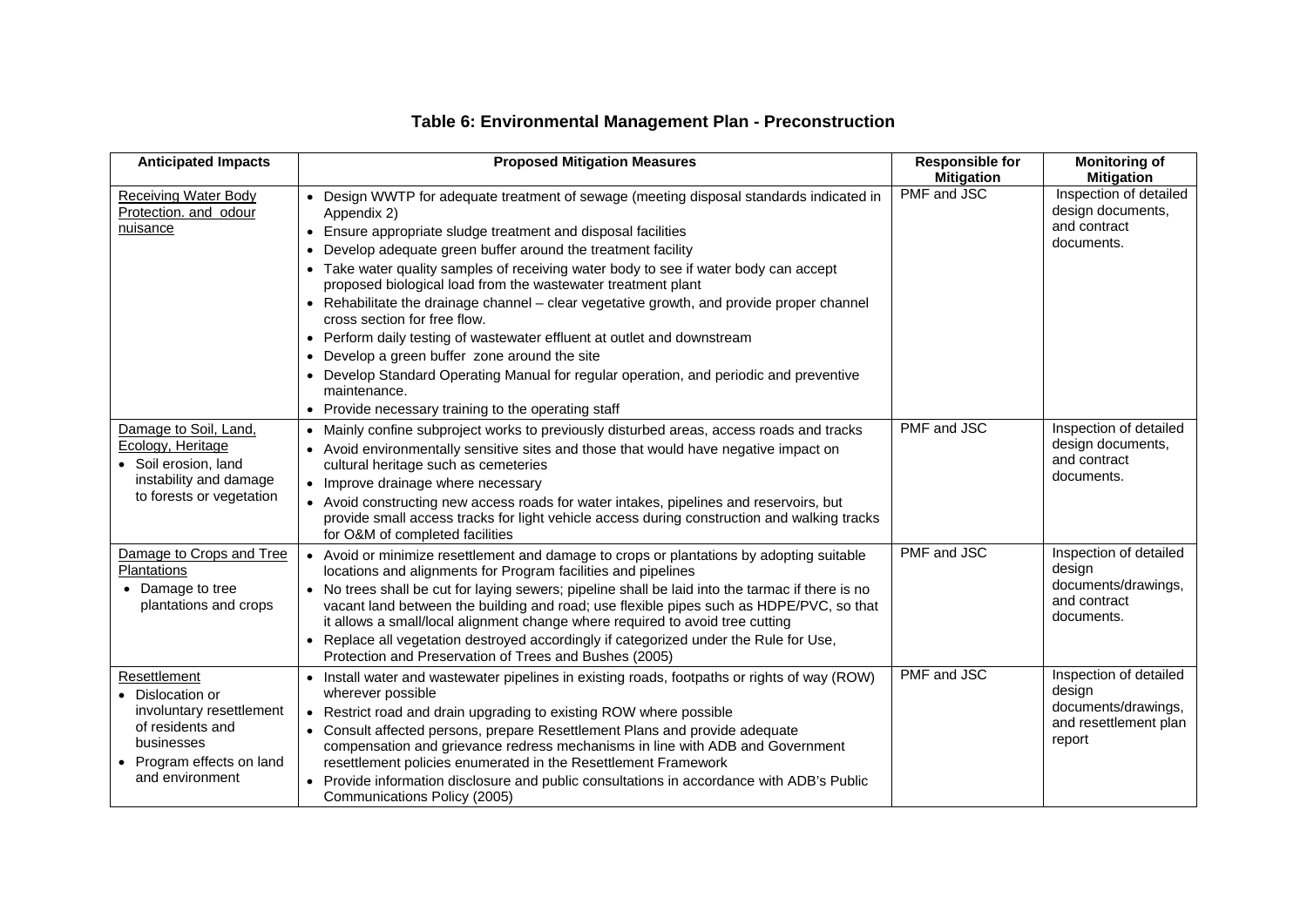## Table 6: Environmental Management Plan - Preconstruction

| Anticipated Impacts | Proposed Mitigation Measures | Responsible for Mitigation | Monitoring of Mitigation |
|---|---|---|---|
| Receiving Water Body Protection. and odour nuisance | • Design WWTP for adequate treatment of sewage (meeting disposal standards indicated in Appendix 2)<br>• Ensure appropriate sludge treatment and disposal facilities<br>• Develop adequate green buffer around the treatment facility<br>• Take water quality samples of receiving water body to see if water body can accept proposed biological load from the wastewater treatment plant<br>• Rehabilitate the drainage channel – clear vegetative growth, and provide proper channel cross section for free flow.<br>• Perform daily testing of wastewater effluent at outlet and downstream<br>• Develop a green buffer zone around the site<br>• Develop Standard Operating Manual for regular operation, and periodic and preventive maintenance.<br>• Provide necessary training to the operating staff | PMF and JSC | Inspection of detailed design documents, and contract documents. |
| Damage to Soil, Land, Ecology, Heritage<br>• Soil erosion, land instability and damage to forests or vegetation | • Mainly confine subproject works to previously disturbed areas, access roads and tracks<br>• Avoid environmentally sensitive sites and those that would have negative impact on cultural heritage such as cemeteries<br>• Improve drainage where necessary<br>• Avoid constructing new access roads for water intakes, pipelines and reservoirs, but provide small access tracks for light vehicle access during construction and walking tracks for O&M of completed facilities | PMF and JSC | Inspection of detailed design documents, and contract documents. |
| Damage to Crops and Tree Plantations<br>• Damage to tree plantations and crops | • Avoid or minimize resettlement and damage to crops or plantations by adopting suitable locations and alignments for Program facilities and pipelines<br>• No trees shall be cut for laying sewers; pipeline shall be laid into the tarmac if there is no vacant land between the building and road; use flexible pipes such as HDPE/PVC, so that it allows a small/local alignment change where required to avoid tree cutting<br>• Replace all vegetation destroyed accordingly if categorized under the Rule for Use, Protection and Preservation of Trees and Bushes (2005) | PMF and JSC | Inspection of detailed design documents/drawings, and contract documents. |
| Resettlement<br>• Dislocation or involuntary resettlement of residents and businesses<br>• Program effects on land and environment | • Install water and wastewater pipelines in existing roads, footpaths or rights of way (ROW) wherever possible<br>• Restrict road and drain upgrading to existing ROW where possible<br>• Consult affected persons, prepare Resettlement Plans and provide adequate compensation and grievance redress mechanisms in line with ADB and Government resettlement policies enumerated in the Resettlement Framework<br>• Provide information disclosure and public consultations in accordance with ADB's Public Communications Policy (2005) | PMF and JSC | Inspection of detailed design documents/drawings, and resettlement plan report |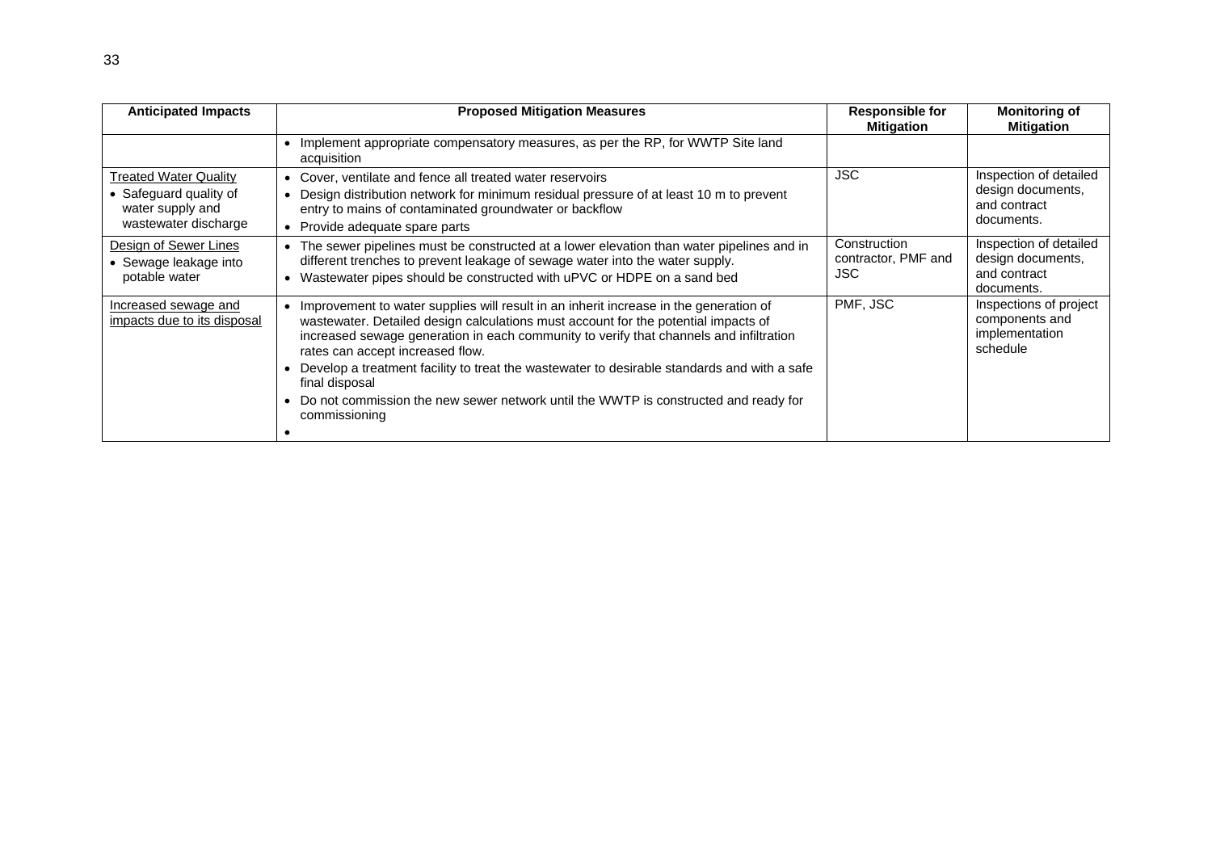| Anticipated Impacts | Proposed Mitigation Measures | Responsible for Mitigation | Monitoring of Mitigation |
|---|---|---|---|
| | • Implement appropriate compensatory measures, as per the RP, for WWTP Site land acquisition | | |
| Treated Water Quality<br>• Safeguard quality of water supply and wastewater discharge | • Cover, ventilate and fence all treated water reservoirs<br>• Design distribution network for minimum residual pressure of at least 10 m to prevent entry to mains of contaminated groundwater or backflow<br>• Provide adequate spare parts | JSC | Inspection of detailed design documents, and contract documents. |
| Design of Sewer Lines<br>• Sewage leakage into potable water | • The sewer pipelines must be constructed at a lower elevation than water pipelines and in different trenches to prevent leakage of sewage water into the water supply.<br>• Wastewater pipes should be constructed with uPVC or HDPE on a sand bed | Construction contractor, PMF and JSC | Inspection of detailed design documents, and contract documents. |
| Increased sewage and impacts due to its disposal | • Improvement to water supplies will result in an inherit increase in the generation of wastewater. Detailed design calculations must account for the potential impacts of increased sewage generation in each community to verify that channels and infiltration rates can accept increased flow.<br>• Develop a treatment facility to treat the wastewater to desirable standards and with a safe final disposal<br>• Do not commission the new sewer network until the WWTP is constructed and ready for commissioning<br>• | PMF, JSC | Inspections of project components and implementation schedule |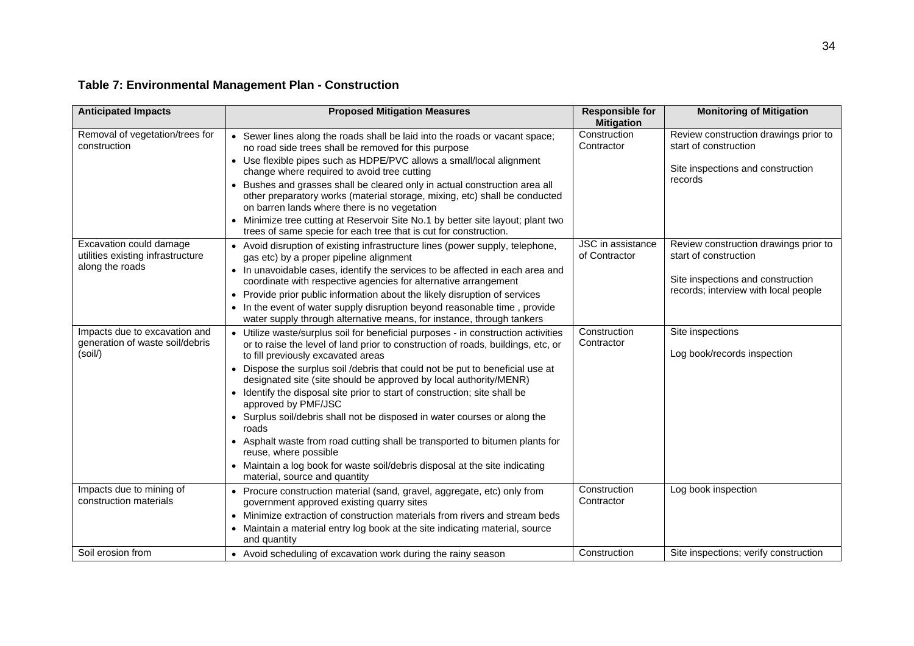## Table 7: Environmental Management Plan - Construction

| Anticipated Impacts | Proposed Mitigation Measures | Responsible for Mitigation | Monitoring of Mitigation |
|---|---|---|---|
| Removal of vegetation/trees for construction | • Sewer lines along the roads shall be laid into the roads or vacant space; no road side trees shall be removed for this purpose<br>• Use flexible pipes such as HDPE/PVC allows a small/local alignment change where required to avoid tree cutting<br>• Bushes and grasses shall be cleared only in actual construction area all other preparatory works (material storage, mixing, etc) shall be conducted on barren lands where there is no vegetation<br>• Minimize tree cutting at Reservoir Site No.1 by better site layout; plant two trees of same specie for each tree that is cut for construction. | Construction Contractor | Review construction drawings prior to start of construction<br><br>Site inspections and construction records |
| Excavation could damage utilities existing infrastructure along the roads | • Avoid disruption of existing infrastructure lines (power supply, telephone, gas etc) by a proper pipeline alignment<br>• In unavoidable cases, identify the services to be affected in each area and coordinate with respective agencies for alternative arrangement<br>• Provide prior public information about the likely disruption of services<br>• In the event of water supply disruption beyond reasonable time , provide water supply through alternative means, for instance, through tankers | JSC in assistance of Contractor | Review construction drawings prior to start of construction<br><br>Site inspections and construction records; interview with local people |
| Impacts due to excavation and generation of waste soil/debris (soil/) | • Utilize waste/surplus soil for beneficial purposes - in construction activities or to raise the level of land prior to construction of roads, buildings, etc, or to fill previously excavated areas<br>• Dispose the surplus soil /debris that could not be put to beneficial use at designated site (site should be approved by local authority/MENR)<br>• Identify the disposal site prior to start of construction; site shall be approved by PMF/JSC<br>• Surplus soil/debris shall not be disposed in water courses or along the roads<br>• Asphalt waste from road cutting shall be transported to bitumen plants for reuse, where possible<br>• Maintain a log book for waste soil/debris disposal at the site indicating material, source and quantity | Construction Contractor | Site inspections<br><br>Log book/records inspection |
| Impacts due to mining of construction materials | • Procure construction material (sand, gravel, aggregate, etc) only from government approved existing quarry sites<br>• Minimize extraction of construction materials from rivers and stream beds<br>• Maintain a material entry log book at the site indicating material, source and quantity | Construction Contractor | Log book inspection |
| Soil erosion from | • Avoid scheduling of excavation work during the rainy season | Construction | Site inspections; verify construction |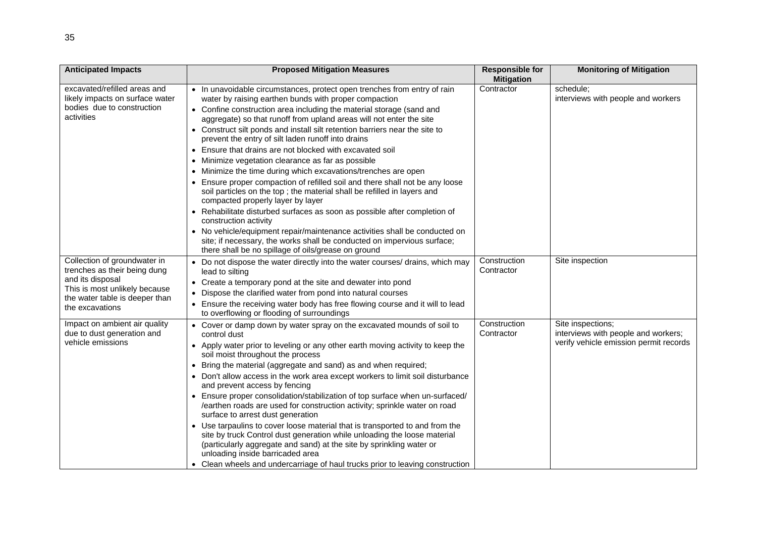| Anticipated Impacts | Proposed Mitigation Measures | Responsible for Mitigation | Monitoring of Mitigation |
| --- | --- | --- | --- |
| excavated/refilled areas and likely impacts on surface water bodies due to construction activities | • In unavoidable circumstances, protect open trenches from entry of rain water by raising earthen bunds with proper compaction<br>• Confine construction area including the material storage (sand and aggregate) so that runoff from upland areas will not enter the site<br>• Construct silt ponds and install silt retention barriers near the site to prevent the entry of silt laden runoff into drains<br>• Ensure that drains are not blocked with excavated soil<br>• Minimize vegetation clearance as far as possible<br>• Minimize the time during which excavations/trenches are open<br>• Ensure proper compaction of refilled soil and there shall not be any loose soil particles on the top ; the material shall be refilled in layers and compacted properly layer by layer<br>• Rehabilitate disturbed surfaces as soon as possible after completion of construction activity<br>• No vehicle/equipment repair/maintenance activities shall be conducted on site; if necessary, the works shall be conducted on impervious surface; there shall be no spillage of oils/grease on ground | Contractor | schedule;<br>interviews with people and workers |
| Collection of groundwater in trenches as their being dung and its disposal<br>This is most unlikely because the water table is deeper than the excavations | • Do not dispose the water directly into the water courses/ drains, which may lead to silting<br>• Create a temporary pond at the site and dewater into pond<br>• Dispose the clarified water from pond into natural courses<br>• Ensure the receiving water body has free flowing course and it will to lead to overflowing or flooding of surroundings | Construction Contractor | Site inspection |
| Impact on ambient air quality due to dust generation and vehicle emissions | • Cover or damp down by water spray on the excavated mounds of soil to control dust<br>• Apply water prior to leveling or any other earth moving activity to keep the soil moist throughout the process<br>• Bring the material (aggregate and sand) as and when required;<br>• Don't allow access in the work area except workers to limit soil disturbance and prevent access by fencing<br>• Ensure proper consolidation/stabilization of top surface when un-surfaced/ /earthen roads are used for construction activity; sprinkle water on road surface to arrest dust generation<br>• Use tarpaulins to cover loose material that is transported to and from the site by truck Control dust generation while unloading the loose material (particularly aggregate and sand) at the site by sprinkling water or unloading inside barricaded area<br>• Clean wheels and undercarriage of haul trucks prior to leaving construction | Construction Contractor | Site inspections;<br>interviews with people and workers;<br>verify vehicle emission permit records |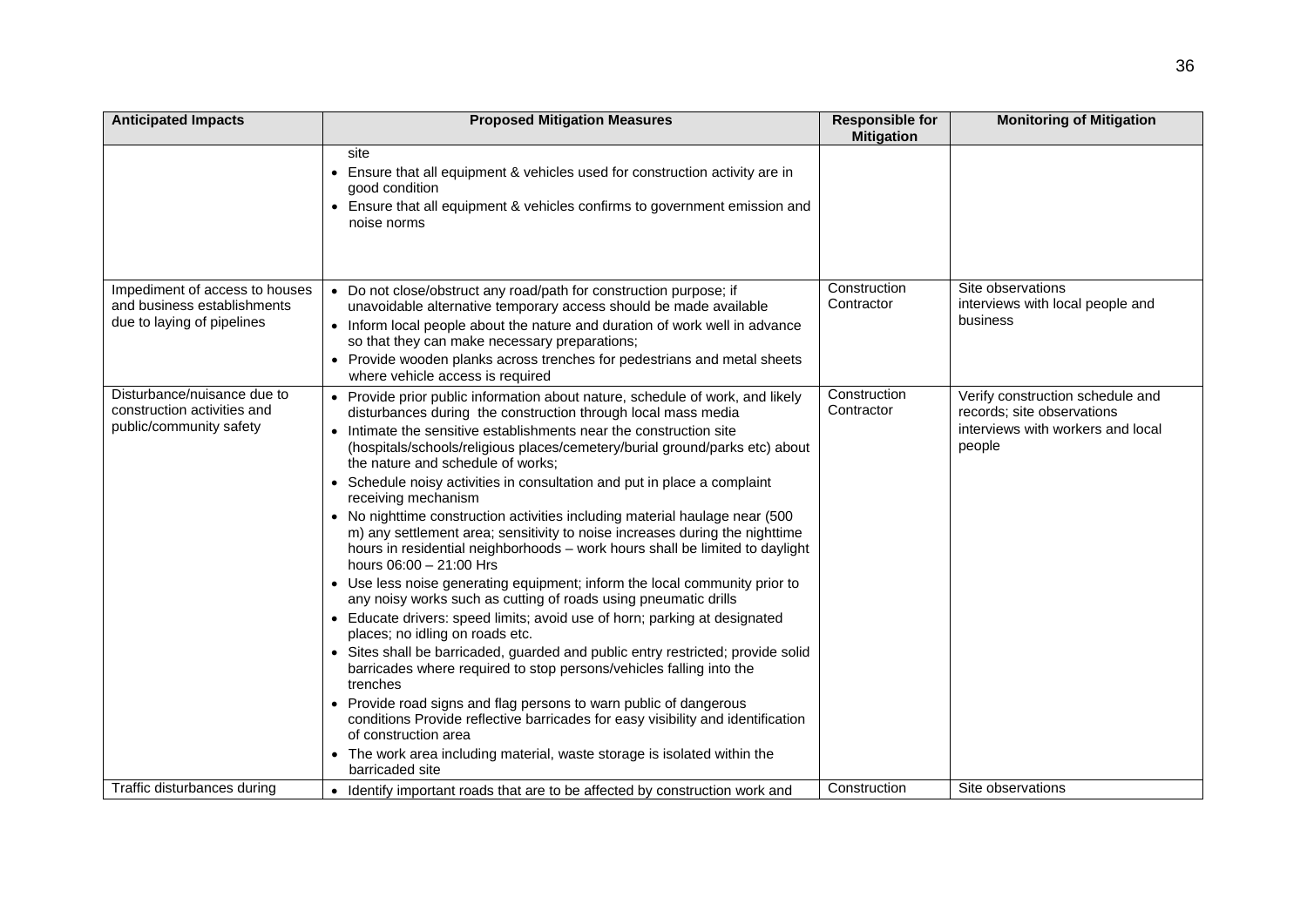| Anticipated Impacts | Proposed Mitigation Measures | Responsible for Mitigation | Monitoring of Mitigation |
|---|---|---|---|
| | site<br>• Ensure that all equipment & vehicles used for construction activity are in good condition<br>• Ensure that all equipment & vehicles confirms to government emission and noise norms | | |
| Impediment of access to houses and business establishments due to laying of pipelines | • Do not close/obstruct any road/path for construction purpose; if unavoidable alternative temporary access should be made available<br>• Inform local people about the nature and duration of work well in advance so that they can make necessary preparations;<br>• Provide wooden planks across trenches for pedestrians and metal sheets where vehicle access is required | Construction Contractor | Site observations interviews with local people and business |
| Disturbance/nuisance due to construction activities and public/community safety | • Provide prior public information about nature, schedule of work, and likely disturbances during the construction through local mass media<br>• Intimate the sensitive establishments near the construction site (hospitals/schools/religious places/cemetery/burial ground/parks etc) about the nature and schedule of works;<br>• Schedule noisy activities in consultation and put in place a complaint receiving mechanism<br>• No nighttime construction activities including material haulage near (500 m) any settlement area; sensitivity to noise increases during the nighttime hours in residential neighborhoods – work hours shall be limited to daylight hours 06:00 – 21:00 Hrs<br>• Use less noise generating equipment; inform the local community prior to any noisy works such as cutting of roads using pneumatic drills<br>• Educate drivers: speed limits; avoid use of horn; parking at designated places; no idling on roads etc.<br>• Sites shall be barricaded, guarded and public entry restricted; provide solid barricades where required to stop persons/vehicles falling into the trenches<br>• Provide road signs and flag persons to warn public of dangerous conditions Provide reflective barricades for easy visibility and identification of construction area<br>• The work area including material, waste storage is isolated within the barricaded site | Construction Contractor | Verify construction schedule and records; site observations interviews with workers and local people |
| Traffic disturbances during | • Identify important roads that are to be affected by construction work and | Construction | Site observations |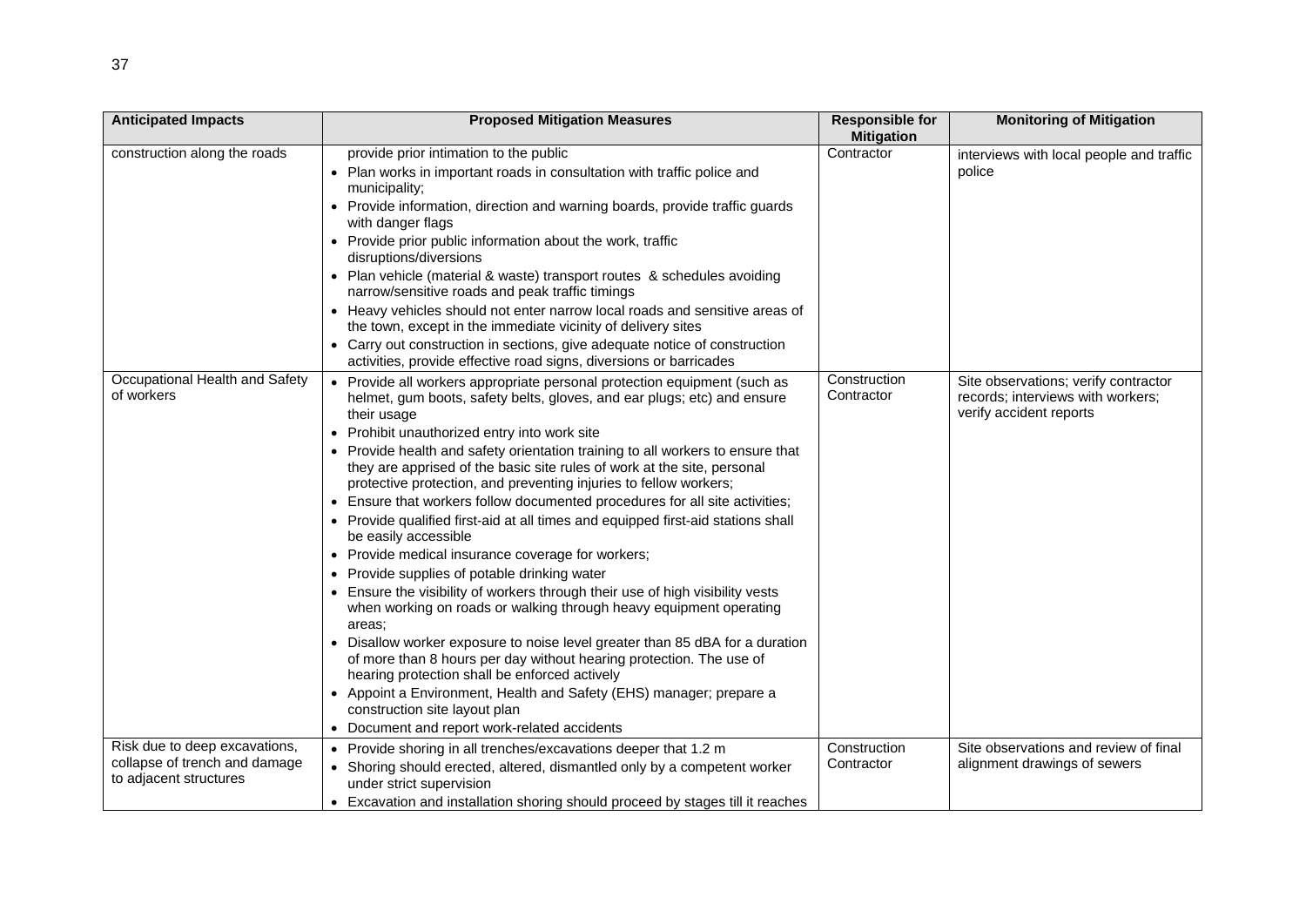| Anticipated Impacts | Proposed Mitigation Measures | Responsible for Mitigation | Monitoring of Mitigation |
|---|---|---|---|
| construction along the roads | provide prior intimation to the public<br>• Plan works in important roads in consultation with traffic police and municipality;<br>• Provide information, direction and warning boards, provide traffic guards with danger flags<br>• Provide prior public information about the work, traffic disruptions/diversions<br>• Plan vehicle (material & waste) transport routes & schedules avoiding narrow/sensitive roads and peak traffic timings<br>• Heavy vehicles should not enter narrow local roads and sensitive areas of the town, except in the immediate vicinity of delivery sites<br>• Carry out construction in sections, give adequate notice of construction activities, provide effective road signs, diversions or barricades | Contractor | interviews with local people and traffic police |
| Occupational Health and Safety of workers | • Provide all workers appropriate personal protection equipment (such as helmet, gum boots, safety belts, gloves, and ear plugs; etc) and ensure their usage<br>• Prohibit unauthorized entry into work site<br>• Provide health and safety orientation training to all workers to ensure that they are apprised of the basic site rules of work at the site, personal protective protection, and preventing injuries to fellow workers;<br>• Ensure that workers follow documented procedures for all site activities;<br>• Provide qualified first-aid at all times and equipped first-aid stations shall be easily accessible<br>• Provide medical insurance coverage for workers;<br>• Provide supplies of potable drinking water<br>• Ensure the visibility of workers through their use of high visibility vests when working on roads or walking through heavy equipment operating areas;<br>• Disallow worker exposure to noise level greater than 85 dBA for a duration of more than 8 hours per day without hearing protection. The use of hearing protection shall be enforced actively<br>• Appoint a Environment, Health and Safety (EHS) manager; prepare a construction site layout plan<br>• Document and report work-related accidents | Construction Contractor | Site observations; verify contractor records; interviews with workers; verify accident reports |
| Risk due to deep excavations, collapse of trench and damage to adjacent structures | • Provide shoring in all trenches/excavations deeper that 1.2 m<br>• Shoring should erected, altered, dismantled only by a competent worker under strict supervision<br>• Excavation and installation shoring should proceed by stages till it reaches | Construction Contractor | Site observations and review of final alignment drawings of sewers |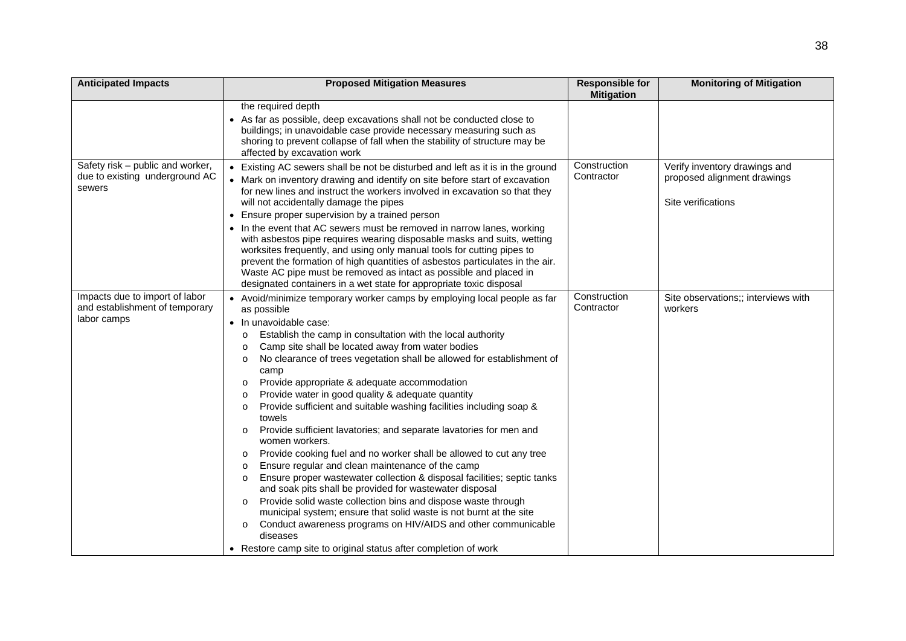| Anticipated Impacts | Proposed Mitigation Measures | Responsible for Mitigation | Monitoring of Mitigation |
|---|---|---|---|
| | the required depth<br>• As far as possible, deep excavations shall not be conducted close to buildings; in unavoidable case provide necessary measuring such as shoring to prevent collapse of fall when the stability of structure may be affected by excavation work | | |
| Safety risk – public and worker, due to existing underground AC sewers | • Existing AC sewers shall be not be disturbed and left as it is in the ground<br>• Mark on inventory drawing and identify on site before start of excavation for new lines and instruct the workers involved in excavation so that they will not accidentally damage the pipes<br>• Ensure proper supervision by a trained person<br>• In the event that AC sewers must be removed in narrow lanes, working with asbestos pipe requires wearing disposable masks and suits, wetting worksites frequently, and using only manual tools for cutting pipes to prevent the formation of high quantities of asbestos particulates in the air. Waste AC pipe must be removed as intact as possible and placed in designated containers in a wet state for appropriate toxic disposal | Construction Contractor | Verify inventory drawings and proposed alignment drawings<br><br>Site verifications |
| Impacts due to import of labor and establishment of temporary labor camps | • Avoid/minimize temporary worker camps by employing local people as far as possible<br>• In unavoidable case:<br>o Establish the camp in consultation with the local authority<br>o Camp site shall be located away from water bodies<br>o No clearance of trees vegetation shall be allowed for establishment of camp<br>o Provide appropriate & adequate accommodation<br>o Provide water in good quality & adequate quantity<br>o Provide sufficient and suitable washing facilities including soap & towels<br>o Provide sufficient lavatories; and separate lavatories for men and women workers.<br>o Provide cooking fuel and no worker shall be allowed to cut any tree<br>o Ensure regular and clean maintenance of the camp<br>o Ensure proper wastewater collection & disposal facilities; septic tanks and soak pits shall be provided for wastewater disposal<br>o Provide solid waste collection bins and dispose waste through municipal system; ensure that solid waste is not burnt at the site<br>o Conduct awareness programs on HIV/AIDS and other communicable diseases<br>• Restore camp site to original status after completion of work | Construction Contractor | Site observations;; interviews with workers |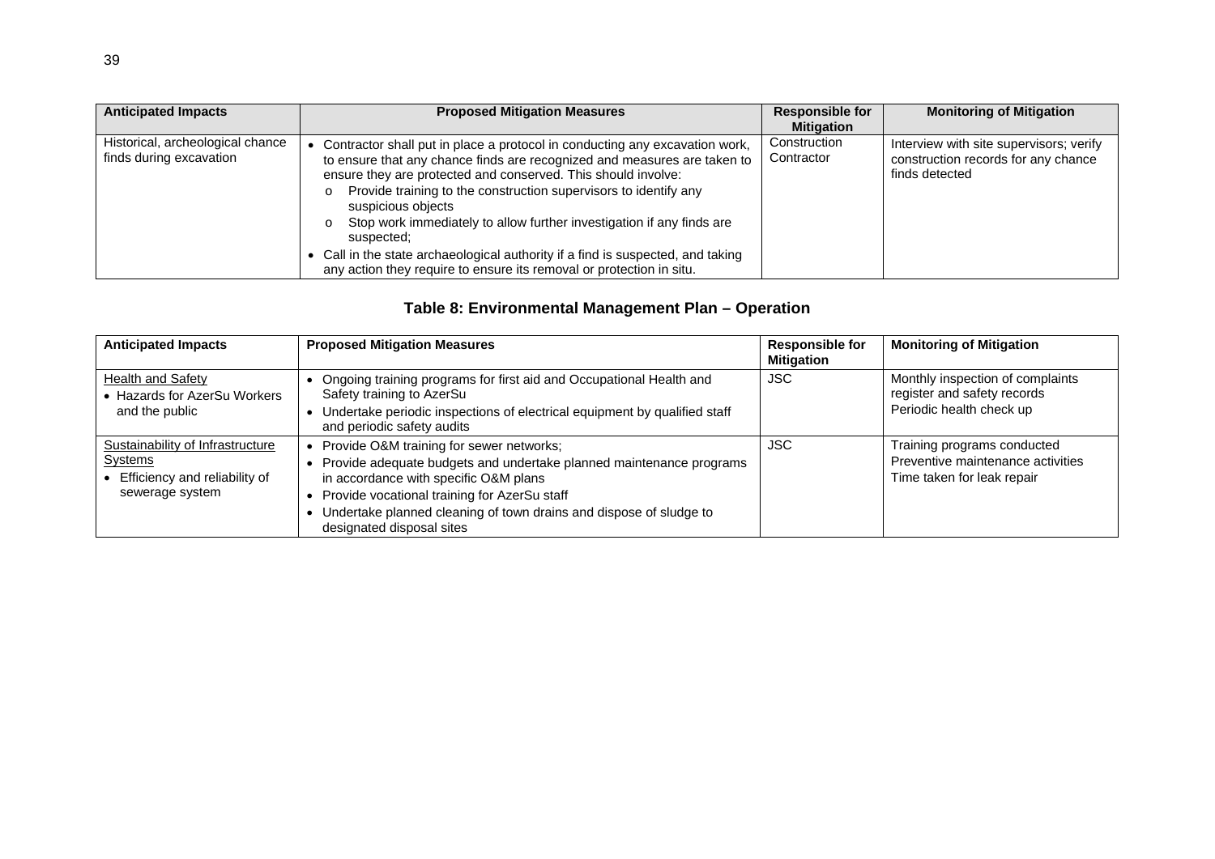| Anticipated Impacts | Proposed Mitigation Measures | Responsible for Mitigation | Monitoring of Mitigation |
|---|---|---|---|
| Historical, archeological chance finds during excavation | • Contractor shall put in place a protocol in conducting any excavation work, to ensure that any chance finds are recognized and measures are taken to ensure they are protected and conserved. This should involve:<br>o Provide training to the construction supervisors to identify any suspicious objects<br>o Stop work immediately to allow further investigation if any finds are suspected;<br>• Call in the state archaeological authority if a find is suspected, and taking any action they require to ensure its removal or protection in situ. | Construction Contractor | Interview with site supervisors; verify construction records for any chance finds detected |

## Table 8: Environmental Management Plan – Operation

| Anticipated Impacts | Proposed Mitigation Measures | Responsible for Mitigation | Monitoring of Mitigation |
|---|---|---|---|
| Health and Safety<br>• Hazards for AzerSu Workers and the public | • Ongoing training programs for first aid and Occupational Health and Safety training to AzerSu<br>• Undertake periodic inspections of electrical equipment by qualified staff and periodic safety audits | JSC | Monthly inspection of complaints register and safety records<br>Periodic health check up |
| Sustainability of Infrastructure Systems<br>• Efficiency and reliability of sewerage system | • Provide O&M training for sewer networks;<br>• Provide adequate budgets and undertake planned maintenance programs in accordance with specific O&M plans<br>• Provide vocational training for AzerSu staff<br>• Undertake planned cleaning of town drains and dispose of sludge to designated disposal sites | JSC | Training programs conducted<br>Preventive maintenance activities<br>Time taken for leak repair |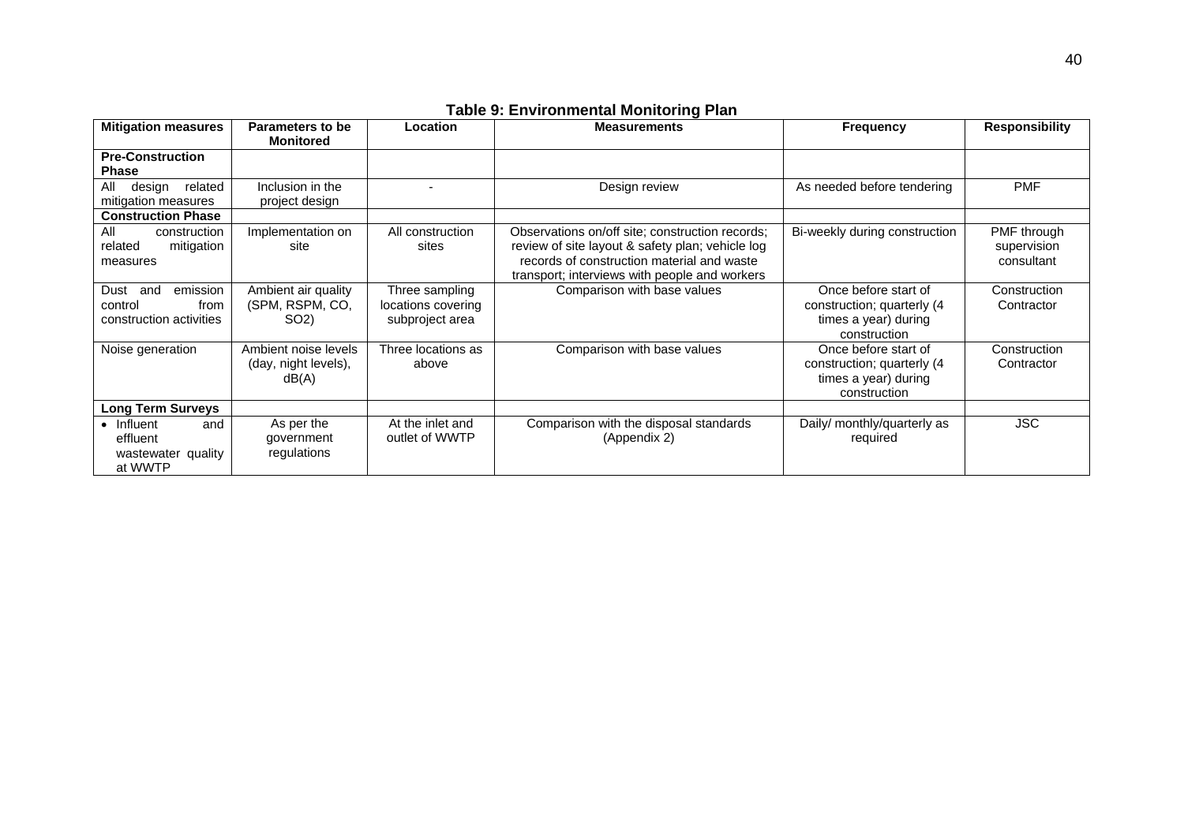**Table 9: Environmental Monitoring Plan**

| Mitigation measures | Parameters to be Monitored | Location | Measurements | Frequency | Responsibility |
|---|---|---|---|---|---|
| **Pre-Construction Phase** | | | | | |
| All design related mitigation measures | Inclusion in the project design | - | Design review | As needed before tendering | PMF |
| **Construction Phase** | | | | | |
| All construction related mitigation measures | Implementation on site | All construction sites | Observations on/off site; construction records; review of site layout & safety plan; vehicle log records of construction material and waste transport; interviews with people and workers | Bi-weekly during construction | PMF through supervision consultant |
| Dust and emission control from construction activities | Ambient air quality (SPM, RSPM, CO, $SO_2$) | Three sampling locations covering subproject area | Comparison with base values | Once before start of construction; quarterly (4 times a year) during construction | Construction Contractor |
| Noise generation | Ambient noise levels (day, night levels), dB(A) | Three locations as above | Comparison with base values | Once before start of construction; quarterly (4 times a year) during construction | Construction Contractor |
| **Long Term Surveys** | | | | | |
| • Influent and effluent wastewater quality at WWTP | As per the government regulations | At the inlet and outlet of WWTP | Comparison with the disposal standards (Appendix 2) | Daily/ monthly/quarterly as required | JSC |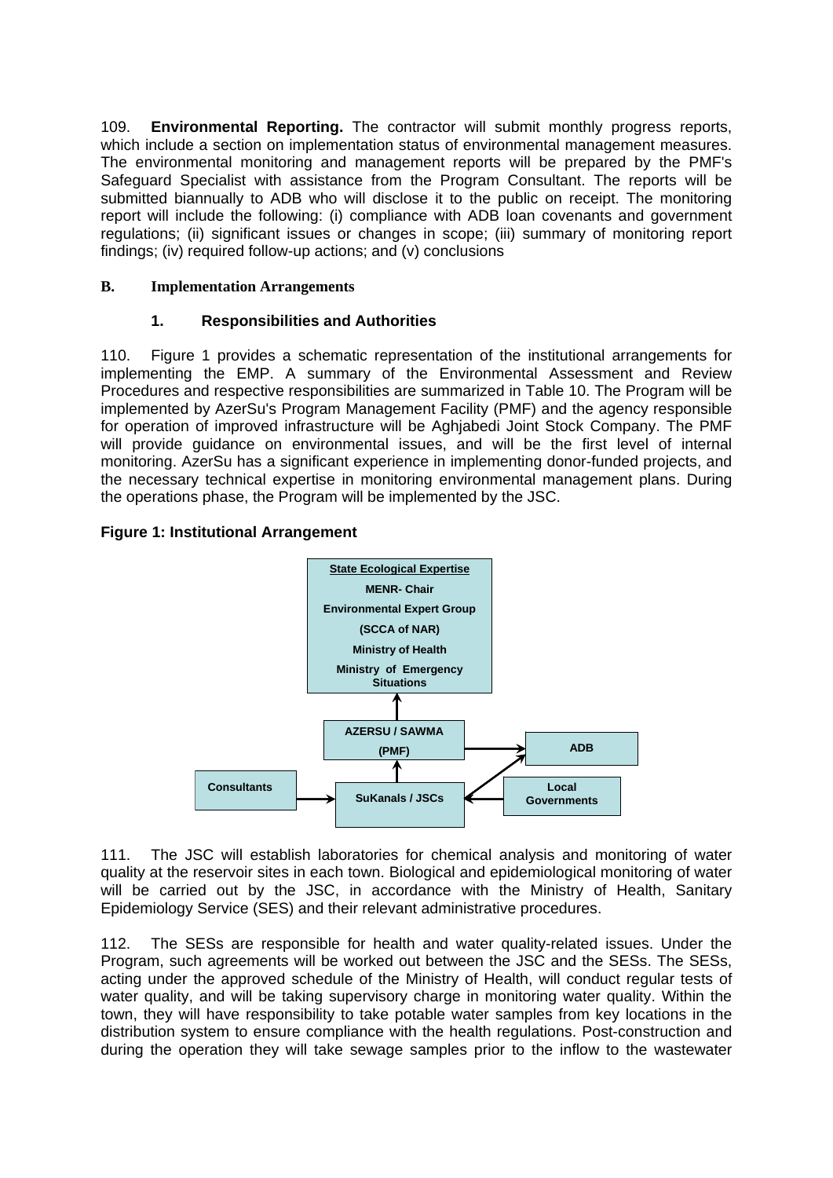109. **Environmental Reporting.** The contractor will submit monthly progress reports, which include a section on implementation status of environmental management measures. The environmental monitoring and management reports will be prepared by the PMF's Safeguard Specialist with assistance from the Program Consultant. The reports will be submitted biannually to ADB who will disclose it to the public on receipt. The monitoring report will include the following: (i) compliance with ADB loan covenants and government regulations; (ii) significant issues or changes in scope; (iii) summary of monitoring report findings; (iv) required follow-up actions; and (v) conclusions

## B. Implementation Arrangements

### 1. Responsibilities and Authorities

110. Figure 1 provides a schematic representation of the institutional arrangements for implementing the EMP. A summary of the Environmental Assessment and Review Procedures and respective responsibilities are summarized in Table 10. The Program will be implemented by AzerSu's Program Management Facility (PMF) and the agency responsible for operation of improved infrastructure will be Aghjabedi Joint Stock Company. The PMF will provide guidance on environmental issues, and will be the first level of internal monitoring. AzerSu has a significant experience in implementing donor-funded projects, and the necessary technical expertise in monitoring environmental management plans. During the operations phase, the Program will be implemented by the JSC.

**Figure 1: Institutional Arrangement**

**State Ecological Expertise**
**MENR- Chair**
**Environmental Expert Group**
**(SCCA of NAR)**
**Ministry of Health**
**Ministry of Emergency Situations**

**AZERSU / SAWMA (PMF)**

**ADB**

**Consultants**

**SuKanals / JSCs**

**Local Governments**

111. The JSC will establish laboratories for chemical analysis and monitoring of water quality at the reservoir sites in each town. Biological and epidemiological monitoring of water will be carried out by the JSC, in accordance with the Ministry of Health, Sanitary Epidemiology Service (SES) and their relevant administrative procedures.

112. The SESs are responsible for health and water quality-related issues. Under the Program, such agreements will be worked out between the JSC and the SESs. The SESs, acting under the approved schedule of the Ministry of Health, will conduct regular tests of water quality, and will be taking supervisory charge in monitoring water quality. Within the town, they will have responsibility to take potable water samples from key locations in the distribution system to ensure compliance with the health regulations. Post-construction and during the operation they will take sewage samples prior to the inflow to the wastewater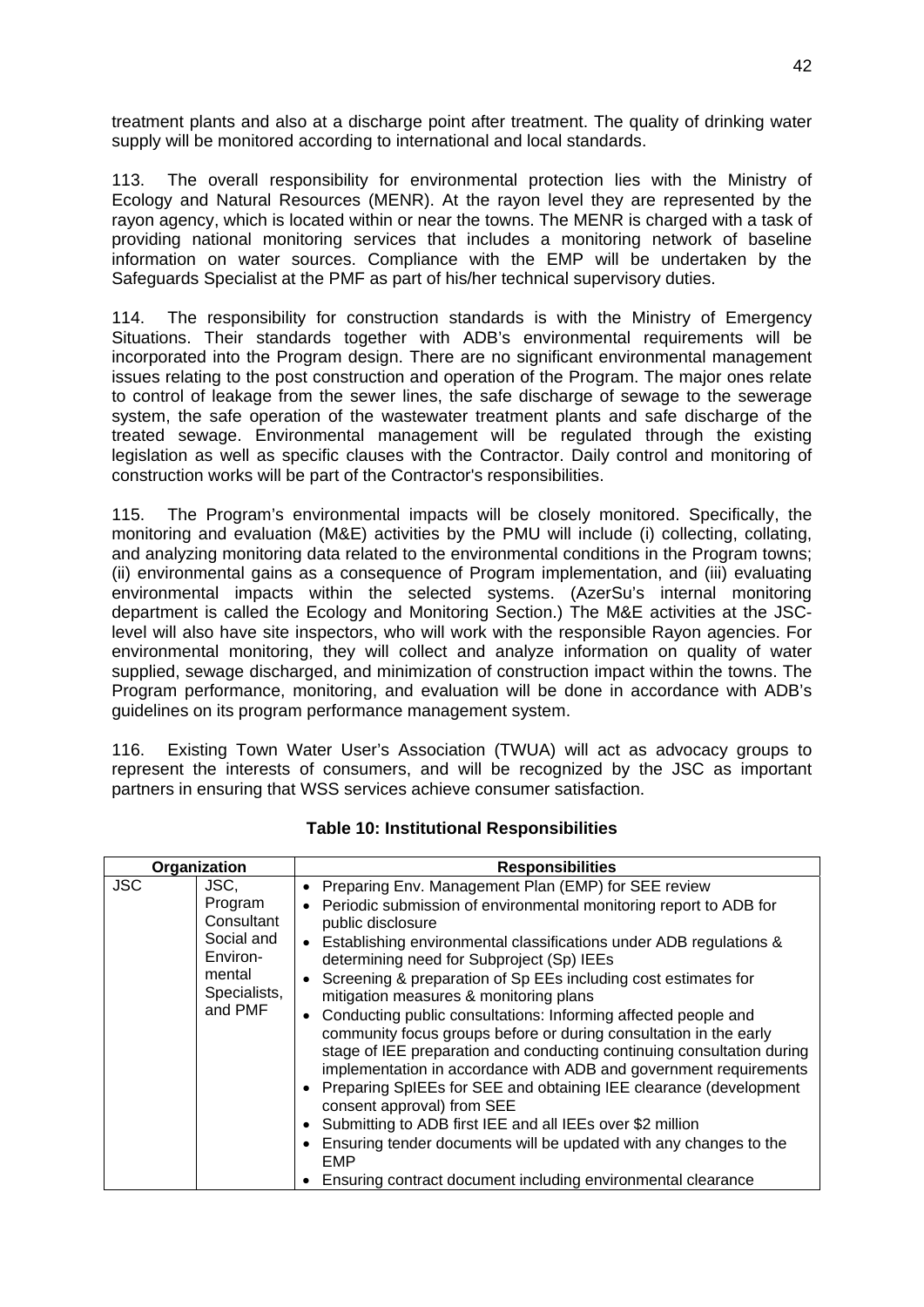treatment plants and also at a discharge point after treatment. The quality of drinking water supply will be monitored according to international and local standards.

113. The overall responsibility for environmental protection lies with the Ministry of Ecology and Natural Resources (MENR). At the rayon level they are represented by the rayon agency, which is located within or near the towns. The MENR is charged with a task of providing national monitoring services that includes a monitoring network of baseline information on water sources. Compliance with the EMP will be undertaken by the Safeguards Specialist at the PMF as part of his/her technical supervisory duties.

114. The responsibility for construction standards is with the Ministry of Emergency Situations. Their standards together with ADB's environmental requirements will be incorporated into the Program design. There are no significant environmental management issues relating to the post construction and operation of the Program. The major ones relate to control of leakage from the sewer lines, the safe discharge of sewage to the sewerage system, the safe operation of the wastewater treatment plants and safe discharge of the treated sewage. Environmental management will be regulated through the existing legislation as well as specific clauses with the Contractor. Daily control and monitoring of construction works will be part of the Contractor's responsibilities.

115. The Program's environmental impacts will be closely monitored. Specifically, the monitoring and evaluation (M&E) activities by the PMU will include (i) collecting, collating, and analyzing monitoring data related to the environmental conditions in the Program towns; (ii) environmental gains as a consequence of Program implementation, and (iii) evaluating environmental impacts within the selected systems. (AzerSu's internal monitoring department is called the Ecology and Monitoring Section.) The M&E activities at the JSC-level will also have site inspectors, who will work with the responsible Rayon agencies. For environmental monitoring, they will collect and analyze information on quality of water supplied, sewage discharged, and minimization of construction impact within the towns. The Program performance, monitoring, and evaluation will be done in accordance with ADB's guidelines on its program performance management system.

116. Existing Town Water User's Association (TWUA) will act as advocacy groups to represent the interests of consumers, and will be recognized by the JSC as important partners in ensuring that WSS services achieve consumer satisfaction.

**Table 10: Institutional Responsibilities**

| Organization | | Responsibilities |
|---|---|---|
| JSC | JSC, Program Consultant Social and Environmental Specialists, and PMF | • Preparing Env. Management Plan (EMP) for SEE review<br>• Periodic submission of environmental monitoring report to ADB for public disclosure<br>• Establishing environmental classifications under ADB regulations & determining need for Subproject (Sp) IEEs<br>• Screening & preparation of Sp EEs including cost estimates for mitigation measures & monitoring plans<br>• Conducting public consultations: Informing affected people and community focus groups before or during consultation in the early stage of IEE preparation and conducting continuing consultation during implementation in accordance with ADB and government requirements<br>• Preparing SpIEEs for SEE and obtaining IEE clearance (development consent approval) from SEE<br>• Submitting to ADB first IEE and all IEEs over $2 million<br>• Ensuring tender documents will be updated with any changes to the EMP<br>• Ensuring contract document including environmental clearance |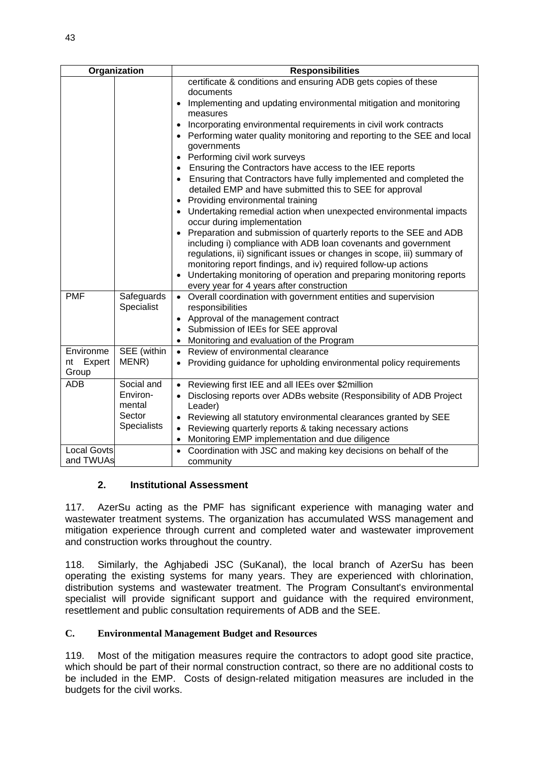| Organization | | Responsibilities |
|---|---|---|
| | | certificate & conditions and ensuring ADB gets copies of these documents<br>• Implementing and updating environmental mitigation and monitoring measures<br>• Incorporating environmental requirements in civil work contracts<br>• Performing water quality monitoring and reporting to the SEE and local governments<br>• Performing civil work surveys<br>• Ensuring the Contractors have access to the IEE reports<br>• Ensuring that Contractors have fully implemented and completed the detailed EMP and have submitted this to SEE for approval<br>• Providing environmental training<br>• Undertaking remedial action when unexpected environmental impacts occur during implementation<br>• Preparation and submission of quarterly reports to the SEE and ADB including i) compliance with ADB loan covenants and government regulations, ii) significant issues or changes in scope, iii) summary of monitoring report findings, and iv) required follow-up actions<br>• Undertaking monitoring of operation and preparing monitoring reports every year for 4 years after construction |
| PMF | Safeguards Specialist | • Overall coordination with government entities and supervision responsibilities<br>• Approval of the management contract<br>• Submission of IEEs for SEE approval<br>• Monitoring and evaluation of the Program |
| Environment Expert Group | SEE (within MENR) | • Review of environmental clearance<br>• Providing guidance for upholding environmental policy requirements |
| ADB | Social and Environmental Sector Specialists | • Reviewing first IEE and all IEEs over $2million<br>• Disclosing reports over ADBs website (Responsibility of ADB Project Leader)<br>• Reviewing all statutory environmental clearances granted by SEE<br>• Reviewing quarterly reports & taking necessary actions<br>• Monitoring EMP implementation and due diligence |
| Local Govts and TWUAs | | • Coordination with JSC and making key decisions on behalf of the community |

### 2. Institutional Assessment

117. AzerSu acting as the PMF has significant experience with managing water and wastewater treatment systems. The organization has accumulated WSS management and mitigation experience through current and completed water and wastewater improvement and construction works throughout the country.

118. Similarly, the Aghjabedi JSC (SuKanal), the local branch of AzerSu has been operating the existing systems for many years. They are experienced with chlorination, distribution systems and wastewater treatment. The Program Consultant's environmental specialist will provide significant support and guidance with the required environment, resettlement and public consultation requirements of ADB and the SEE.

## C. Environmental Management Budget and Resources

119. Most of the mitigation measures require the contractors to adopt good site practice, which should be part of their normal construction contract, so there are no additional costs to be included in the EMP. Costs of design-related mitigation measures are included in the budgets for the civil works.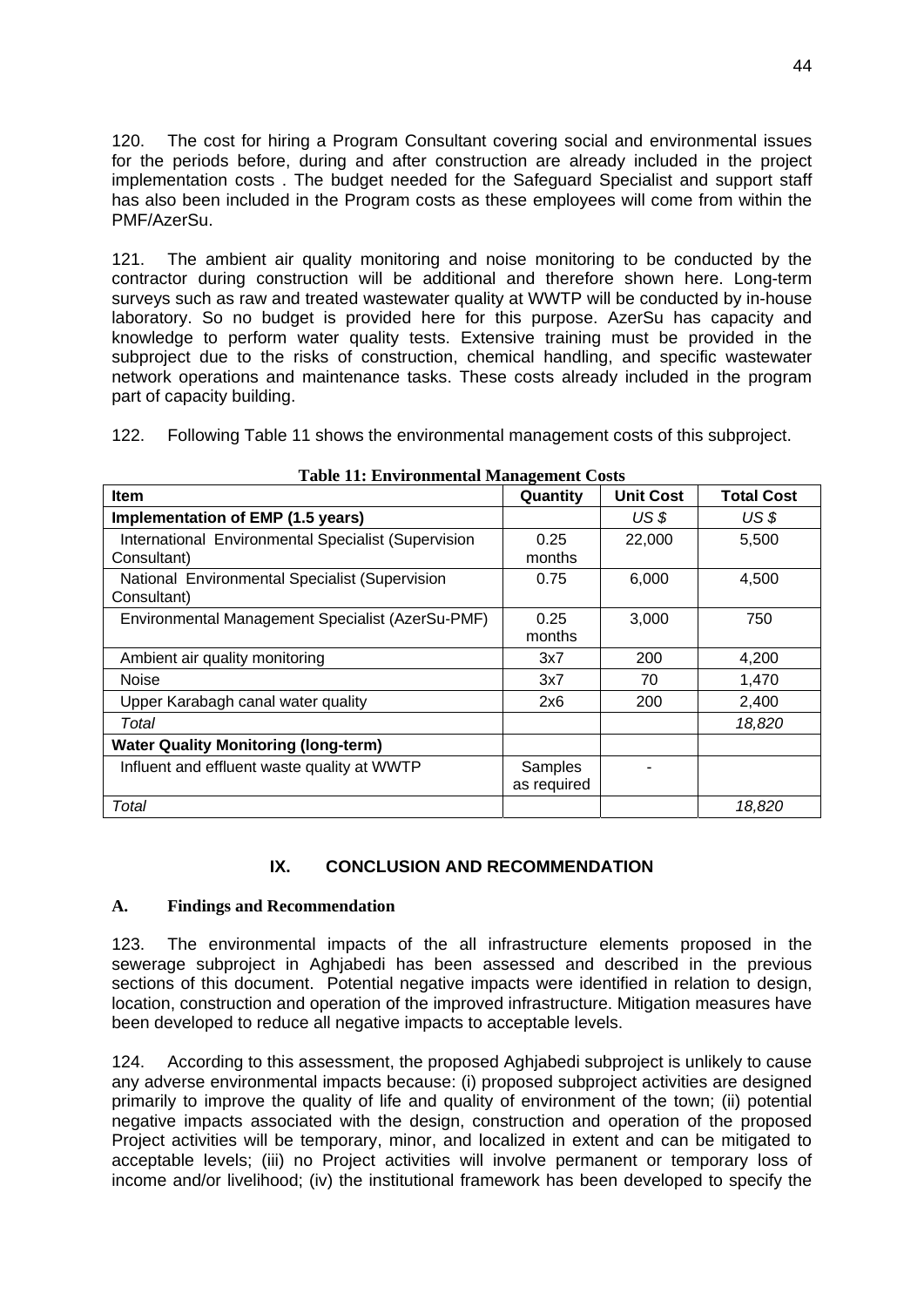120. The cost for hiring a Program Consultant covering social and environmental issues for the periods before, during and after construction are already included in the project implementation costs . The budget needed for the Safeguard Specialist and support staff has also been included in the Program costs as these employees will come from within the PMF/AzerSu.

121. The ambient air quality monitoring and noise monitoring to be conducted by the contractor during construction will be additional and therefore shown here. Long-term surveys such as raw and treated wastewater quality at WWTP will be conducted by in-house laboratory. So no budget is provided here for this purpose. AzerSu has capacity and knowledge to perform water quality tests. Extensive training must be provided in the subproject due to the risks of construction, chemical handling, and specific wastewater network operations and maintenance tasks. These costs already included in the program part of capacity building.

122. Following Table 11 shows the environmental management costs of this subproject.

**Table 11: Environmental Management Costs**

| Item | Quantity | Unit Cost | Total Cost |
|---|---|---|---|
| **Implementation of EMP (1.5 years)** | | *US $* | *US $* |
| International Environmental Specialist (Supervision Consultant) | 0.25 months | 22,000 | 5,500 |
| National Environmental Specialist (Supervision Consultant) | 0.75 | 6,000 | 4,500 |
| Environmental Management Specialist (AzerSu-PMF) | 0.25 months | 3,000 | 750 |
| Ambient air quality monitoring | 3x7 | 200 | 4,200 |
| Noise | 3x7 | 70 | 1,470 |
| Upper Karabagh canal water quality | 2x6 | 200 | 2,400 |
| *Total* | | | *18,820* |
| **Water Quality Monitoring (long-term)** | | | |
| Influent and effluent waste quality at WWTP | Samples as required | - | |
| *Total* | | | *18,820* |

## IX. CONCLUSION AND RECOMMENDATION

### A. Findings and Recommendation

123. The environmental impacts of the all infrastructure elements proposed in the sewerage subproject in Aghjabedi has been assessed and described in the previous sections of this document. Potential negative impacts were identified in relation to design, location, construction and operation of the improved infrastructure. Mitigation measures have been developed to reduce all negative impacts to acceptable levels.

124. According to this assessment, the proposed Aghjabedi subproject is unlikely to cause any adverse environmental impacts because: (i) proposed subproject activities are designed primarily to improve the quality of life and quality of environment of the town; (ii) potential negative impacts associated with the design, construction and operation of the proposed Project activities will be temporary, minor, and localized in extent and can be mitigated to acceptable levels; (iii) no Project activities will involve permanent or temporary loss of income and/or livelihood; (iv) the institutional framework has been developed to specify the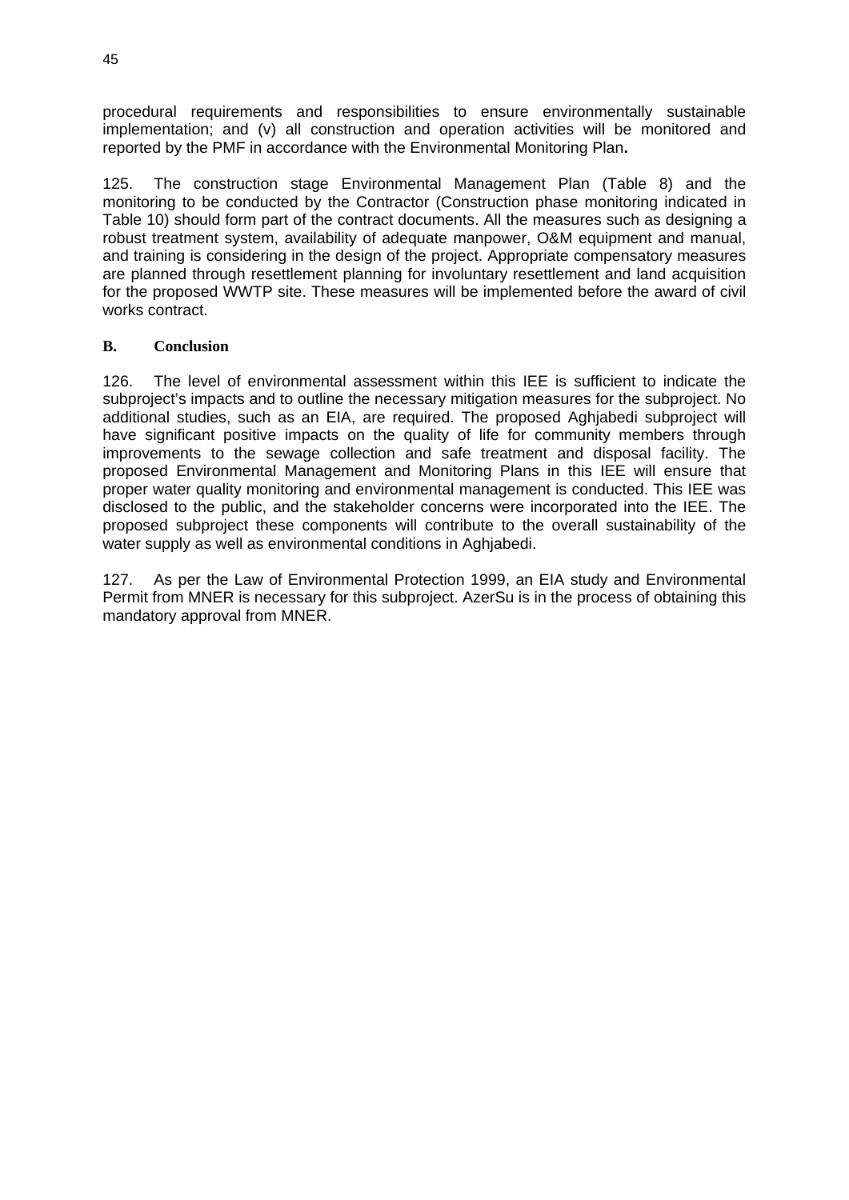procedural requirements and responsibilities to ensure environmentally sustainable implementation; and (v) all construction and operation activities will be monitored and reported by the PMF in accordance with the Environmental Monitoring Plan**.**

125. The construction stage Environmental Management Plan (Table 8) and the monitoring to be conducted by the Contractor (Construction phase monitoring indicated in Table 10) should form part of the contract documents. All the measures such as designing a robust treatment system, availability of adequate manpower, O&M equipment and manual, and training is considering in the design of the project. Appropriate compensatory measures are planned through resettlement planning for involuntary resettlement and land acquisition for the proposed WWTP site. These measures will be implemented before the award of civil works contract.

### B. Conclusion

126. The level of environmental assessment within this IEE is sufficient to indicate the subproject's impacts and to outline the necessary mitigation measures for the subproject. No additional studies, such as an EIA, are required. The proposed Aghjabedi subproject will have significant positive impacts on the quality of life for community members through improvements to the sewage collection and safe treatment and disposal facility. The proposed Environmental Management and Monitoring Plans in this IEE will ensure that proper water quality monitoring and environmental management is conducted. This IEE was disclosed to the public, and the stakeholder concerns were incorporated into the IEE. The proposed subproject these components will contribute to the overall sustainability of the water supply as well as environmental conditions in Aghjabedi.

127. As per the Law of Environmental Protection 1999, an EIA study and Environmental Permit from MNER is necessary for this subproject. AzerSu is in the process of obtaining this mandatory approval from MNER.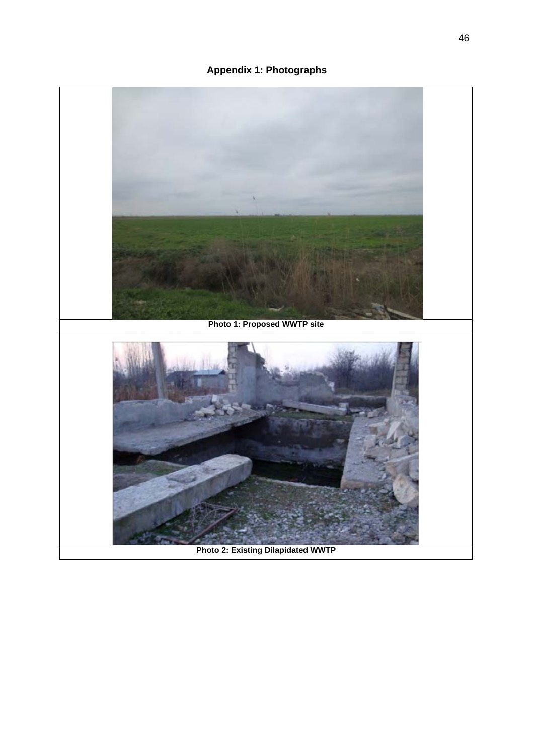# Appendix 1: Photographs

Photo 1: Proposed WWTP site

Photo 2: Existing Dilapidated WWTP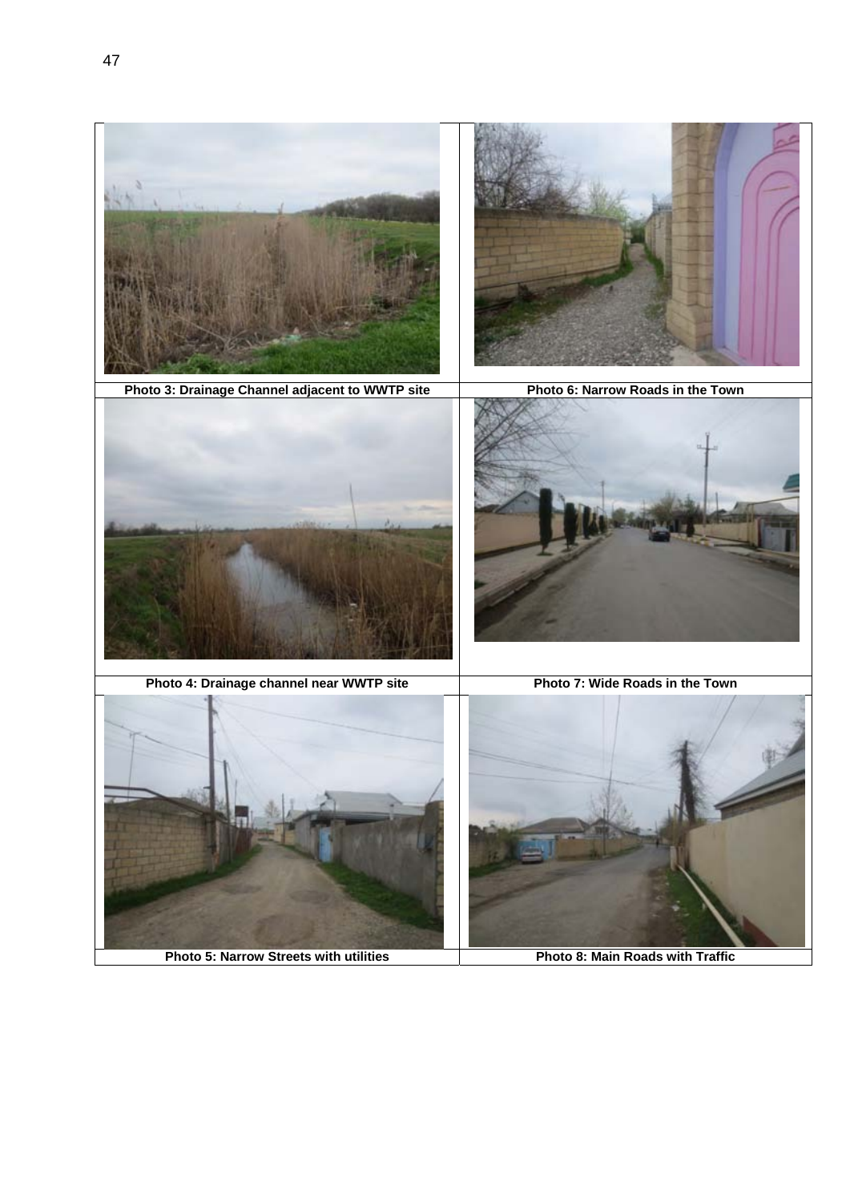| Photo 3: Drainage Channel adjacent to WWTP site | Photo 6: Narrow Roads in the Town |
| --- | --- |
| Photo 4: Drainage channel near WWTP site | Photo 7: Wide Roads in the Town |
| Photo 5: Narrow Streets with utilities | Photo 8: Main Roads with Traffic |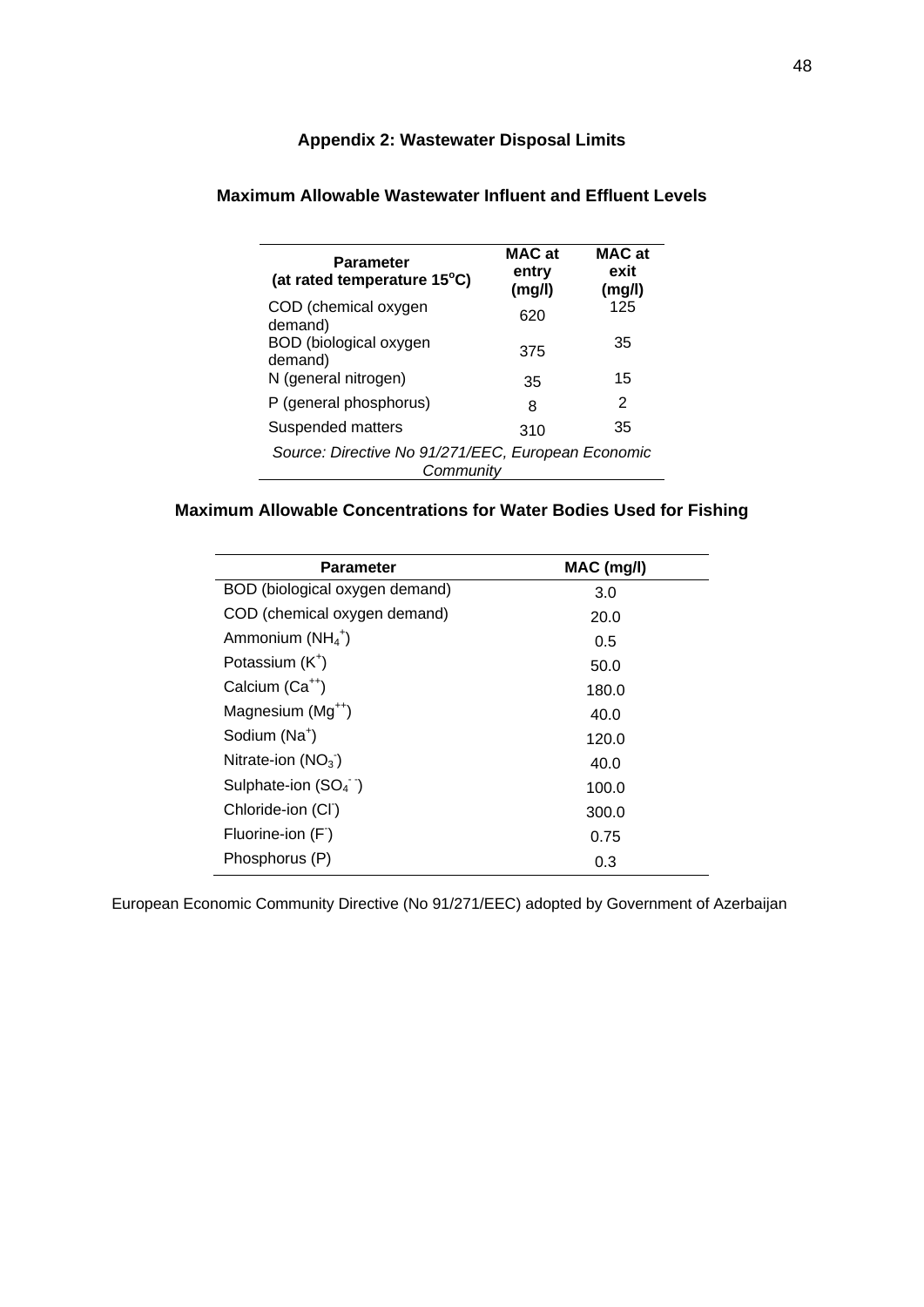# Appendix 2: Wastewater Disposal Limits

## Maximum Allowable Wastewater Influent and Effluent Levels

| Parameter (at rated temperature 15°C) | MAC at entry (mg/l) | MAC at exit (mg/l) |
|---|---|---|
| COD (chemical oxygen demand) | 620 | 125 |
| BOD (biological oxygen demand) | 375 | 35 |
| N (general nitrogen) | 35 | 15 |
| P (general phosphorus) | 8 | 2 |
| Suspended matters | 310 | 35 |

*Source: Directive No 91/271/EEC, European Economic Community*

## Maximum Allowable Concentrations for Water Bodies Used for Fishing

| Parameter | MAC (mg/l) |
|---|---|
| BOD (biological oxygen demand) | 3.0 |
| COD (chemical oxygen demand) | 20.0 |
| Ammonium ($NH_4^+$) | 0.5 |
| Potassium ($K^+$) | 50.0 |
| Calcium ($Ca^{++}$) | 180.0 |
| Magnesium ($Mg^{++}$) | 40.0 |
| Sodium ($Na^+$) | 120.0 |
| Nitrate-ion ($NO_3^-$) | 40.0 |
| Sulphate-ion ($SO_4^{--}$) | 100.0 |
| Chloride-ion ($Cl^-$) | 300.0 |
| Fluorine-ion ($F^-$) | 0.75 |
| Phosphorus (P) | 0.3 |

European Economic Community Directive (No 91/271/EEC) adopted by Government of Azerbaijan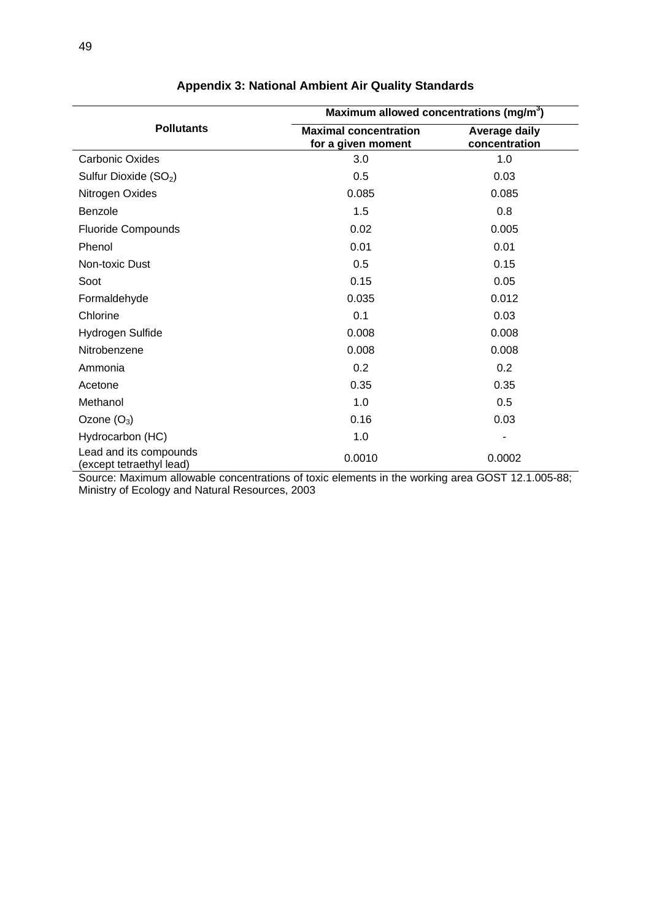## Appendix 3: National Ambient Air Quality Standards

| Pollutants | Maximum allowed concentrations ($mg/m^3$) | |
|---|---|---|
| | **Maximal concentration for a given moment** | **Average daily concentration** |
| Carbonic Oxides | 3.0 | 1.0 |
| Sulfur Dioxide ($SO_2$) | 0.5 | 0.03 |
| Nitrogen Oxides | 0.085 | 0.085 |
| Benzole | 1.5 | 0.8 |
| Fluoride Compounds | 0.02 | 0.005 |
| Phenol | 0.01 | 0.01 |
| Non-toxic Dust | 0.5 | 0.15 |
| Soot | 0.15 | 0.05 |
| Formaldehyde | 0.035 | 0.012 |
| Chlorine | 0.1 | 0.03 |
| Hydrogen Sulfide | 0.008 | 0.008 |
| Nitrobenzene | 0.008 | 0.008 |
| Ammonia | 0.2 | 0.2 |
| Acetone | 0.35 | 0.35 |
| Methanol | 1.0 | 0.5 |
| Ozone ($O_3$) | 0.16 | 0.03 |
| Hydrocarbon (HC) | 1.0 | - |
| Lead and its compounds (except tetraethyl lead) | 0.0010 | 0.0002 |

Source: Maximum allowable concentrations of toxic elements in the working area GOST 12.1.005-88; Ministry of Ecology and Natural Resources, 2003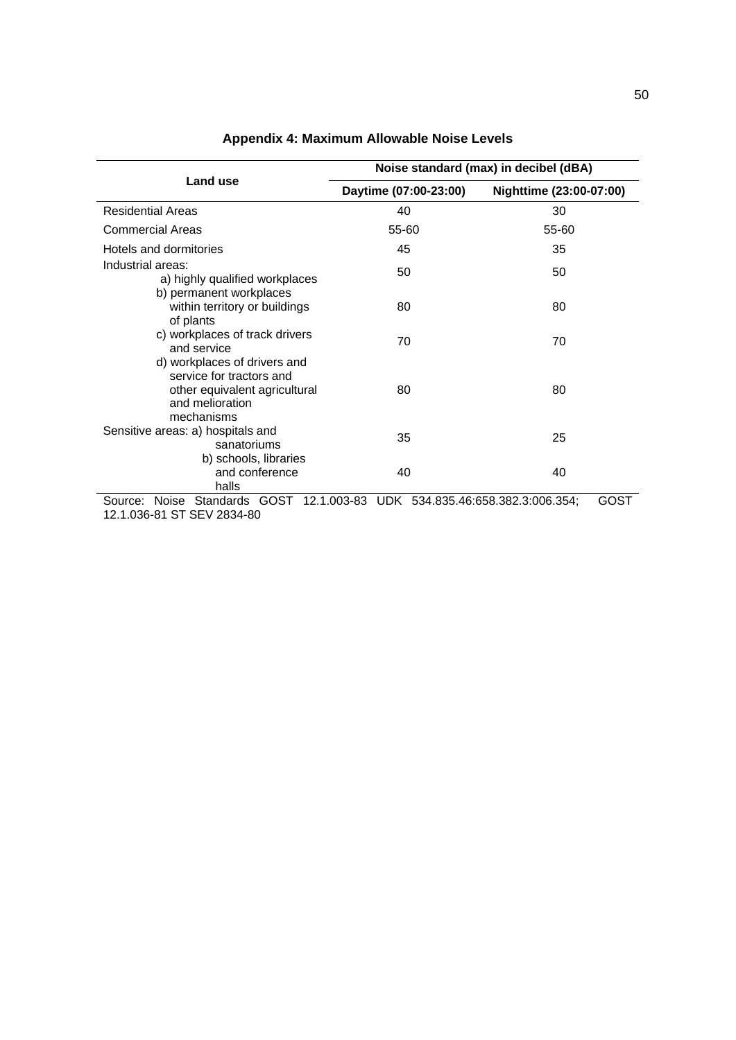## Appendix 4: Maximum Allowable Noise Levels

| Land use | Noise standard (max) in decibel (dBA) | |
|---|---|---|
| | Daytime (07:00-23:00) | Nighttime (23:00-07:00) |
| Residential Areas | 40 | 30 |
| Commercial Areas | 55-60 | 55-60 |
| Hotels and dormitories | 45 | 35 |
| Industrial areas: a) highly qualified workplaces | 50 | 50 |
| b) permanent workplaces within territory or buildings of plants | 80 | 80 |
| c) workplaces of track drivers and service | 70 | 70 |
| d) workplaces of drivers and service for tractors and other equivalent agricultural and melioration mechanisms | 80 | 80 |
| Sensitive areas: a) hospitals and sanatoriums | 35 | 25 |
| b) schools, libraries and conference halls | 40 | 40 |

Source: Noise Standards GOST 12.1.003-83 UDK 534.835.46:658.382.3:006.354; GOST 12.1.036-81 ST SEV 2834-80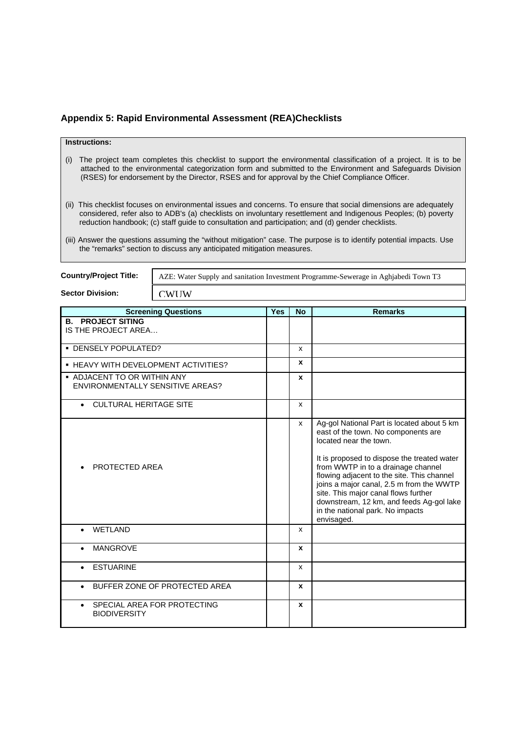## Appendix 5: Rapid Environmental Assessment (REA)Checklists

**Instructions:**

(i) The project team completes this checklist to support the environmental classification of a project. It is to be attached to the environmental categorization form and submitted to the Environment and Safeguards Division (RSES) for endorsement by the Director, RSES and for approval by the Chief Compliance Officer.

(ii) This checklist focuses on environmental issues and concerns. To ensure that social dimensions are adequately considered, refer also to ADB's (a) checklists on involuntary resettlement and Indigenous Peoples; (b) poverty reduction handbook; (c) staff guide to consultation and participation; and (d) gender checklists.

(iii) Answer the questions assuming the "without mitigation" case. The purpose is to identify potential impacts. Use the "remarks" section to discuss any anticipated mitigation measures.

| | |
|---|---|
| **Country/Project Title:** | AZE: Water Supply and sanitation Investment Programme-Sewerage in Aghjabedi Town T3 |
| **Sector Division:** | CWUW |

| Screening Questions | Yes | No | Remarks |
|---|---|---|---|
| **B. PROJECT SITING**<br>IS THE PROJECT AREA… | | | |
| ▪ DENSELY POPULATED? | | x | |
| ▪ HEAVY WITH DEVELOPMENT ACTIVITIES? | | **x** | |
| ▪ ADJACENT TO OR WITHIN ANY ENVIRONMENTALLY SENSITIVE AREAS? | | **x** | |
| • CULTURAL HERITAGE SITE | | x | |
| • PROTECTED AREA | | x | Ag-gol National Part is located about 5 km east of the town. No components are located near the town.<br><br>It is proposed to dispose the treated water from WWTP in to a drainage channel flowing adjacent to the site. This channel joins a major canal, 2.5 m from the WWTP site. This major canal flows further downstream, 12 km, and feeds Ag-gol lake in the national park. No impacts envisaged. |
| • WETLAND | | x | |
| • MANGROVE | | **x** | |
| • ESTUARINE | | x | |
| • BUFFER ZONE OF PROTECTED AREA | | **x** | |
| • SPECIAL AREA FOR PROTECTING BIODIVERSITY | | **x** | |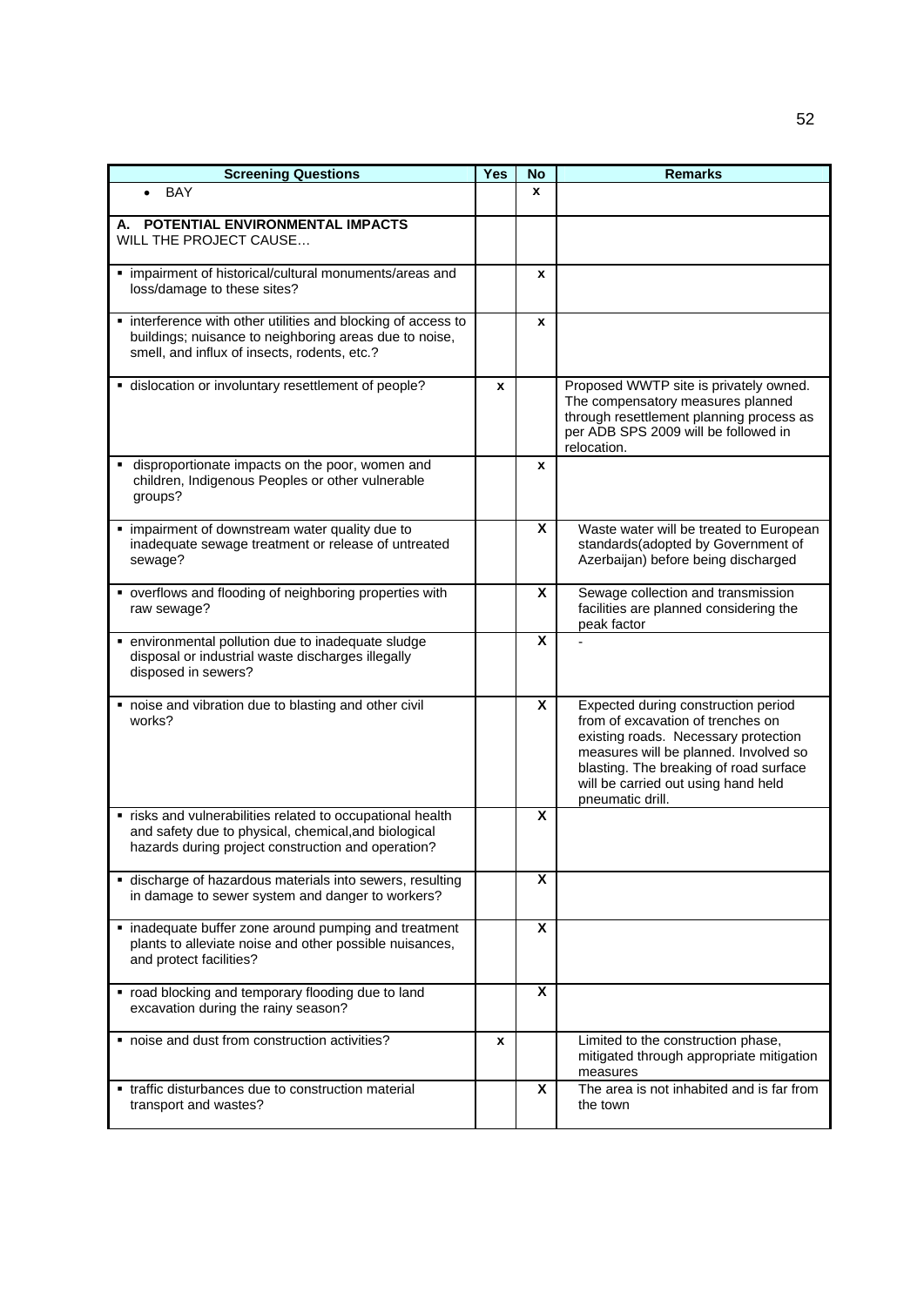| Screening Questions | Yes | No | Remarks |
|---|---|---|---|
| • BAY | | x | |
| **A. POTENTIAL ENVIRONMENTAL IMPACTS** WILL THE PROJECT CAUSE… | | | |
| ▪ impairment of historical/cultural monuments/areas and loss/damage to these sites? | | x | |
| ▪ interference with other utilities and blocking of access to buildings; nuisance to neighboring areas due to noise, smell, and influx of insects, rodents, etc.? | | x | |
| ▪ dislocation or involuntary resettlement of people? | x | | Proposed WWTP site is privately owned. The compensatory measures planned through resettlement planning process as per ADB SPS 2009 will be followed in relocation. |
| ▪ disproportionate impacts on the poor, women and children, Indigenous Peoples or other vulnerable groups? | | x | |
| ▪ impairment of downstream water quality due to inadequate sewage treatment or release of untreated sewage? | | X | Waste water will be treated to European standards(adopted by Government of Azerbaijan) before being discharged |
| ▪ overflows and flooding of neighboring properties with raw sewage? | | X | Sewage collection and transmission facilities are planned considering the peak factor |
| ▪ environmental pollution due to inadequate sludge disposal or industrial waste discharges illegally disposed in sewers? | | X | - |
| ▪ noise and vibration due to blasting and other civil works? | | X | Expected during construction period from of excavation of trenches on existing roads. Necessary protection measures will be planned. Involved so blasting. The breaking of road surface will be carried out using hand held pneumatic drill. |
| ▪ risks and vulnerabilities related to occupational health and safety due to physical, chemical,and biological hazards during project construction and operation? | | X | |
| ▪ discharge of hazardous materials into sewers, resulting in damage to sewer system and danger to workers? | | X | |
| ▪ inadequate buffer zone around pumping and treatment plants to alleviate noise and other possible nuisances, and protect facilities? | | X | |
| ▪ road blocking and temporary flooding due to land excavation during the rainy season? | | X | |
| ▪ noise and dust from construction activities? | x | | Limited to the construction phase, mitigated through appropriate mitigation measures |
| ▪ traffic disturbances due to construction material transport and wastes? | | X | The area is not inhabited and is far from the town |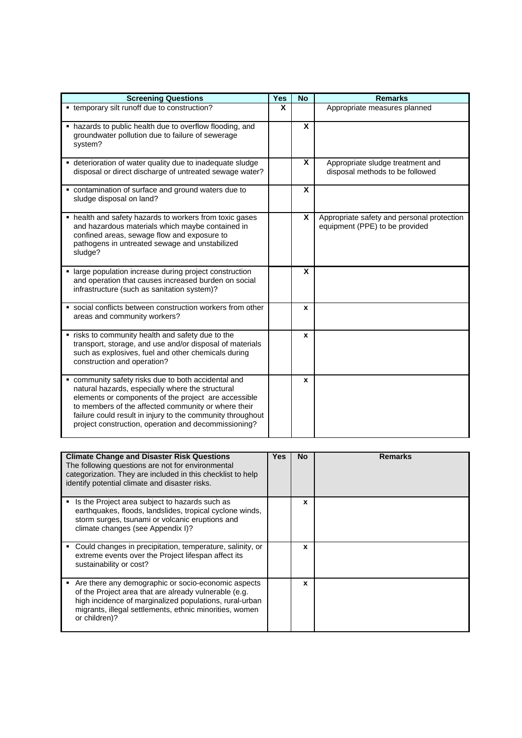| Screening Questions | Yes | No | Remarks |
|---|---|---|---|
| ▪ temporary silt runoff due to construction? | X | | Appropriate measures planned |
| ▪ hazards to public health due to overflow flooding, and groundwater pollution due to failure of sewerage system? | | X | |
| ▪ deterioration of water quality due to inadequate sludge disposal or direct discharge of untreated sewage water? | | X | Appropriate sludge treatment and disposal methods to be followed |
| ▪ contamination of surface and ground waters due to sludge disposal on land? | | X | |
| ▪ health and safety hazards to workers from toxic gases and hazardous materials which maybe contained in confined areas, sewage flow and exposure to pathogens in untreated sewage and unstabilized sludge? | | X | Appropriate safety and personal protection equipment (PPE) to be provided |
| ▪ large population increase during project construction and operation that causes increased burden on social infrastructure (such as sanitation system)? | | X | |
| ▪ social conflicts between construction workers from other areas and community workers? | | x | |
| ▪ risks to community health and safety due to the transport, storage, and use and/or disposal of materials such as explosives, fuel and other chemicals during construction and operation? | | x | |
| ▪ community safety risks due to both accidental and natural hazards, especially where the structural elements or components of the project are accessible to members of the affected community or where their failure could result in injury to the community throughout project construction, operation and decommissioning? | | x | |

| **Climate Change and Disaster Risk Questions** The following questions are not for environmental categorization. They are included in this checklist to help identify potential climate and disaster risks. | Yes | No | Remarks |
|---|---|---|---|
| ▪ Is the Project area subject to hazards such as earthquakes, floods, landslides, tropical cyclone winds, storm surges, tsunami or volcanic eruptions and climate changes (see Appendix I)? | | x | |
| ▪ Could changes in precipitation, temperature, salinity, or extreme events over the Project lifespan affect its sustainability or cost? | | x | |
| ▪ Are there any demographic or socio-economic aspects of the Project area that are already vulnerable (e.g. high incidence of marginalized populations, rural-urban migrants, illegal settlements, ethnic minorities, women or children)? | | x | |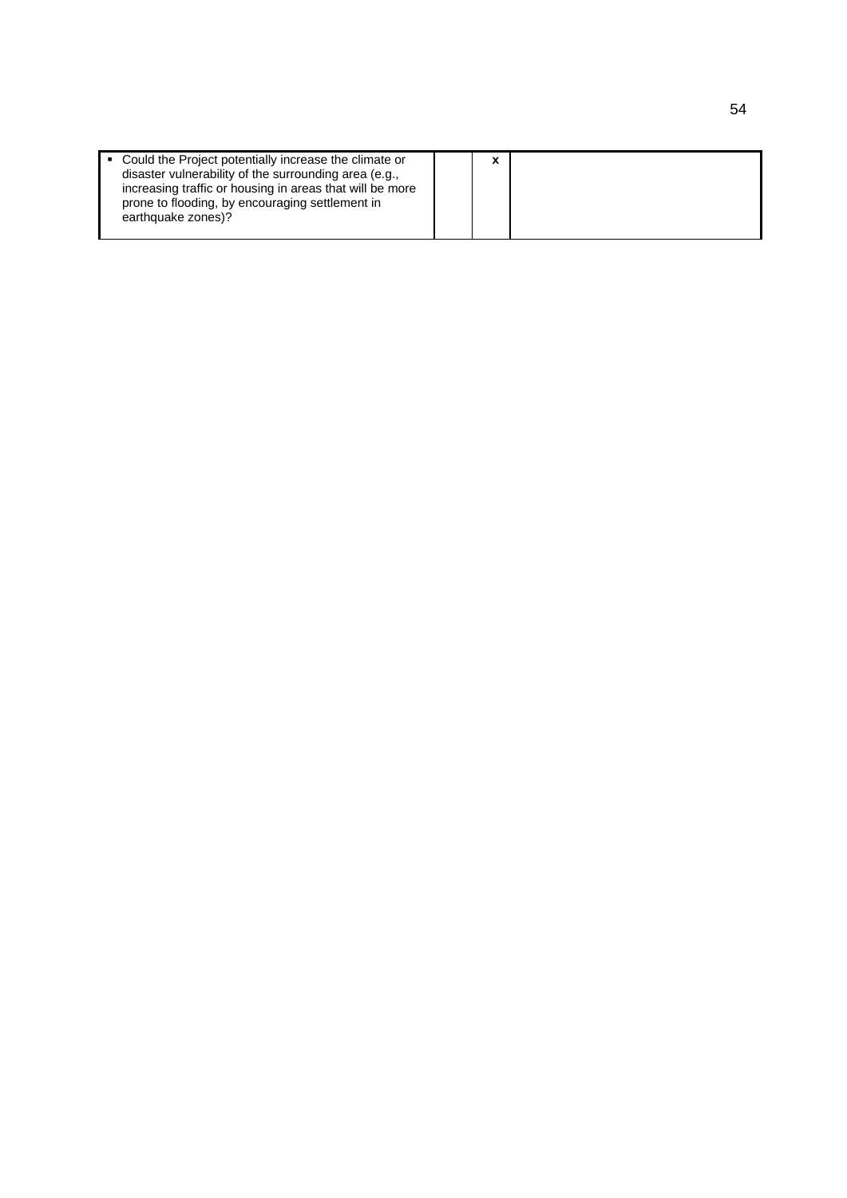| | | | |
|---|---|---|---|
| ▪ Could the Project potentially increase the climate or disaster vulnerability of the surrounding area (e.g., increasing traffic or housing in areas that will be more prone to flooding, by encouraging settlement in earthquake zones)? | | x | |